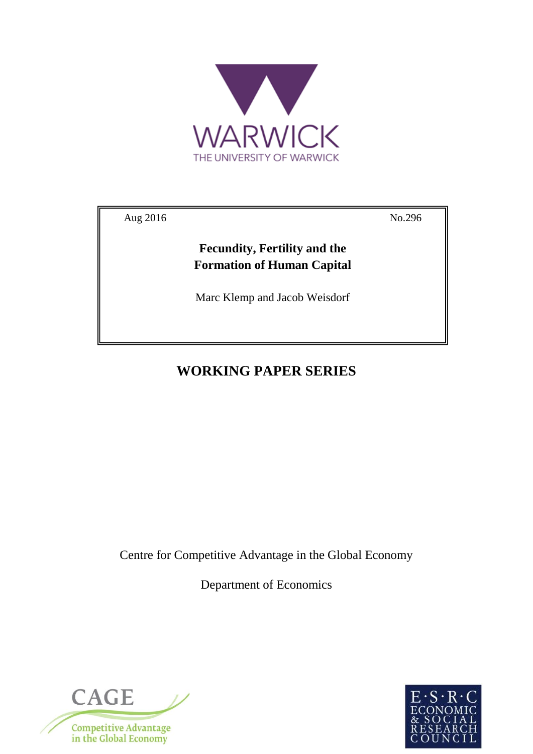WARWICK

THE UNIVERSITY OF WARWICK

Aug 2016 No.296

**Fecundity, Fertility and the Formation of Human Capital**

Marc Klemp and Jacob Weisdorf

## WORKING PAPER SERIES

Centre for Competitive Advantage in the Global Economy

Department of Economics

CAGE

Competitive Advantage in the Global Economy

E·S·R·C ECONOMIC & SOCIAL RESEARCH COUNCIL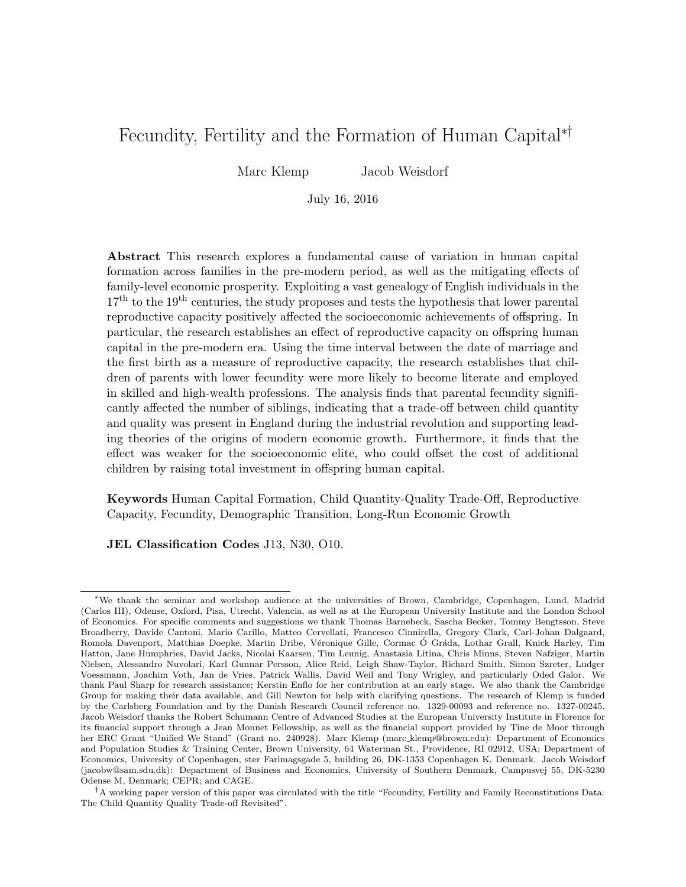# Fecundity, Fertility and the Formation of Human Capital[*†]

Marc Klemp    Jacob Weisdorf

July 16, 2016

**Abstract** This research explores a fundamental cause of variation in human capital formation across families in the pre-modern period, as well as the mitigating effects of family-level economic prosperity. Exploiting a vast genealogy of English individuals in the 17th to the 19th centuries, the study proposes and tests the hypothesis that lower parental reproductive capacity positively affected the socioeconomic achievements of offspring. In particular, the research establishes an effect of reproductive capacity on offspring human capital in the pre-modern era. Using the time interval between the date of marriage and the first birth as a measure of reproductive capacity, the research establishes that children of parents with lower fecundity were more likely to become literate and employed in skilled and high-wealth professions. The analysis finds that parental fecundity significantly affected the number of siblings, indicating that a trade-off between child quantity and quality was present in England during the industrial revolution and supporting leading theories of the origins of modern economic growth. Furthermore, it finds that the effect was weaker for the socioeconomic elite, who could offset the cost of additional children by raising total investment in offspring human capital.

**Keywords** Human Capital Formation, Child Quantity-Quality Trade-Off, Reproductive Capacity, Fecundity, Demographic Transition, Long-Run Economic Growth

**JEL Classification Codes** J13, N30, O10.

---

[*] We thank the seminar and workshop audience at the universities of Brown, Cambridge, Copenhagen, Lund, Madrid (Carlos III), Odense, Oxford, Pisa, Utrecht, Valencia, as well as at the European University Institute and the London School of Economics. For specific comments and suggestions we thank Thomas Barnebeck, Sascha Becker, Tommy Bengtsson, Steve Broadberry, Davide Cantoni, Mario Carillo, Matteo Cervellati, Francesco Cinnirella, Gregory Clark, Carl-Johan Dalgaard, Romola Davenport, Matthias Doepke, Martin Dribe, Véronique Gille, Cormac Ó Gráda, Lothar Grall, Knick Harley, Tim Hatton, Jane Humphries, David Jacks, Nicolai Kaarsen, Tim Leunig, Anastasia Litina, Chris Minns, Steven Nafziger, Martin Nielsen, Alessandro Nuvolari, Karl Gunnar Persson, Alice Reid, Leigh Shaw-Taylor, Richard Smith, Simon Szreter, Ludger Voessmann, Joachim Voth, Jan de Vries, Patrick Wallis, David Weil and Tony Wrigley, and particularly Oded Galor. We thank Paul Sharp for research assistance; Kerstin Enflo for her contribution at an early stage. We also thank the Cambridge Group for making their data available, and Gill Newton for help with clarifying questions. The research of Klemp is funded by the Carlsberg Foundation and by the Danish Research Council reference no. 1329-00093 and reference no. 1327-00245. Jacob Weisdorf thanks the Robert Schumann Centre of Advanced Studies at the European University Institute in Florence for its financial support through a Jean Monnet Fellowship, as well as the financial support provided by Tine de Moor through her ERC Grant "Unified We Stand" (Grant no. 240928). Marc Klemp (marc_klemp@brown.edu): Department of Economics and Population Studies & Training Center, Brown University, 64 Waterman St., Providence, RI 02912, USA; Department of Economics, University of Copenhagen, ster Farimagsgade 5, building 26, DK-1353 Copenhagen K, Denmark. Jacob Weisdorf (jacobw@sam.sdu.dk): Department of Business and Economics, University of Southern Denmark, Campusvej 55, DK-5230 Odense M, Denmark; CEPR; and CAGE.

[†] A working paper version of this paper was circulated with the title "Fecundity, Fertility and Family Reconstitutions Data: The Child Quantity Quality Trade-off Revisited".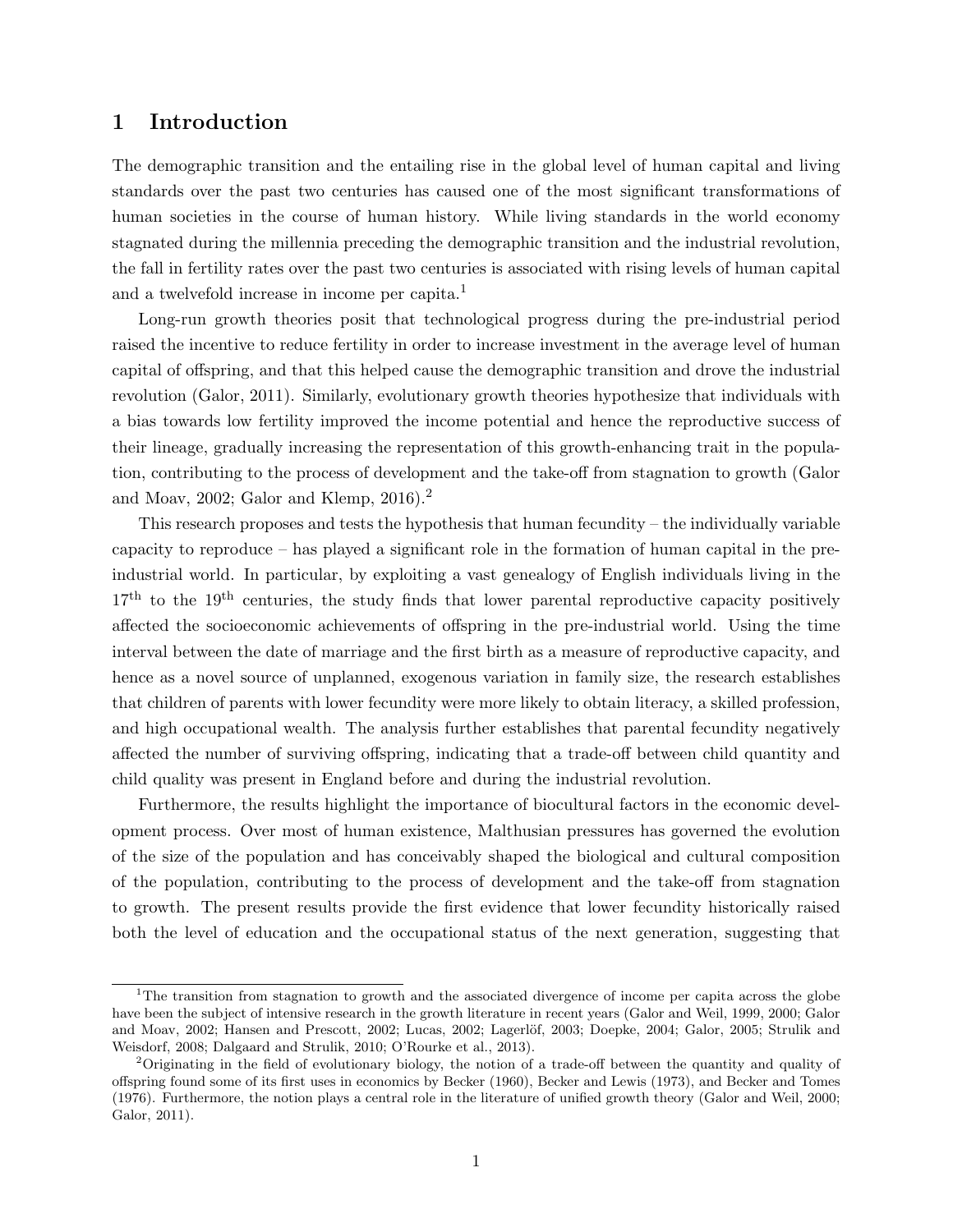# 1 Introduction

The demographic transition and the entailing rise in the global level of human capital and living standards over the past two centuries has caused one of the most significant transformations of human societies in the course of human history. While living standards in the world economy stagnated during the millennia preceding the demographic transition and the industrial revolution, the fall in fertility rates over the past two centuries is associated with rising levels of human capital and a twelvefold increase in income per capita.[1]

Long-run growth theories posit that technological progress during the pre-industrial period raised the incentive to reduce fertility in order to increase investment in the average level of human capital of offspring, and that this helped cause the demographic transition and drove the industrial revolution (Galor, 2011). Similarly, evolutionary growth theories hypothesize that individuals with a bias towards low fertility improved the income potential and hence the reproductive success of their lineage, gradually increasing the representation of this growth-enhancing trait in the population, contributing to the process of development and the take-off from stagnation to growth (Galor and Moav, 2002; Galor and Klemp, 2016).[2]

This research proposes and tests the hypothesis that human fecundity – the individually variable capacity to reproduce – has played a significant role in the formation of human capital in the pre-industrial world. In particular, by exploiting a vast genealogy of English individuals living in the 17th to the 19th centuries, the study finds that lower parental reproductive capacity positively affected the socioeconomic achievements of offspring in the pre-industrial world. Using the time interval between the date of marriage and the first birth as a measure of reproductive capacity, and hence as a novel source of unplanned, exogenous variation in family size, the research establishes that children of parents with lower fecundity were more likely to obtain literacy, a skilled profession, and high occupational wealth. The analysis further establishes that parental fecundity negatively affected the number of surviving offspring, indicating that a trade-off between child quantity and child quality was present in England before and during the industrial revolution.

Furthermore, the results highlight the importance of biocultural factors in the economic development process. Over most of human existence, Malthusian pressures has governed the evolution of the size of the population and has conceivably shaped the biological and cultural composition of the population, contributing to the process of development and the take-off from stagnation to growth. The present results provide the first evidence that lower fecundity historically raised both the level of education and the occupational status of the next generation, suggesting that

[1] The transition from stagnation to growth and the associated divergence of income per capita across the globe have been the subject of intensive research in the growth literature in recent years (Galor and Weil, 1999, 2000; Galor and Moav, 2002; Hansen and Prescott, 2002; Lucas, 2002; Lagerlöf, 2003; Doepke, 2004; Galor, 2005; Strulik and Weisdorf, 2008; Dalgaard and Strulik, 2010; O'Rourke et al., 2013).

[2] Originating in the field of evolutionary biology, the notion of a trade-off between the quantity and quality of offspring found some of its first uses in economics by Becker (1960), Becker and Lewis (1973), and Becker and Tomes (1976). Furthermore, the notion plays a central role in the literature of unified growth theory (Galor and Weil, 2000; Galor, 2011).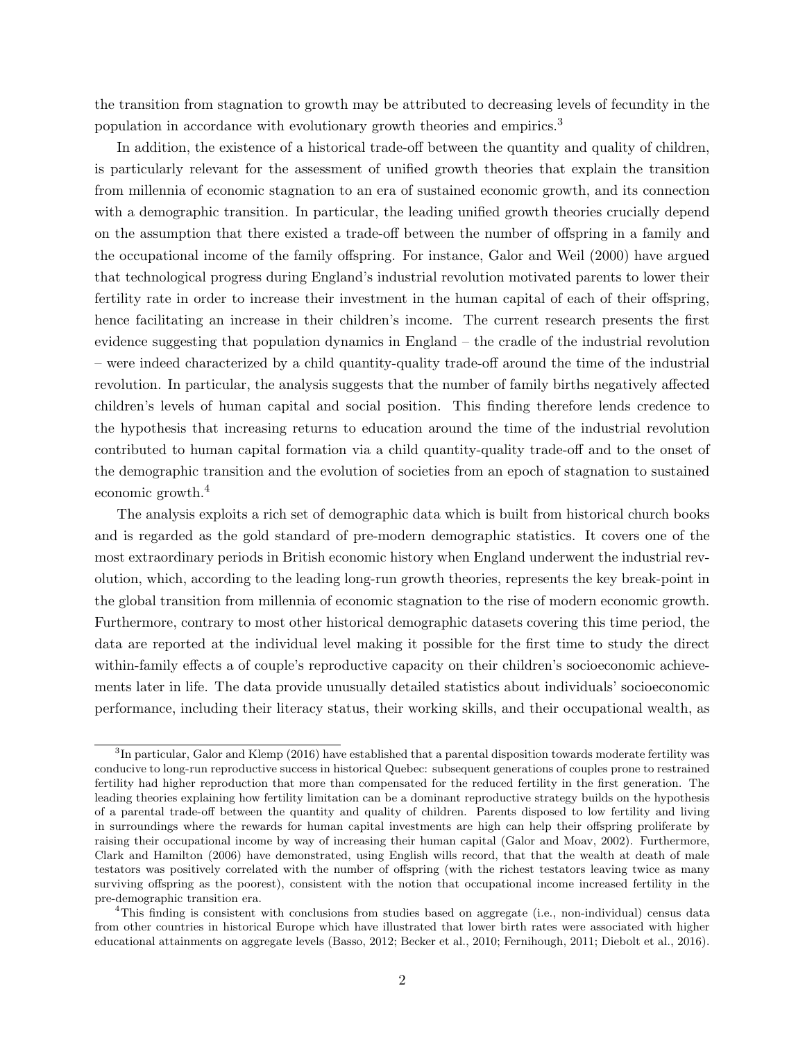the transition from stagnation to growth may be attributed to decreasing levels of fecundity in the population in accordance with evolutionary growth theories and empirics.[3]

In addition, the existence of a historical trade-off between the quantity and quality of children, is particularly relevant for the assessment of unified growth theories that explain the transition from millennia of economic stagnation to an era of sustained economic growth, and its connection with a demographic transition. In particular, the leading unified growth theories crucially depend on the assumption that there existed a trade-off between the number of offspring in a family and the occupational income of the family offspring. For instance, Galor and Weil (2000) have argued that technological progress during England's industrial revolution motivated parents to lower their fertility rate in order to increase their investment in the human capital of each of their offspring, hence facilitating an increase in their children's income. The current research presents the first evidence suggesting that population dynamics in England – the cradle of the industrial revolution – were indeed characterized by a child quantity-quality trade-off around the time of the industrial revolution. In particular, the analysis suggests that the number of family births negatively affected children's levels of human capital and social position. This finding therefore lends credence to the hypothesis that increasing returns to education around the time of the industrial revolution contributed to human capital formation via a child quantity-quality trade-off and to the onset of the demographic transition and the evolution of societies from an epoch of stagnation to sustained economic growth.[4]

The analysis exploits a rich set of demographic data which is built from historical church books and is regarded as the gold standard of pre-modern demographic statistics. It covers one of the most extraordinary periods in British economic history when England underwent the industrial revolution, which, according to the leading long-run growth theories, represents the key break-point in the global transition from millennia of economic stagnation to the rise of modern economic growth. Furthermore, contrary to most other historical demographic datasets covering this time period, the data are reported at the individual level making it possible for the first time to study the direct within-family effects a of couple's reproductive capacity on their children's socioeconomic achievements later in life. The data provide unusually detailed statistics about individuals' socioeconomic performance, including their literacy status, their working skills, and their occupational wealth, as

---

[3]In particular, Galor and Klemp (2016) have established that a parental disposition towards moderate fertility was conducive to long-run reproductive success in historical Quebec: subsequent generations of couples prone to restrained fertility had higher reproduction that more than compensated for the reduced fertility in the first generation. The leading theories explaining how fertility limitation can be a dominant reproductive strategy builds on the hypothesis of a parental trade-off between the quantity and quality of children. Parents disposed to low fertility and living in surroundings where the rewards for human capital investments are high can help their offspring proliferate by raising their occupational income by way of increasing their human capital (Galor and Moav, 2002). Furthermore, Clark and Hamilton (2006) have demonstrated, using English wills record, that that the wealth at death of male testators was positively correlated with the number of offspring (with the richest testators leaving twice as many surviving offspring as the poorest), consistent with the notion that occupational income increased fertility in the pre-demographic transition era.

[4]This finding is consistent with conclusions from studies based on aggregate (i.e., non-individual) census data from other countries in historical Europe which have illustrated that lower birth rates were associated with higher educational attainments on aggregate levels (Basso, 2012; Becker et al., 2010; Fernihough, 2011; Diebolt et al., 2016).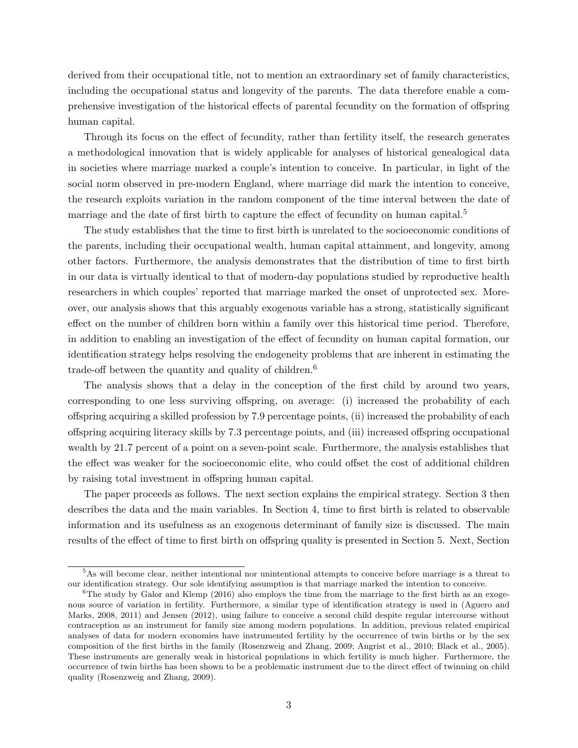derived from their occupational title, not to mention an extraordinary set of family characteristics, including the occupational status and longevity of the parents. The data therefore enable a comprehensive investigation of the historical effects of parental fecundity on the formation of offspring human capital.

Through its focus on the effect of fecundity, rather than fertility itself, the research generates a methodological innovation that is widely applicable for analyses of historical genealogical data in societies where marriage marked a couple's intention to conceive. In particular, in light of the social norm observed in pre-modern England, where marriage did mark the intention to conceive, the research exploits variation in the random component of the time interval between the date of marriage and the date of first birth to capture the effect of fecundity on human capital.[5]

The study establishes that the time to first birth is unrelated to the socioeconomic conditions of the parents, including their occupational wealth, human capital attainment, and longevity, among other factors. Furthermore, the analysis demonstrates that the distribution of time to first birth in our data is virtually identical to that of modern-day populations studied by reproductive health researchers in which couples' reported that marriage marked the onset of unprotected sex. Moreover, our analysis shows that this arguably exogenous variable has a strong, statistically significant effect on the number of children born within a family over this historical time period. Therefore, in addition to enabling an investigation of the effect of fecundity on human capital formation, our identification strategy helps resolving the endogeneity problems that are inherent in estimating the trade-off between the quantity and quality of children.[6]

The analysis shows that a delay in the conception of the first child by around two years, corresponding to one less surviving offspring, on average: (i) increased the probability of each offspring acquiring a skilled profession by 7.9 percentage points, (ii) increased the probability of each offspring acquiring literacy skills by 7.3 percentage points, and (iii) increased offspring occupational wealth by 21.7 percent of a point on a seven-point scale. Furthermore, the analysis establishes that the effect was weaker for the socioeconomic elite, who could offset the cost of additional children by raising total investment in offspring human capital.

The paper proceeds as follows. The next section explains the empirical strategy. Section 3 then describes the data and the main variables. In Section 4, time to first birth is related to observable information and its usefulness as an exogenous determinant of family size is discussed. The main results of the effect of time to first birth on offspring quality is presented in Section 5. Next, Section

[5] As will become clear, neither intentional nor unintentional attempts to conceive before marriage is a threat to our identification strategy. Our sole identifying assumption is that marriage marked the intention to conceive.

[6] The study by Galor and Klemp (2016) also employs the time from the marriage to the first birth as an exogenous source of variation in fertility. Furthermore, a similar type of identification strategy is used in (Aguero and Marks, 2008, 2011) and Jensen (2012), using failure to conceive a second child despite regular intercourse without contraception as an instrument for family size among modern populations. In addition, previous related empirical analyses of data for modern economies have instrumented fertility by the occurrence of twin births or by the sex composition of the first births in the family (Rosenzweig and Zhang, 2009; Angrist et al., 2010; Black et al., 2005). These instruments are generally weak in historical populations in which fertility is much higher. Furthermore, the occurrence of twin births has been shown to be a problematic instrument due to the direct effect of twinning on child quality (Rosenzweig and Zhang, 2009).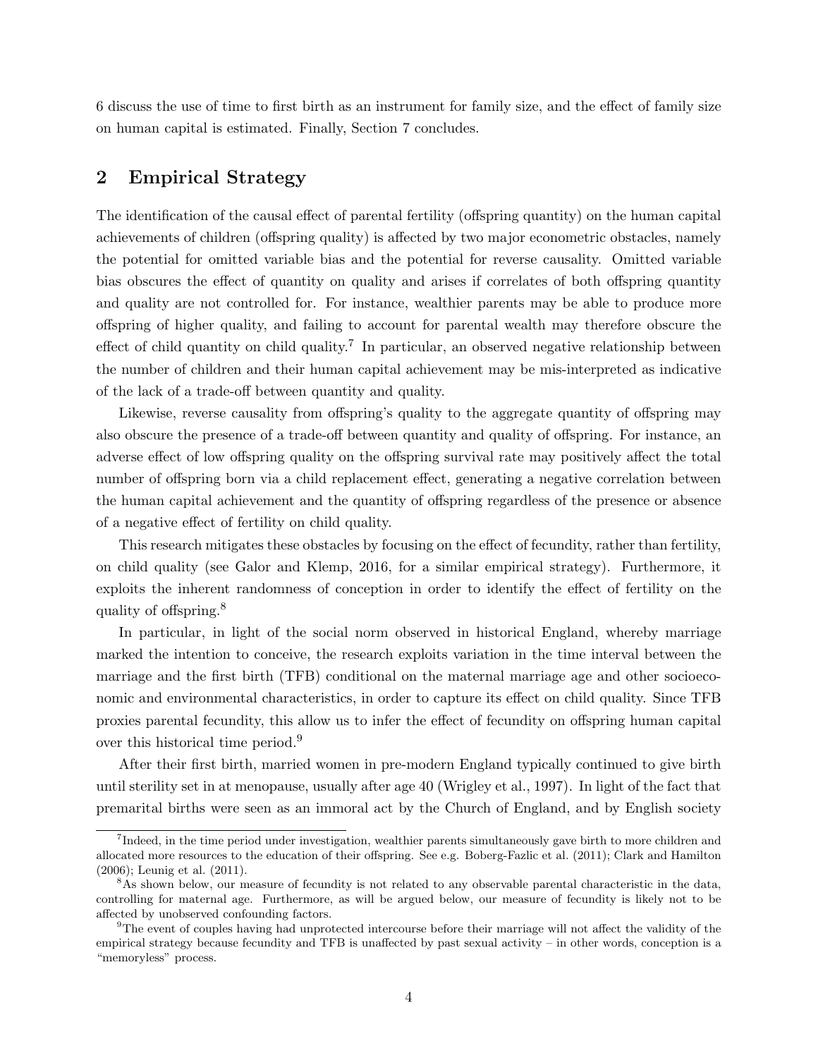6 discuss the use of time to first birth as an instrument for family size, and the effect of family size on human capital is estimated. Finally, Section 7 concludes.

## 2 Empirical Strategy

The identification of the causal effect of parental fertility (offspring quantity) on the human capital achievements of children (offspring quality) is affected by two major econometric obstacles, namely the potential for omitted variable bias and the potential for reverse causality. Omitted variable bias obscures the effect of quantity on quality and arises if correlates of both offspring quantity and quality are not controlled for. For instance, wealthier parents may be able to produce more offspring of higher quality, and failing to account for parental wealth may therefore obscure the effect of child quantity on child quality.[7] In particular, an observed negative relationship between the number of children and their human capital achievement may be mis-interpreted as indicative of the lack of a trade-off between quantity and quality.

Likewise, reverse causality from offspring's quality to the aggregate quantity of offspring may also obscure the presence of a trade-off between quantity and quality of offspring. For instance, an adverse effect of low offspring quality on the offspring survival rate may positively affect the total number of offspring born via a child replacement effect, generating a negative correlation between the human capital achievement and the quantity of offspring regardless of the presence or absence of a negative effect of fertility on child quality.

This research mitigates these obstacles by focusing on the effect of fecundity, rather than fertility, on child quality (see Galor and Klemp, 2016, for a similar empirical strategy). Furthermore, it exploits the inherent randomness of conception in order to identify the effect of fertility on the quality of offspring.[8]

In particular, in light of the social norm observed in historical England, whereby marriage marked the intention to conceive, the research exploits variation in the time interval between the marriage and the first birth (TFB) conditional on the maternal marriage age and other socioeconomic and environmental characteristics, in order to capture its effect on child quality. Since TFB proxies parental fecundity, this allow us to infer the effect of fecundity on offspring human capital over this historical time period.[9]

After their first birth, married women in pre-modern England typically continued to give birth until sterility set in at menopause, usually after age 40 (Wrigley et al., 1997). In light of the fact that premarital births were seen as an immoral act by the Church of England, and by English society

---

[7] Indeed, in the time period under investigation, wealthier parents simultaneously gave birth to more children and allocated more resources to the education of their offspring. See e.g. Boberg-Fazlic et al. (2011); Clark and Hamilton (2006); Leunig et al. (2011).

[8] As shown below, our measure of fecundity is not related to any observable parental characteristic in the data, controlling for maternal age. Furthermore, as will be argued below, our measure of fecundity is likely not to be affected by unobserved confounding factors.

[9] The event of couples having had unprotected intercourse before their marriage will not affect the validity of the empirical strategy because fecundity and TFB is unaffected by past sexual activity – in other words, conception is a "memoryless" process.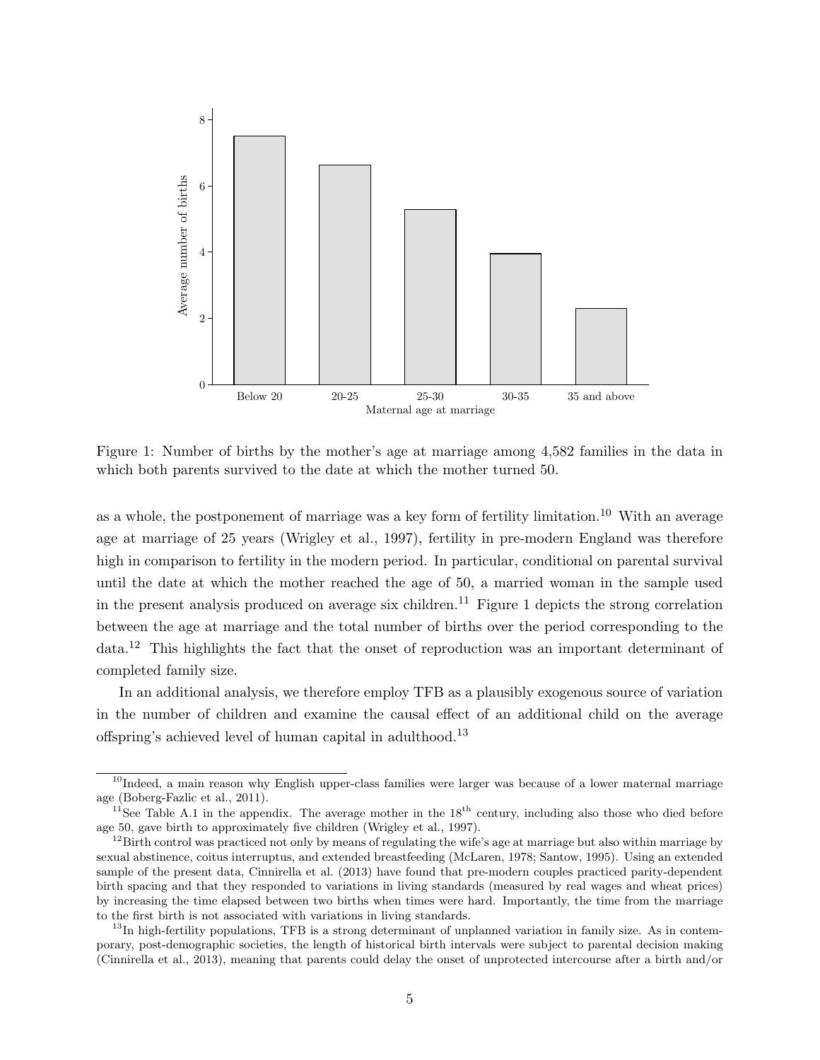Figure 1: Number of births by the mother's age at marriage among 4,582 families in the data in which both parents survived to the date at which the mother turned 50.

as a whole, the postponement of marriage was a key form of fertility limitation.[10] With an average age at marriage of 25 years (Wrigley et al., 1997), fertility in pre-modern England was therefore high in comparison to fertility in the modern period. In particular, conditional on parental survival until the date at which the mother reached the age of 50, a married woman in the sample used in the present analysis produced on average six children.[11] Figure 1 depicts the strong correlation between the age at marriage and the total number of births over the period corresponding to the data.[12] This highlights the fact that the onset of reproduction was an important determinant of completed family size.

In an additional analysis, we therefore employ TFB as a plausibly exogenous source of variation in the number of children and examine the causal effect of an additional child on the average offspring's achieved level of human capital in adulthood.[13]

[10] Indeed, a main reason why English upper-class families were larger was because of a lower maternal marriage age (Boberg-Fazlic et al., 2011).

[11] See Table A.1 in the appendix. The average mother in the 18th century, including also those who died before age 50, gave birth to approximately five children (Wrigley et al., 1997).

[12] Birth control was practiced not only by means of regulating the wife's age at marriage but also within marriage by sexual abstinence, coitus interruptus, and extended breastfeeding (McLaren, 1978; Santow, 1995). Using an extended sample of the present data, Cinnirella et al. (2013) have found that pre-modern couples practiced parity-dependent birth spacing and that they responded to variations in living standards (measured by real wages and wheat prices) by increasing the time elapsed between two births when times were hard. Importantly, the time from the marriage to the first birth is not associated with variations in living standards.

[13] In high-fertility populations, TFB is a strong determinant of unplanned variation in family size. As in contemporary, post-demographic societies, the length of historical birth intervals were subject to parental decision making (Cinnirella et al., 2013), meaning that parents could delay the onset of unprotected intercourse after a birth and/or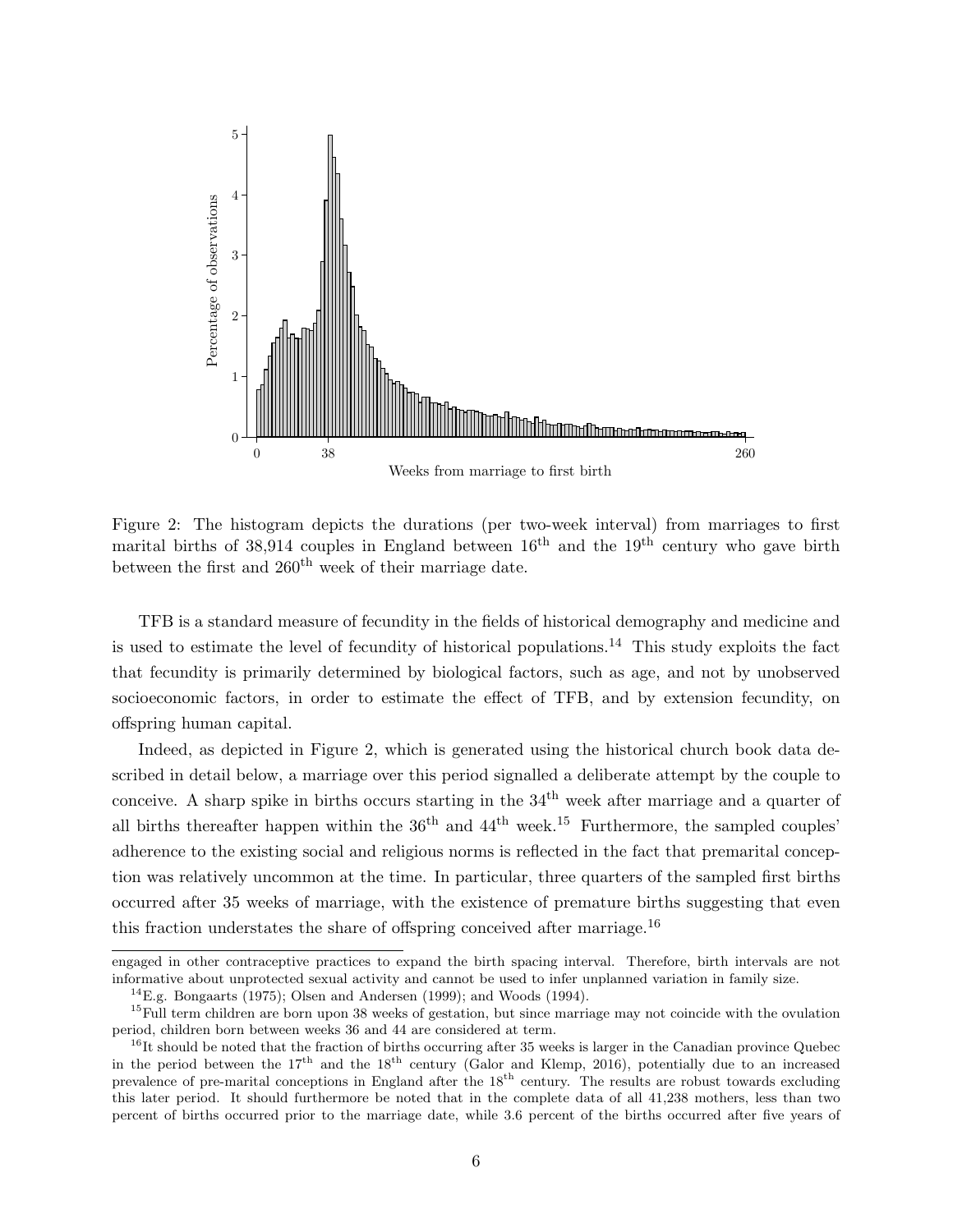Figure 2: The histogram depicts the durations (per two-week interval) from marriages to first marital births of 38,914 couples in England between 16th and the 19th century who gave birth between the first and 260th week of their marriage date.

TFB is a standard measure of fecundity in the fields of historical demography and medicine and is used to estimate the level of fecundity of historical populations.[14] This study exploits the fact that fecundity is primarily determined by biological factors, such as age, and not by unobserved socioeconomic factors, in order to estimate the effect of TFB, and by extension fecundity, on offspring human capital.

Indeed, as depicted in Figure 2, which is generated using the historical church book data described in detail below, a marriage over this period signalled a deliberate attempt by the couple to conceive. A sharp spike in births occurs starting in the 34th week after marriage and a quarter of all births thereafter happen within the 36th and 44th week.[15] Furthermore, the sampled couples' adherence to the existing social and religious norms is reflected in the fact that premarital conception was relatively uncommon at the time. In particular, three quarters of the sampled first births occurred after 35 weeks of marriage, with the existence of premature births suggesting that even this fraction understates the share of offspring conceived after marriage.[16]

engaged in other contraceptive practices to expand the birth spacing interval. Therefore, birth intervals are not informative about unprotected sexual activity and cannot be used to infer unplanned variation in family size.

[14] E.g. Bongaarts (1975); Olsen and Andersen (1999); and Woods (1994).

[15] Full term children are born upon 38 weeks of gestation, but since marriage may not coincide with the ovulation period, children born between weeks 36 and 44 are considered at term.

[16] It should be noted that the fraction of births occurring after 35 weeks is larger in the Canadian province Quebec in the period between the 17th and the 18th century (Galor and Klemp, 2016), potentially due to an increased prevalence of pre-marital conceptions in England after the 18th century. The results are robust towards excluding this later period. It should furthermore be noted that in the complete data of all 41,238 mothers, less than two percent of births occurred prior to the marriage date, while 3.6 percent of the births occurred after five years of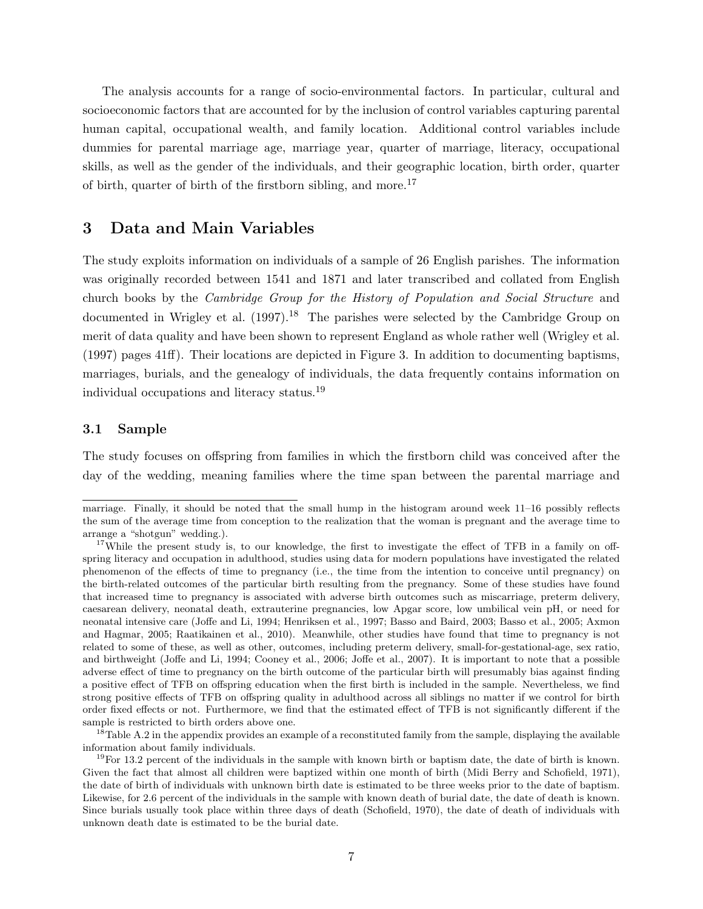The analysis accounts for a range of socio-environmental factors. In particular, cultural and socioeconomic factors that are accounted for by the inclusion of control variables capturing parental human capital, occupational wealth, and family location. Additional control variables include dummies for parental marriage age, marriage year, quarter of marriage, literacy, occupational skills, as well as the gender of the individuals, and their geographic location, birth order, quarter of birth, quarter of birth of the firstborn sibling, and more.[17]

## 3 Data and Main Variables

The study exploits information on individuals of a sample of 26 English parishes. The information was originally recorded between 1541 and 1871 and later transcribed and collated from English church books by the *Cambridge Group for the History of Population and Social Structure* and documented in Wrigley et al. (1997).[18] The parishes were selected by the Cambridge Group on merit of data quality and have been shown to represent England as whole rather well (Wrigley et al. (1997) pages 41ff). Their locations are depicted in Figure 3. In addition to documenting baptisms, marriages, burials, and the genealogy of individuals, the data frequently contains information on individual occupations and literacy status.[19]

### 3.1 Sample

The study focuses on offspring from families in which the firstborn child was conceived after the day of the wedding, meaning families where the time span between the parental marriage and

---

marriage. Finally, it should be noted that the small hump in the histogram around week 11–16 possibly reflects the sum of the average time from conception to the realization that the woman is pregnant and the average time to arrange a "shotgun" wedding.).

[17] While the present study is, to our knowledge, the first to investigate the effect of TFB in a family on offspring literacy and occupation in adulthood, studies using data for modern populations have investigated the related phenomenon of the effects of time to pregnancy (i.e., the time from the intention to conceive until pregnancy) on the birth-related outcomes of the particular birth resulting from the pregnancy. Some of these studies have found that increased time to pregnancy is associated with adverse birth outcomes such as miscarriage, preterm delivery, caesarean delivery, neonatal death, extrauterine pregnancies, low Apgar score, low umbilical vein pH, or need for neonatal intensive care (Joffe and Li, 1994; Henriksen et al., 1997; Basso and Baird, 2003; Basso et al., 2005; Axmon and Hagmar, 2005; Raatikainen et al., 2010). Meanwhile, other studies have found that time to pregnancy is not related to some of these, as well as other, outcomes, including preterm delivery, small-for-gestational-age, sex ratio, and birthweight (Joffe and Li, 1994; Cooney et al., 2006; Joffe et al., 2007). It is important to note that a possible adverse effect of time to pregnancy on the birth outcome of the particular birth will presumably bias against finding a positive effect of TFB on offspring education when the first birth is included in the sample. Nevertheless, we find strong positive effects of TFB on offspring quality in adulthood across all siblings no matter if we control for birth order fixed effects or not. Furthermore, we find that the estimated effect of TFB is not significantly different if the sample is restricted to birth orders above one.

[18] Table A.2 in the appendix provides an example of a reconstituted family from the sample, displaying the available information about family individuals.

[19] For 13.2 percent of the individuals in the sample with known birth or baptism date, the date of birth is known. Given the fact that almost all children were baptized within one month of birth (Midi Berry and Schofield, 1971), the date of birth of individuals with unknown birth date is estimated to be three weeks prior to the date of baptism. Likewise, for 2.6 percent of the individuals in the sample with known death of burial date, the date of death is known. Since burials usually took place within three days of death (Schofield, 1970), the date of death of individuals with unknown death date is estimated to be the burial date.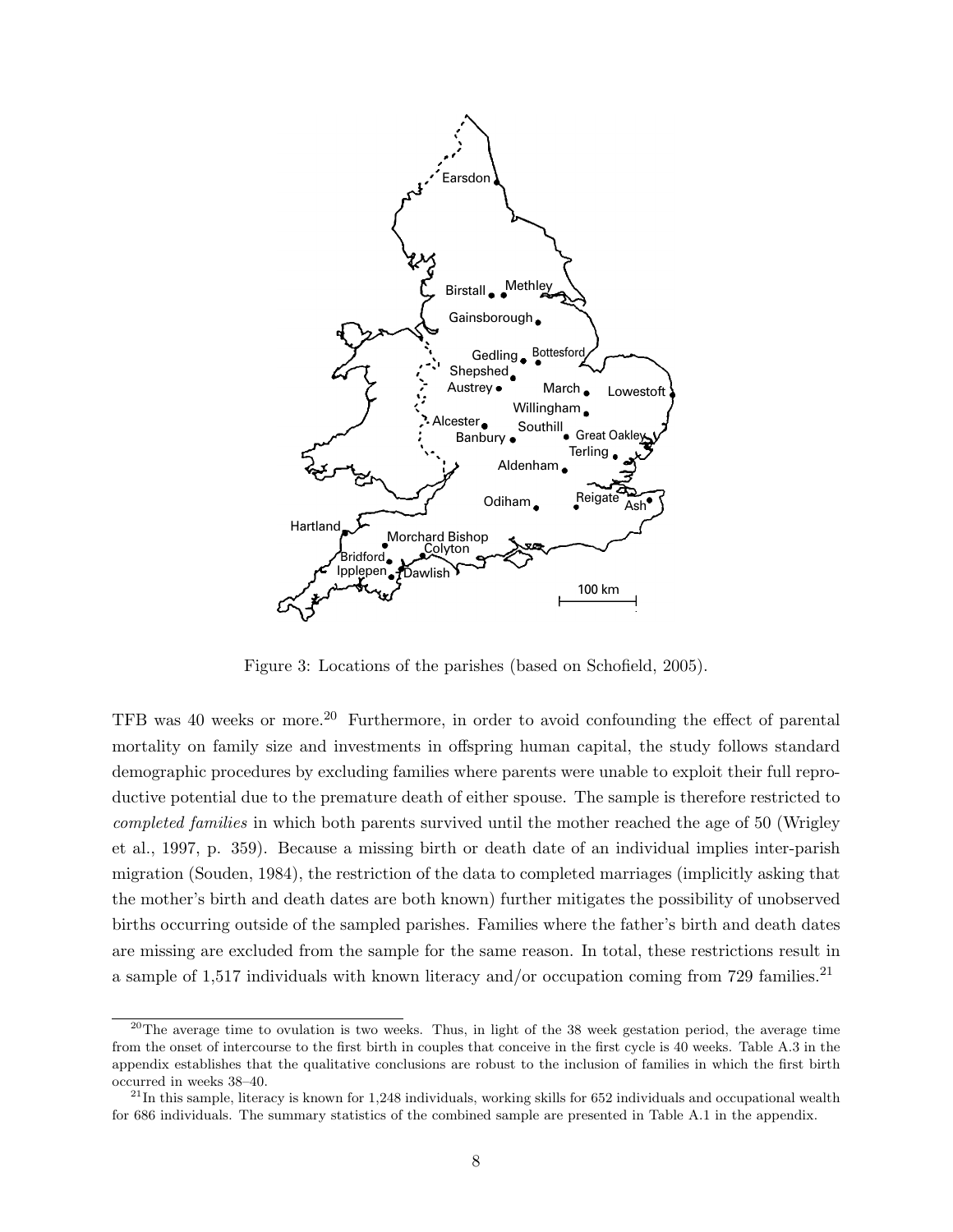Figure 3: Locations of the parishes (based on Schofield, 2005).

TFB was 40 weeks or more.[20] Furthermore, in order to avoid confounding the effect of parental mortality on family size and investments in offspring human capital, the study follows standard demographic procedures by excluding families where parents were unable to exploit their full reproductive potential due to the premature death of either spouse. The sample is therefore restricted to *completed families* in which both parents survived until the mother reached the age of 50 (Wrigley et al., 1997, p. 359). Because a missing birth or death date of an individual implies inter-parish migration (Souden, 1984), the restriction of the data to completed marriages (implicitly asking that the mother's birth and death dates are both known) further mitigates the possibility of unobserved births occurring outside of the sampled parishes. Families where the father's birth and death dates are missing are excluded from the sample for the same reason. In total, these restrictions result in a sample of 1,517 individuals with known literacy and/or occupation coming from 729 families.[21]

[20] The average time to ovulation is two weeks. Thus, in light of the 38 week gestation period, the average time from the onset of intercourse to the first birth in couples that conceive in the first cycle is 40 weeks. Table A.3 in the appendix establishes that the qualitative conclusions are robust to the inclusion of families in which the first birth occurred in weeks 38–40.

[21] In this sample, literacy is known for 1,248 individuals, working skills for 652 individuals and occupational wealth for 686 individuals. The summary statistics of the combined sample are presented in Table A.1 in the appendix.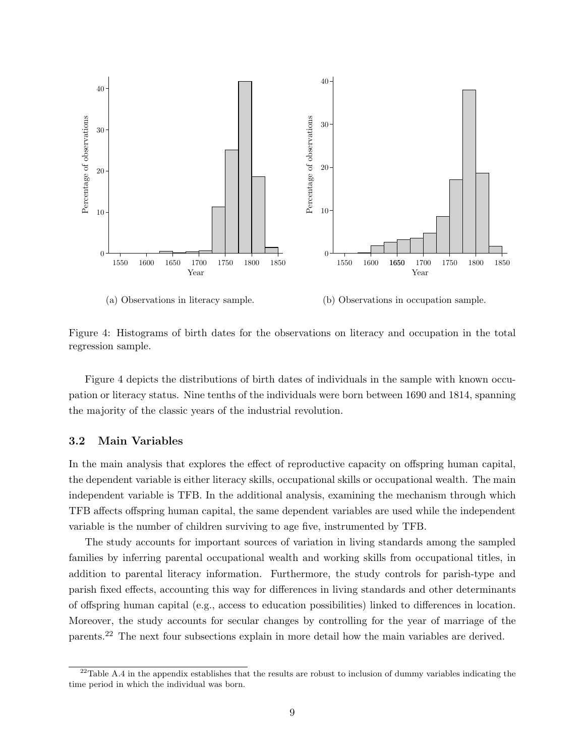(a) Observations in literacy sample.

(b) Observations in occupation sample.

Figure 4: Histograms of birth dates for the observations on literacy and occupation in the total regression sample.

Figure 4 depicts the distributions of birth dates of individuals in the sample with known occupation or literacy status. Nine tenths of the individuals were born between 1690 and 1814, spanning the majority of the classic years of the industrial revolution.

### 3.2 Main Variables

In the main analysis that explores the effect of reproductive capacity on offspring human capital, the dependent variable is either literacy skills, occupational skills or occupational wealth. The main independent variable is TFB. In the additional analysis, examining the mechanism through which TFB affects offspring human capital, the same dependent variables are used while the independent variable is the number of children surviving to age five, instrumented by TFB.

The study accounts for important sources of variation in living standards among the sampled families by inferring parental occupational wealth and working skills from occupational titles, in addition to parental literacy information. Furthermore, the study controls for parish-type and parish fixed effects, accounting this way for differences in living standards and other determinants of offspring human capital (e.g., access to education possibilities) linked to differences in location. Moreover, the study accounts for secular changes by controlling for the year of marriage of the parents.[22] The next four subsections explain in more detail how the main variables are derived.

[22] Table A.4 in the appendix establishes that the results are robust to inclusion of dummy variables indicating the time period in which the individual was born.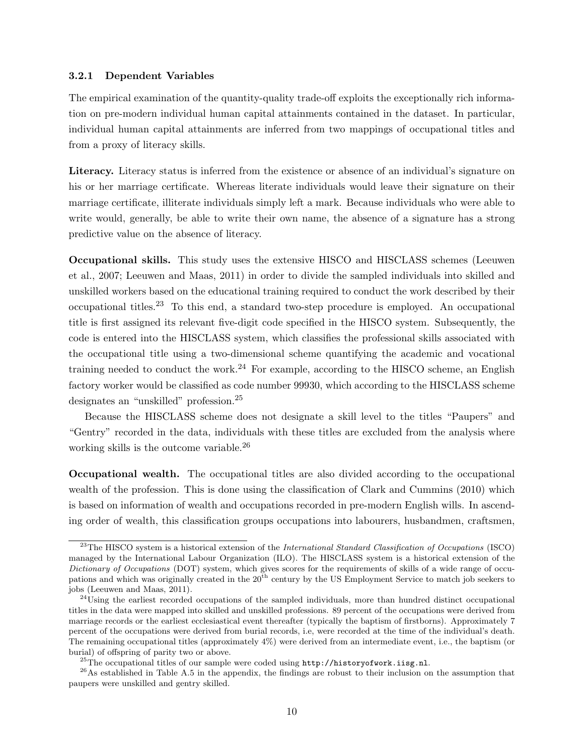#### 3.2.1 Dependent Variables

The empirical examination of the quantity-quality trade-off exploits the exceptionally rich information on pre-modern individual human capital attainments contained in the dataset. In particular, individual human capital attainments are inferred from two mappings of occupational titles and from a proxy of literacy skills.

**Literacy.** Literacy status is inferred from the existence or absence of an individual's signature on his or her marriage certificate. Whereas literate individuals would leave their signature on their marriage certificate, illiterate individuals simply left a mark. Because individuals who were able to write would, generally, be able to write their own name, the absence of a signature has a strong predictive value on the absence of literacy.

**Occupational skills.** This study uses the extensive HISCO and HISCLASS schemes (Leeuwen et al., 2007; Leeuwen and Maas, 2011) in order to divide the sampled individuals into skilled and unskilled workers based on the educational training required to conduct the work described by their occupational titles.[23] To this end, a standard two-step procedure is employed. An occupational title is first assigned its relevant five-digit code specified in the HISCO system. Subsequently, the code is entered into the HISCLASS system, which classifies the professional skills associated with the occupational title using a two-dimensional scheme quantifying the academic and vocational training needed to conduct the work.[24] For example, according to the HISCO scheme, an English factory worker would be classified as code number 99930, which according to the HISCLASS scheme designates an "unskilled" profession.[25]

Because the HISCLASS scheme does not designate a skill level to the titles "Paupers" and "Gentry" recorded in the data, individuals with these titles are excluded from the analysis where working skills is the outcome variable.[26]

**Occupational wealth.** The occupational titles are also divided according to the occupational wealth of the profession. This is done using the classification of Clark and Cummins (2010) which is based on information of wealth and occupations recorded in pre-modern English wills. In ascending order of wealth, this classification groups occupations into labourers, husbandmen, craftsmen,

---

[23] The HISCO system is a historical extension of the *International Standard Classification of Occupations* (ISCO) managed by the International Labour Organization (ILO). The HISCLASS system is a historical extension of the *Dictionary of Occupations* (DOT) system, which gives scores for the requirements of skills of a wide range of occupations and which was originally created in the 20$^{\text{th}}$ century by the US Employment Service to match job seekers to jobs (Leeuwen and Maas, 2011).

[24] Using the earliest recorded occupations of the sampled individuals, more than hundred distinct occupational titles in the data were mapped into skilled and unskilled professions. 89 percent of the occupations were derived from marriage records or the earliest ecclesiastical event thereafter (typically the baptism of firstborns). Approximately 7 percent of the occupations were derived from burial records, i.e, were recorded at the time of the individual's death. The remaining occupational titles (approximately 4%) were derived from an intermediate event, i.e., the baptism (or burial) of offspring of parity two or above.

[25] The occupational titles of our sample were coded using `http://historyofwork.iisg.nl`.

[26] As established in Table A.5 in the appendix, the findings are robust to their inclusion on the assumption that paupers were unskilled and gentry skilled.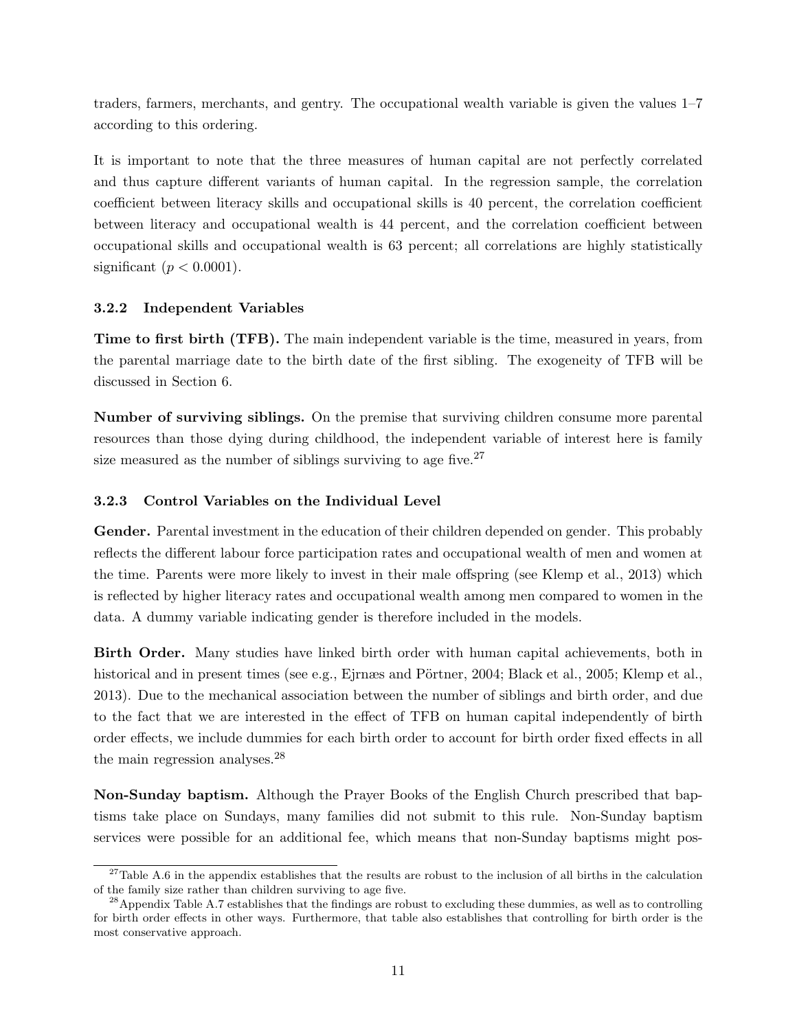traders, farmers, merchants, and gentry. The occupational wealth variable is given the values 1–7 according to this ordering.

It is important to note that the three measures of human capital are not perfectly correlated and thus capture different variants of human capital. In the regression sample, the correlation coefficient between literacy skills and occupational skills is 40 percent, the correlation coefficient between literacy and occupational wealth is 44 percent, and the correlation coefficient between occupational skills and occupational wealth is 63 percent; all correlations are highly statistically significant ($p < 0.0001$).

### 3.2.2 Independent Variables

**Time to first birth (TFB).** The main independent variable is the time, measured in years, from the parental marriage date to the birth date of the first sibling. The exogeneity of TFB will be discussed in Section 6.

**Number of surviving siblings.** On the premise that surviving children consume more parental resources than those dying during childhood, the independent variable of interest here is family size measured as the number of siblings surviving to age five.[27]

### 3.2.3 Control Variables on the Individual Level

**Gender.** Parental investment in the education of their children depended on gender. This probably reflects the different labour force participation rates and occupational wealth of men and women at the time. Parents were more likely to invest in their male offspring (see Klemp et al., 2013) which is reflected by higher literacy rates and occupational wealth among men compared to women in the data. A dummy variable indicating gender is therefore included in the models.

**Birth Order.** Many studies have linked birth order with human capital achievements, both in historical and in present times (see e.g., Ejrnæs and Pörtner, 2004; Black et al., 2005; Klemp et al., 2013). Due to the mechanical association between the number of siblings and birth order, and due to the fact that we are interested in the effect of TFB on human capital independently of birth order effects, we include dummies for each birth order to account for birth order fixed effects in all the main regression analyses.[28]

**Non-Sunday baptism.** Although the Prayer Books of the English Church prescribed that baptisms take place on Sundays, many families did not submit to this rule. Non-Sunday baptism services were possible for an additional fee, which means that non-Sunday baptisms might pos-

[27] Table A.6 in the appendix establishes that the results are robust to the inclusion of all births in the calculation of the family size rather than children surviving to age five.

[28] Appendix Table A.7 establishes that the findings are robust to excluding these dummies, as well as to controlling for birth order effects in other ways. Furthermore, that table also establishes that controlling for birth order is the most conservative approach.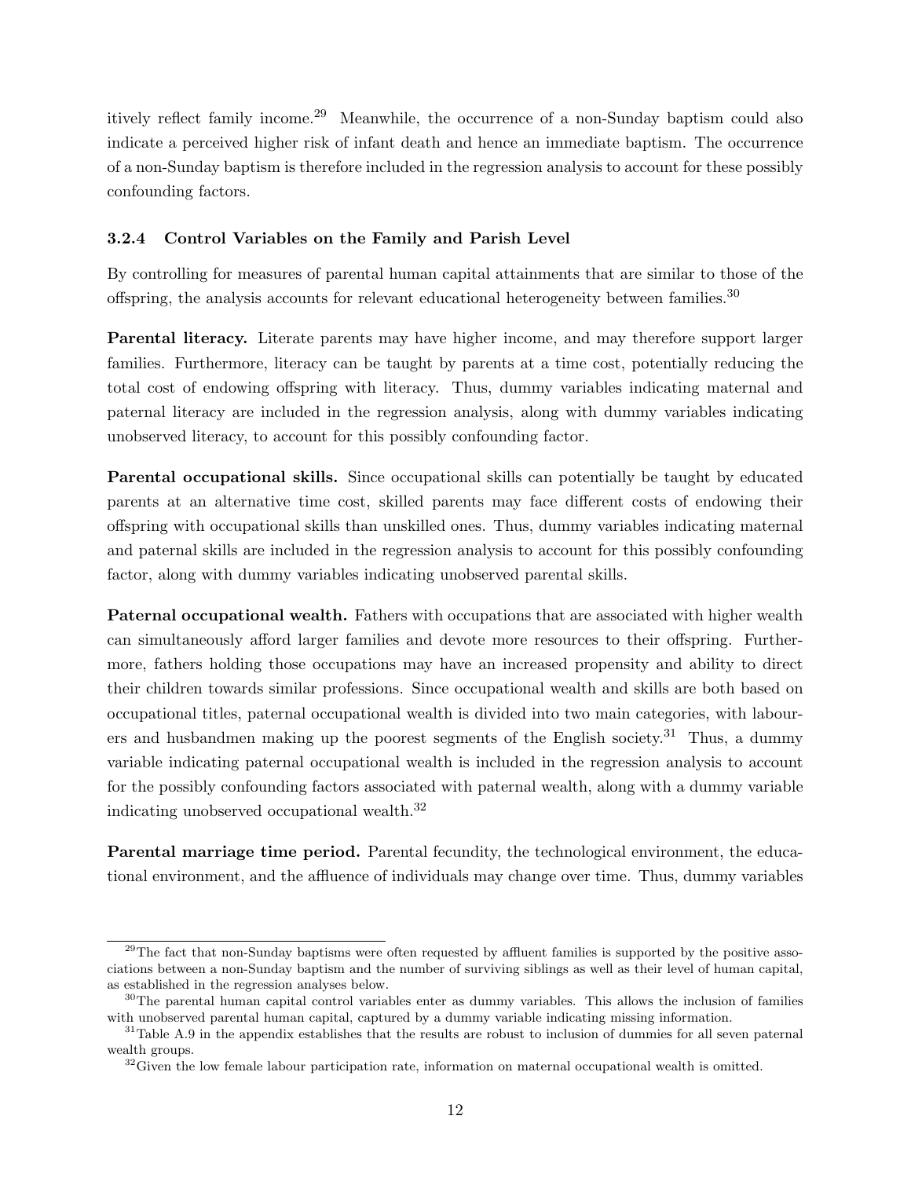itively reflect family income.[29] Meanwhile, the occurrence of a non-Sunday baptism could also indicate a perceived higher risk of infant death and hence an immediate baptism. The occurrence of a non-Sunday baptism is therefore included in the regression analysis to account for these possibly confounding factors.

### 3.2.4 Control Variables on the Family and Parish Level

By controlling for measures of parental human capital attainments that are similar to those of the offspring, the analysis accounts for relevant educational heterogeneity between families.[30]

**Parental literacy.** Literate parents may have higher income, and may therefore support larger families. Furthermore, literacy can be taught by parents at a time cost, potentially reducing the total cost of endowing offspring with literacy. Thus, dummy variables indicating maternal and paternal literacy are included in the regression analysis, along with dummy variables indicating unobserved literacy, to account for this possibly confounding factor.

**Parental occupational skills.** Since occupational skills can potentially be taught by educated parents at an alternative time cost, skilled parents may face different costs of endowing their offspring with occupational skills than unskilled ones. Thus, dummy variables indicating maternal and paternal skills are included in the regression analysis to account for this possibly confounding factor, along with dummy variables indicating unobserved parental skills.

**Paternal occupational wealth.** Fathers with occupations that are associated with higher wealth can simultaneously afford larger families and devote more resources to their offspring. Furthermore, fathers holding those occupations may have an increased propensity and ability to direct their children towards similar professions. Since occupational wealth and skills are both based on occupational titles, paternal occupational wealth is divided into two main categories, with labourers and husbandmen making up the poorest segments of the English society.[31] Thus, a dummy variable indicating paternal occupational wealth is included in the regression analysis to account for the possibly confounding factors associated with paternal wealth, along with a dummy variable indicating unobserved occupational wealth.[32]

**Parental marriage time period.** Parental fecundity, the technological environment, the educational environment, and the affluence of individuals may change over time. Thus, dummy variables

---

[29] The fact that non-Sunday baptisms were often requested by affluent families is supported by the positive associations between a non-Sunday baptism and the number of surviving siblings as well as their level of human capital, as established in the regression analyses below.

[30] The parental human capital control variables enter as dummy variables. This allows the inclusion of families with unobserved parental human capital, captured by a dummy variable indicating missing information.

[31] Table A.9 in the appendix establishes that the results are robust to inclusion of dummies for all seven paternal wealth groups.

[32] Given the low female labour participation rate, information on maternal occupational wealth is omitted.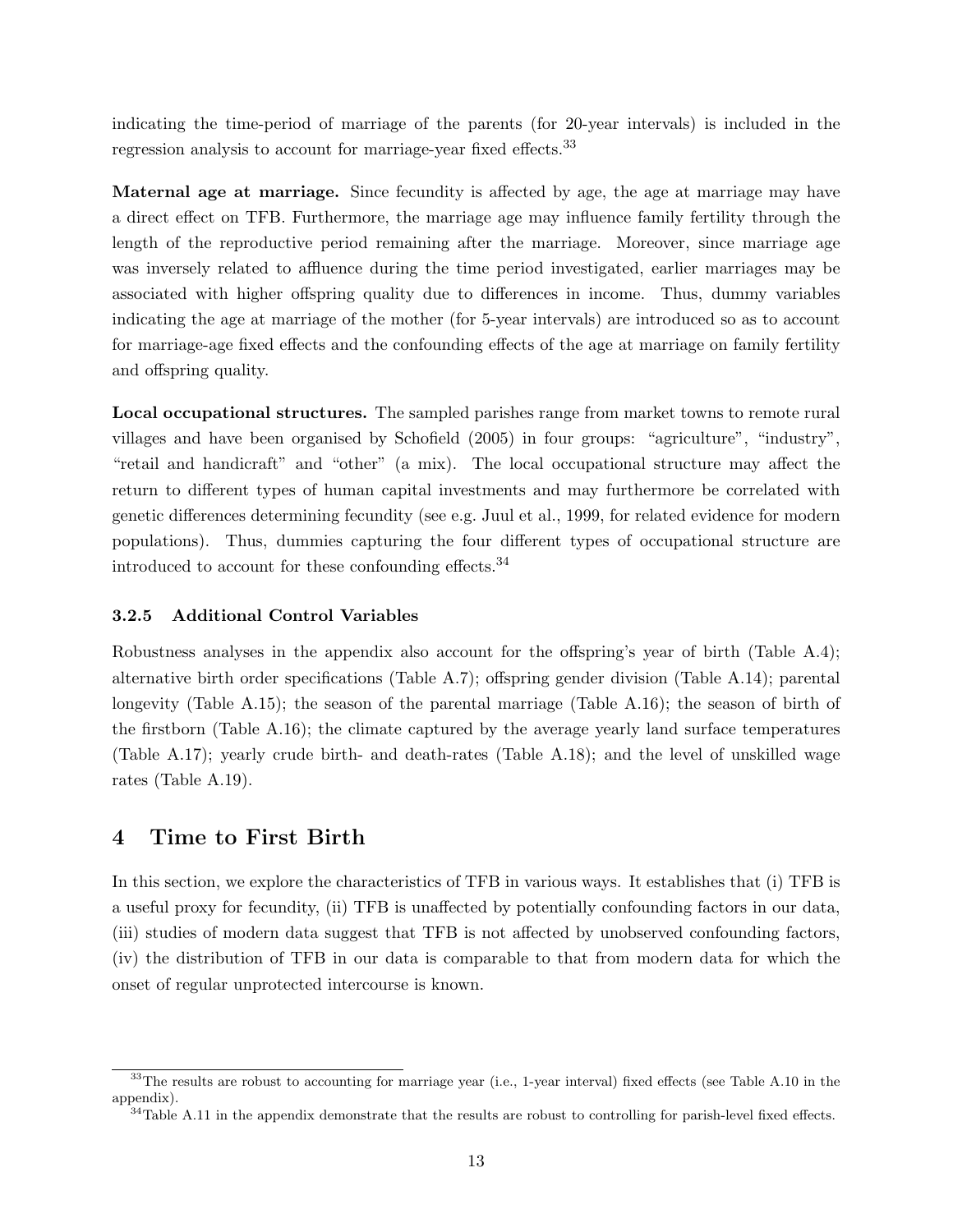indicating the time-period of marriage of the parents (for 20-year intervals) is included in the regression analysis to account for marriage-year fixed effects.[33]

**Maternal age at marriage.** Since fecundity is affected by age, the age at marriage may have a direct effect on TFB. Furthermore, the marriage age may influence family fertility through the length of the reproductive period remaining after the marriage. Moreover, since marriage age was inversely related to affluence during the time period investigated, earlier marriages may be associated with higher offspring quality due to differences in income. Thus, dummy variables indicating the age at marriage of the mother (for 5-year intervals) are introduced so as to account for marriage-age fixed effects and the confounding effects of the age at marriage on family fertility and offspring quality.

**Local occupational structures.** The sampled parishes range from market towns to remote rural villages and have been organised by Schofield (2005) in four groups: "agriculture", "industry", "retail and handicraft" and "other" (a mix). The local occupational structure may affect the return to different types of human capital investments and may furthermore be correlated with genetic differences determining fecundity (see e.g. Juul et al., 1999, for related evidence for modern populations). Thus, dummies capturing the four different types of occupational structure are introduced to account for these confounding effects.[34]

### 3.2.5 Additional Control Variables

Robustness analyses in the appendix also account for the offspring's year of birth (Table A.4); alternative birth order specifications (Table A.7); offspring gender division (Table A.14); parental longevity (Table A.15); the season of the parental marriage (Table A.16); the season of birth of the firstborn (Table A.16); the climate captured by the average yearly land surface temperatures (Table A.17); yearly crude birth- and death-rates (Table A.18); and the level of unskilled wage rates (Table A.19).

## 4 Time to First Birth

In this section, we explore the characteristics of TFB in various ways. It establishes that (i) TFB is a useful proxy for fecundity, (ii) TFB is unaffected by potentially confounding factors in our data, (iii) studies of modern data suggest that TFB is not affected by unobserved confounding factors, (iv) the distribution of TFB in our data is comparable to that from modern data for which the onset of regular unprotected intercourse is known.

---

[33] The results are robust to accounting for marriage year (i.e., 1-year interval) fixed effects (see Table A.10 in the appendix).

[34] Table A.11 in the appendix demonstrate that the results are robust to controlling for parish-level fixed effects.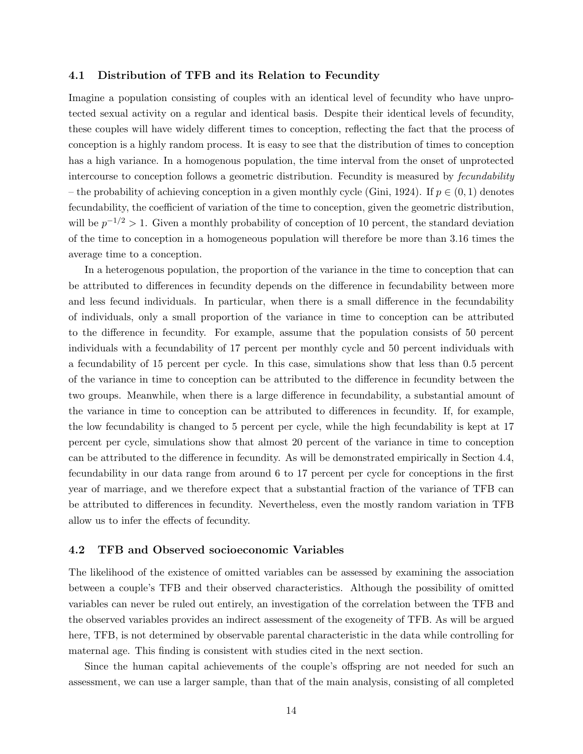### 4.1 Distribution of TFB and its Relation to Fecundity

Imagine a population consisting of couples with an identical level of fecundity who have unprotected sexual activity on a regular and identical basis. Despite their identical levels of fecundity, these couples will have widely different times to conception, reflecting the fact that the process of conception is a highly random process. It is easy to see that the distribution of times to conception has a high variance. In a homogenous population, the time interval from the onset of unprotected intercourse to conception follows a geometric distribution. Fecundity is measured by *fecundability* – the probability of achieving conception in a given monthly cycle (Gini, 1924). If $p \in (0, 1)$ denotes fecundability, the coefficient of variation of the time to conception, given the geometric distribution, will be $p^{-1/2} > 1$. Given a monthly probability of conception of 10 percent, the standard deviation of the time to conception in a homogeneous population will therefore be more than 3.16 times the average time to a conception.

In a heterogenous population, the proportion of the variance in the time to conception that can be attributed to differences in fecundity depends on the difference in fecundability between more and less fecund individuals. In particular, when there is a small difference in the fecundability of individuals, only a small proportion of the variance in time to conception can be attributed to the difference in fecundity. For example, assume that the population consists of 50 percent individuals with a fecundability of 17 percent per monthly cycle and 50 percent individuals with a fecundability of 15 percent per cycle. In this case, simulations show that less than 0.5 percent of the variance in time to conception can be attributed to the difference in fecundity between the two groups. Meanwhile, when there is a large difference in fecundability, a substantial amount of the variance in time to conception can be attributed to differences in fecundity. If, for example, the low fecundability is changed to 5 percent per cycle, while the high fecundability is kept at 17 percent per cycle, simulations show that almost 20 percent of the variance in time to conception can be attributed to the difference in fecundity. As will be demonstrated empirically in Section 4.4, fecundability in our data range from around 6 to 17 percent per cycle for conceptions in the first year of marriage, and we therefore expect that a substantial fraction of the variance of TFB can be attributed to differences in fecundity. Nevertheless, even the mostly random variation in TFB allow us to infer the effects of fecundity.

### 4.2 TFB and Observed socioeconomic Variables

The likelihood of the existence of omitted variables can be assessed by examining the association between a couple's TFB and their observed characteristics. Although the possibility of omitted variables can never be ruled out entirely, an investigation of the correlation between the TFB and the observed variables provides an indirect assessment of the exogeneity of TFB. As will be argued here, TFB, is not determined by observable parental characteristic in the data while controlling for maternal age. This finding is consistent with studies cited in the next section.

Since the human capital achievements of the couple's offspring are not needed for such an assessment, we can use a larger sample, than that of the main analysis, consisting of all completed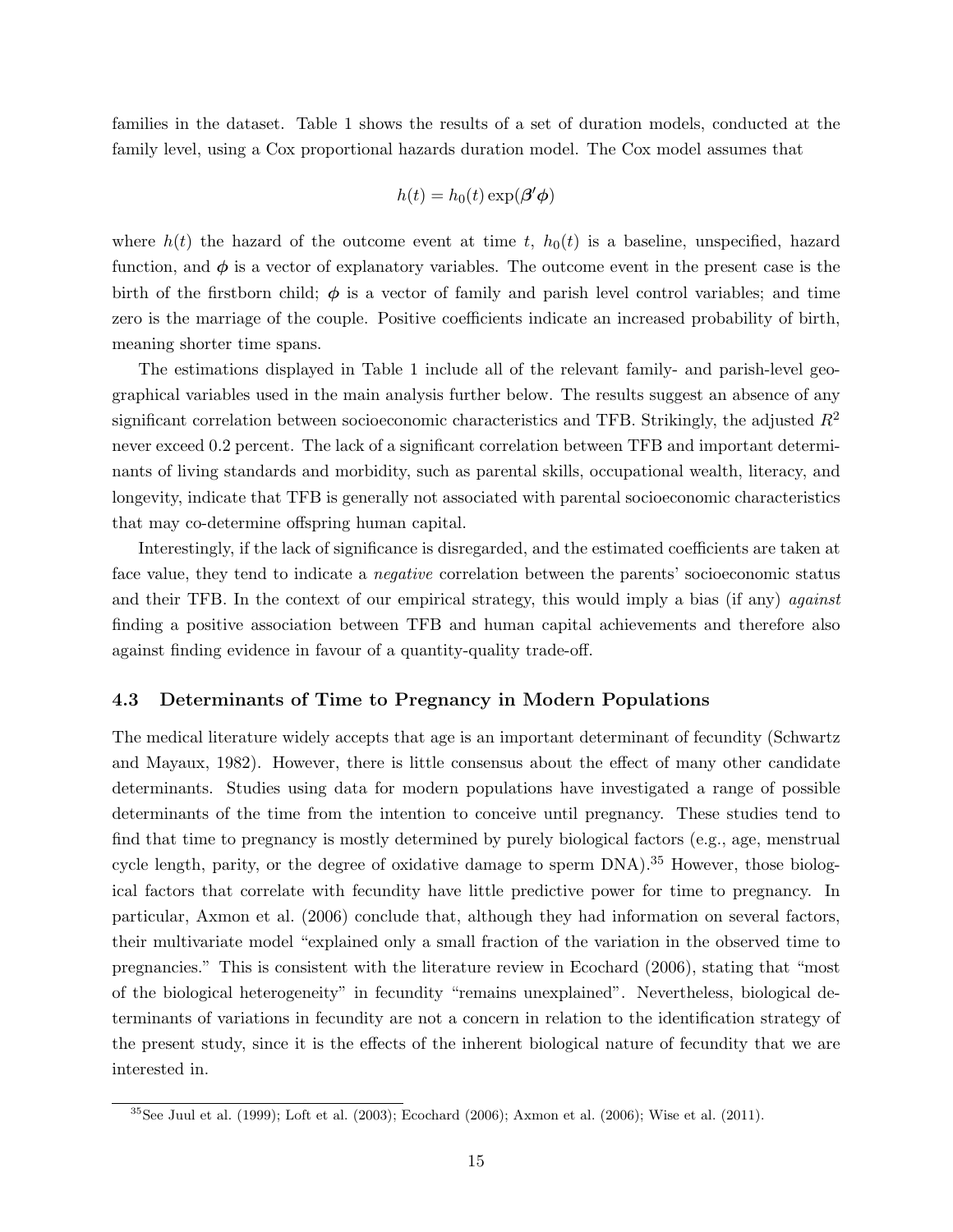families in the dataset. Table 1 shows the results of a set of duration models, conducted at the family level, using a Cox proportional hazards duration model. The Cox model assumes that

$$h(t) = h_0(t) \exp(\boldsymbol{\beta}'\boldsymbol{\phi})$$

where $h(t)$ the hazard of the outcome event at time $t$, $h_0(t)$ is a baseline, unspecified, hazard function, and $\boldsymbol{\phi}$ is a vector of explanatory variables. The outcome event in the present case is the birth of the firstborn child; $\boldsymbol{\phi}$ is a vector of family and parish level control variables; and time zero is the marriage of the couple. Positive coefficients indicate an increased probability of birth, meaning shorter time spans.

The estimations displayed in Table 1 include all of the relevant family- and parish-level geographical variables used in the main analysis further below. The results suggest an absence of any significant correlation between socioeconomic characteristics and TFB. Strikingly, the adjusted $R^2$ never exceed 0.2 percent. The lack of a significant correlation between TFB and important determinants of living standards and morbidity, such as parental skills, occupational wealth, literacy, and longevity, indicate that TFB is generally not associated with parental socioeconomic characteristics that may co-determine offspring human capital.

Interestingly, if the lack of significance is disregarded, and the estimated coefficients are taken at face value, they tend to indicate a *negative* correlation between the parents' socioeconomic status and their TFB. In the context of our empirical strategy, this would imply a bias (if any) *against* finding a positive association between TFB and human capital achievements and therefore also against finding evidence in favour of a quantity-quality trade-off.

### 4.3 Determinants of Time to Pregnancy in Modern Populations

The medical literature widely accepts that age is an important determinant of fecundity (Schwartz and Mayaux, 1982). However, there is little consensus about the effect of many other candidate determinants. Studies using data for modern populations have investigated a range of possible determinants of the time from the intention to conceive until pregnancy. These studies tend to find that time to pregnancy is mostly determined by purely biological factors (e.g., age, menstrual cycle length, parity, or the degree of oxidative damage to sperm DNA).[35] However, those biological factors that correlate with fecundity have little predictive power for time to pregnancy. In particular, Axmon et al. (2006) conclude that, although they had information on several factors, their multivariate model "explained only a small fraction of the variation in the observed time to pregnancies." This is consistent with the literature review in Ecochard (2006), stating that "most of the biological heterogeneity" in fecundity "remains unexplained". Nevertheless, biological determinants of variations in fecundity are not a concern in relation to the identification strategy of the present study, since it is the effects of the inherent biological nature of fecundity that we are interested in.

[35] See Juul et al. (1999); Loft et al. (2003); Ecochard (2006); Axmon et al. (2006); Wise et al. (2011).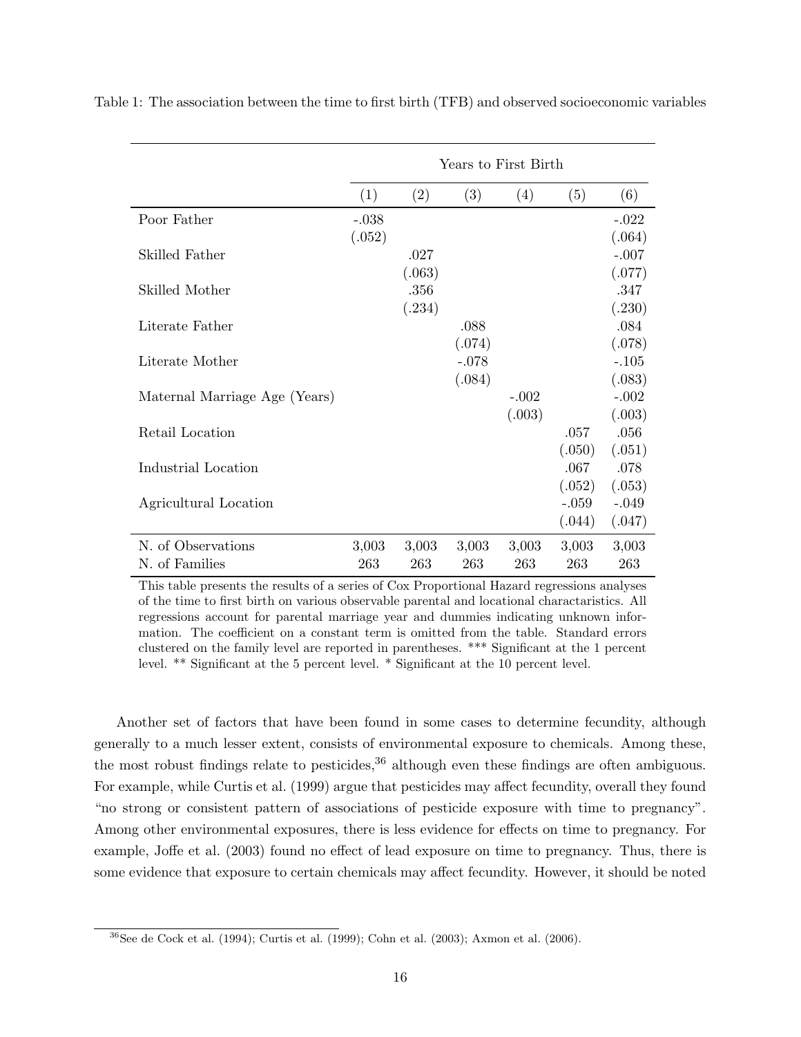Table 1: The association between the time to first birth (TFB) and observed socioeconomic variables

| | Years to First Birth | | | | | |
|---|---|---|---|---|---|---|
| | (1) | (2) | (3) | (4) | (5) | (6) |
| Poor Father | -.038 | | | | | -.022 |
| | (.052) | | | | | (.064) |
| Skilled Father | | .027 | | | | -.007 |
| | | (.063) | | | | (.077) |
| Skilled Mother | | .356 | | | | .347 |
| | | (.234) | | | | (.230) |
| Literate Father | | | .088 | | | .084 |
| | | | (.074) | | | (.078) |
| Literate Mother | | | -.078 | | | -.105 |
| | | | (.084) | | | (.083) |
| Maternal Marriage Age (Years) | | | | -.002 | | -.002 |
| | | | | (.003) | | (.003) |
| Retail Location | | | | | .057 | .056 |
| | | | | | (.050) | (.051) |
| Industrial Location | | | | | .067 | .078 |
| | | | | | (.052) | (.053) |
| Agricultural Location | | | | | -.059 | -.049 |
| | | | | | (.044) | (.047) |
| N. of Observations | 3,003 | 3,003 | 3,003 | 3,003 | 3,003 | 3,003 |
| N. of Families | 263 | 263 | 263 | 263 | 263 | 263 |

This table presents the results of a series of Cox Proportional Hazard regressions analyses of the time to first birth on various observable parental and locational charactaristics. All regressions account for parental marriage year and dummies indicating unknown information. The coefficient on a constant term is omitted from the table. Standard errors clustered on the family level are reported in parentheses. *** Significant at the 1 percent level. ** Significant at the 5 percent level. * Significant at the 10 percent level.

Another set of factors that have been found in some cases to determine fecundity, although generally to a much lesser extent, consists of environmental exposure to chemicals. Among these, the most robust findings relate to pesticides,[36] although even these findings are often ambiguous. For example, while Curtis et al. (1999) argue that pesticides may affect fecundity, overall they found "no strong or consistent pattern of associations of pesticide exposure with time to pregnancy". Among other environmental exposures, there is less evidence for effects on time to pregnancy. For example, Joffe et al. (2003) found no effect of lead exposure on time to pregnancy. Thus, there is some evidence that exposure to certain chemicals may affect fecundity. However, it should be noted

[36] See de Cock et al. (1994); Curtis et al. (1999); Cohn et al. (2003); Axmon et al. (2006).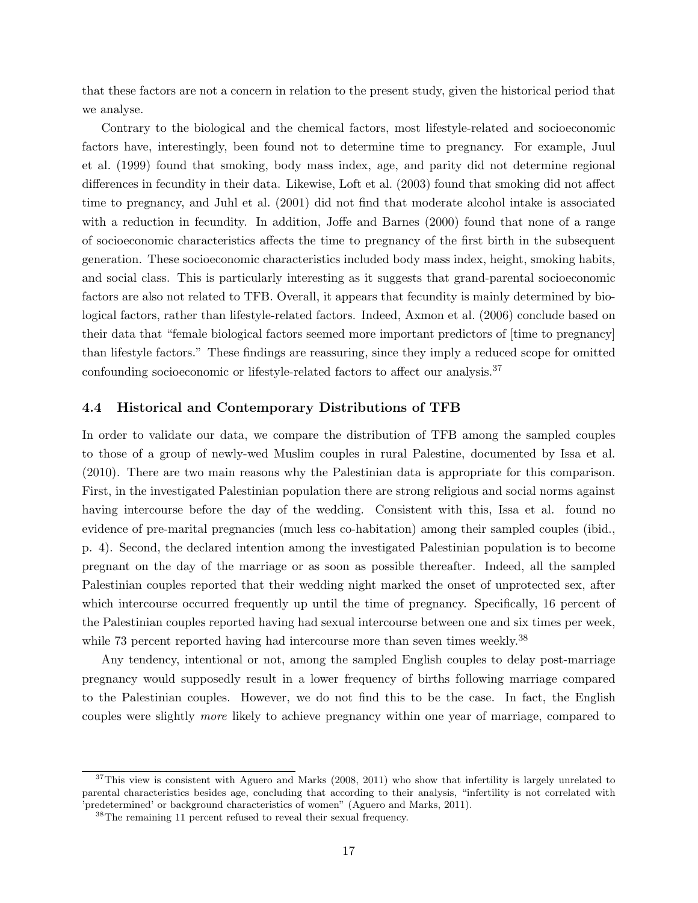that these factors are not a concern in relation to the present study, given the historical period that we analyse.

Contrary to the biological and the chemical factors, most lifestyle-related and socioeconomic factors have, interestingly, been found not to determine time to pregnancy. For example, Juul et al. (1999) found that smoking, body mass index, age, and parity did not determine regional differences in fecundity in their data. Likewise, Loft et al. (2003) found that smoking did not affect time to pregnancy, and Juhl et al. (2001) did not find that moderate alcohol intake is associated with a reduction in fecundity. In addition, Joffe and Barnes (2000) found that none of a range of socioeconomic characteristics affects the time to pregnancy of the first birth in the subsequent generation. These socioeconomic characteristics included body mass index, height, smoking habits, and social class. This is particularly interesting as it suggests that grand-parental socioeconomic factors are also not related to TFB. Overall, it appears that fecundity is mainly determined by biological factors, rather than lifestyle-related factors. Indeed, Axmon et al. (2006) conclude based on their data that "female biological factors seemed more important predictors of [time to pregnancy] than lifestyle factors." These findings are reassuring, since they imply a reduced scope for omitted confounding socioeconomic or lifestyle-related factors to affect our analysis.[37]

### 4.4 Historical and Contemporary Distributions of TFB

In order to validate our data, we compare the distribution of TFB among the sampled couples to those of a group of newly-wed Muslim couples in rural Palestine, documented by Issa et al. (2010). There are two main reasons why the Palestinian data is appropriate for this comparison. First, in the investigated Palestinian population there are strong religious and social norms against having intercourse before the day of the wedding. Consistent with this, Issa et al. found no evidence of pre-marital pregnancies (much less co-habitation) among their sampled couples (ibid., p. 4). Second, the declared intention among the investigated Palestinian population is to become pregnant on the day of the marriage or as soon as possible thereafter. Indeed, all the sampled Palestinian couples reported that their wedding night marked the onset of unprotected sex, after which intercourse occurred frequently up until the time of pregnancy. Specifically, 16 percent of the Palestinian couples reported having had sexual intercourse between one and six times per week, while 73 percent reported having had intercourse more than seven times weekly.[38]

Any tendency, intentional or not, among the sampled English couples to delay post-marriage pregnancy would supposedly result in a lower frequency of births following marriage compared to the Palestinian couples. However, we do not find this to be the case. In fact, the English couples were slightly *more* likely to achieve pregnancy within one year of marriage, compared to

[37] This view is consistent with Aguero and Marks (2008, 2011) who show that infertility is largely unrelated to parental characteristics besides age, concluding that according to their analysis, "infertility is not correlated with 'predetermined' or background characteristics of women" (Aguero and Marks, 2011).

[38] The remaining 11 percent refused to reveal their sexual frequency.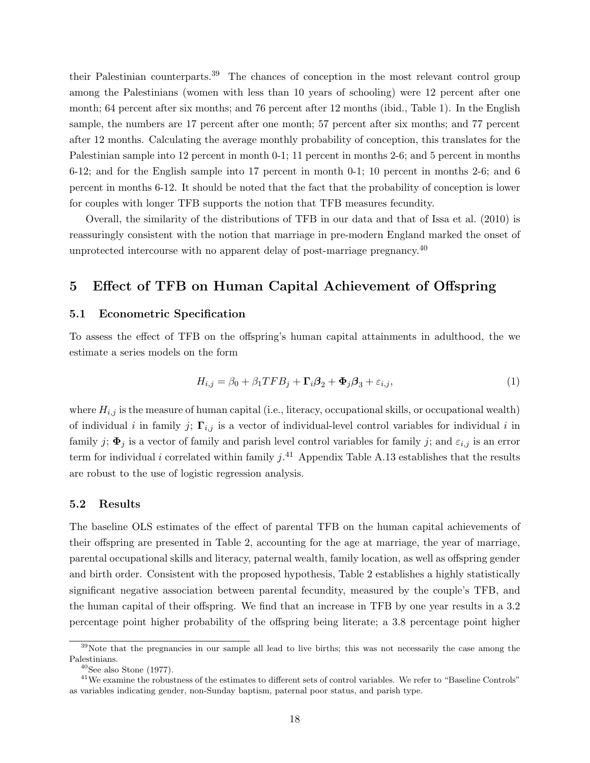their Palestinian counterparts.[39] The chances of conception in the most relevant control group among the Palestinians (women with less than 10 years of schooling) were 12 percent after one month; 64 percent after six months; and 76 percent after 12 months (ibid., Table 1). In the English sample, the numbers are 17 percent after one month; 57 percent after six months; and 77 percent after 12 months. Calculating the average monthly probability of conception, this translates for the Palestinian sample into 12 percent in month 0-1; 11 percent in months 2-6; and 5 percent in months 6-12; and for the English sample into 17 percent in month 0-1; 10 percent in months 2-6; and 6 percent in months 6-12. It should be noted that the fact that the probability of conception is lower for couples with longer TFB supports the notion that TFB measures fecundity.

Overall, the similarity of the distributions of TFB in our data and that of Issa et al. (2010) is reassuringly consistent with the notion that marriage in pre-modern England marked the onset of unprotected intercourse with no apparent delay of post-marriage pregnancy.[40]

## 5 Effect of TFB on Human Capital Achievement of Offspring

### 5.1 Econometric Specification

To assess the effect of TFB on the offspring's human capital attainments in adulthood, the we estimate a series models on the form

$$H_{i,j} = \beta_0 + \beta_1 TFB_j + \mathbf{\Gamma}_i \boldsymbol{\beta}_2 + \mathbf{\Phi}_j \boldsymbol{\beta}_3 + \varepsilon_{i,j}, \tag{1}$$

where $H_{i,j}$ is the measure of human capital (i.e., literacy, occupational skills, or occupational wealth) of individual $i$ in family $j$; $\mathbf{\Gamma}_{i,j}$ is a vector of individual-level control variables for individual $i$ in family $j$; $\mathbf{\Phi}_j$ is a vector of family and parish level control variables for family $j$; and $\varepsilon_{i,j}$ is an error term for individual $i$ correlated within family $j$.[41] Appendix Table A.13 establishes that the results are robust to the use of logistic regression analysis.

### 5.2 Results

The baseline OLS estimates of the effect of parental TFB on the human capital achievements of their offspring are presented in Table 2, accounting for the age at marriage, the year of marriage, parental occupational skills and literacy, paternal wealth, family location, as well as offspring gender and birth order. Consistent with the proposed hypothesis, Table 2 establishes a highly statistically significant negative association between parental fecundity, measured by the couple's TFB, and the human capital of their offspring. We find that an increase in TFB by one year results in a 3.2 percentage point higher probability of the offspring being literate; a 3.8 percentage point higher

[39] Note that the pregnancies in our sample all lead to live births; this was not necessarily the case among the Palestinians.

[40] See also Stone (1977).

[41] We examine the robustness of the estimates to different sets of control variables. We refer to "Baseline Controls" as variables indicating gender, non-Sunday baptism, paternal poor status, and parish type.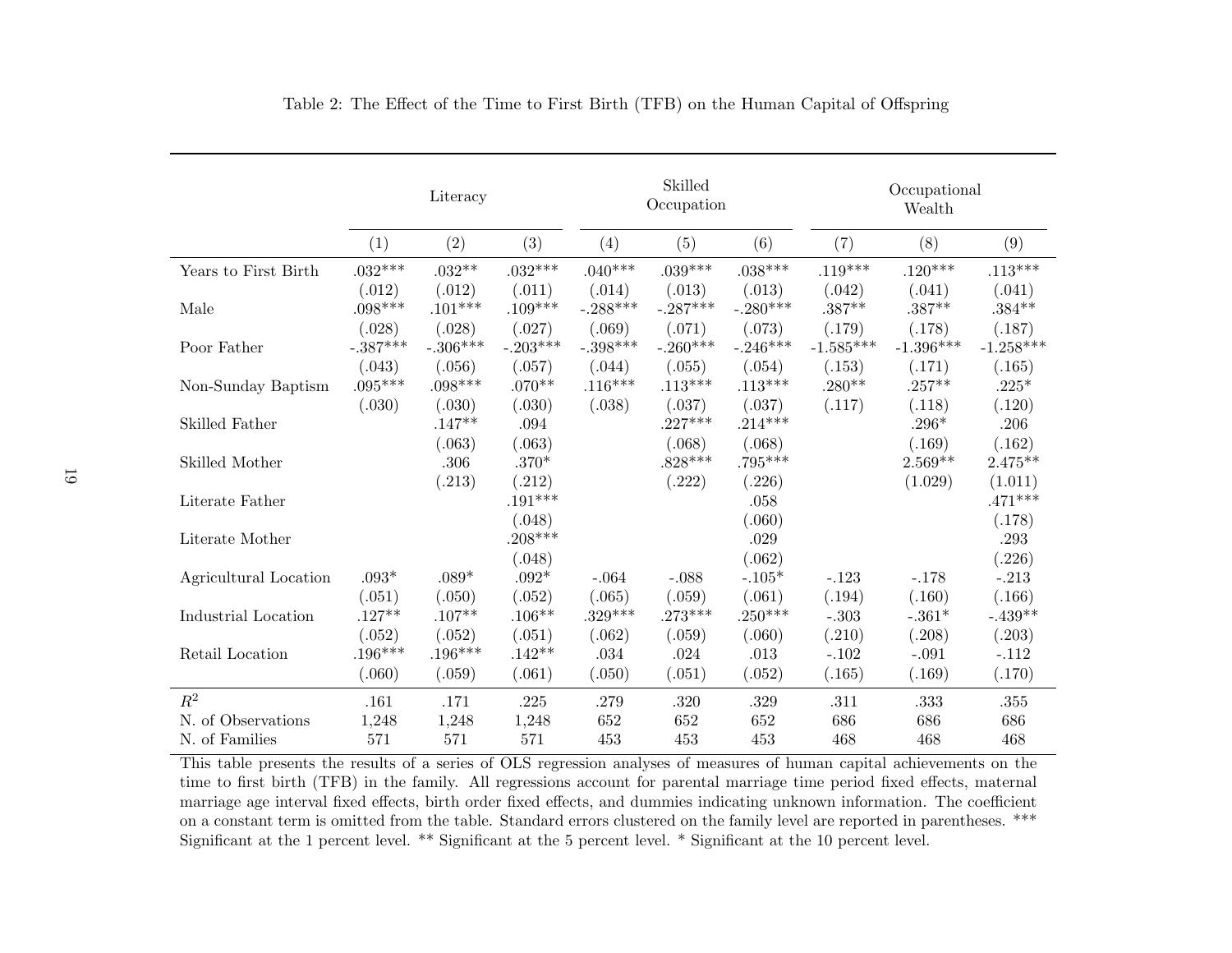Table 2: The Effect of the Time to First Birth (TFB) on the Human Capital of Offspring

| | Literacy | | | Skilled Occupation | | | Occupational Wealth | | |
|---|---|---|---|---|---|---|---|---|---|
| | (1) | (2) | (3) | (4) | (5) | (6) | (7) | (8) | (9) |
| Years to First Birth | .032*** | .032** | .032*** | .040*** | .039*** | .038*** | .119*** | .120*** | .113*** |
| | (.012) | (.012) | (.011) | (.014) | (.013) | (.013) | (.042) | (.041) | (.041) |
| Male | .098*** | .101*** | .109*** | -.288*** | -.287*** | -.280*** | .387** | .387** | .384** |
| | (.028) | (.028) | (.027) | (.069) | (.071) | (.073) | (.179) | (.178) | (.187) |
| Poor Father | -.387*** | -.306*** | -.203*** | -.398*** | -.260*** | -.246*** | -1.585*** | -1.396*** | -1.258*** |
| | (.043) | (.056) | (.057) | (.044) | (.055) | (.054) | (.153) | (.171) | (.165) |
| Non-Sunday Baptism | .095*** | .098*** | .070** | .116*** | .113*** | .113*** | .280** | .257** | .225* |
| | (.030) | (.030) | (.030) | (.038) | (.037) | (.037) | (.117) | (.118) | (.120) |
| Skilled Father | | .147** | .094 | | .227*** | .214*** | | .296* | .206 |
| | | (.063) | (.063) | | (.068) | (.068) | | (.169) | (.162) |
| Skilled Mother | | .306 | .370* | | .828*** | .795*** | | 2.569** | 2.475** |
| | | (.213) | (.212) | | (.222) | (.226) | | (1.029) | (1.011) |
| Literate Father | | | .191*** | | | .058 | | | .471*** |
| | | | (.048) | | | (.060) | | | (.178) |
| Literate Mother | | | .208*** | | | .029 | | | .293 |
| | | | (.048) | | | (.062) | | | (.226) |
| Agricultural Location | .093* | .089* | .092* | -.064 | -.088 | -.105* | -.123 | -.178 | -.213 |
| | (.051) | (.050) | (.052) | (.065) | (.059) | (.061) | (.194) | (.160) | (.166) |
| Industrial Location | .127** | .107** | .106** | .329*** | .273*** | .250*** | -.303 | -.361* | -.439** |
| | (.052) | (.052) | (.051) | (.062) | (.059) | (.060) | (.210) | (.208) | (.203) |
| Retail Location | .196*** | .196*** | .142** | .034 | .024 | .013 | -.102 | -.091 | -.112 |
| | (.060) | (.059) | (.061) | (.050) | (.051) | (.052) | (.165) | (.169) | (.170) |
| $R^2$ | .161 | .171 | .225 | .279 | .320 | .329 | .311 | .333 | .355 |
| N. of Observations | 1,248 | 1,248 | 1,248 | 652 | 652 | 652 | 686 | 686 | 686 |
| N. of Families | 571 | 571 | 571 | 453 | 453 | 453 | 468 | 468 | 468 |

This table presents the results of a series of OLS regression analyses of measures of human capital achievements on the time to first birth (TFB) in the family. All regressions account for parental marriage time period fixed effects, maternal marriage age interval fixed effects, birth order fixed effects, and dummies indicating unknown information. The coefficient on a constant term is omitted from the table. Standard errors clustered on the family level are reported in parentheses. *** Significant at the 1 percent level. ** Significant at the 5 percent level. * Significant at the 10 percent level.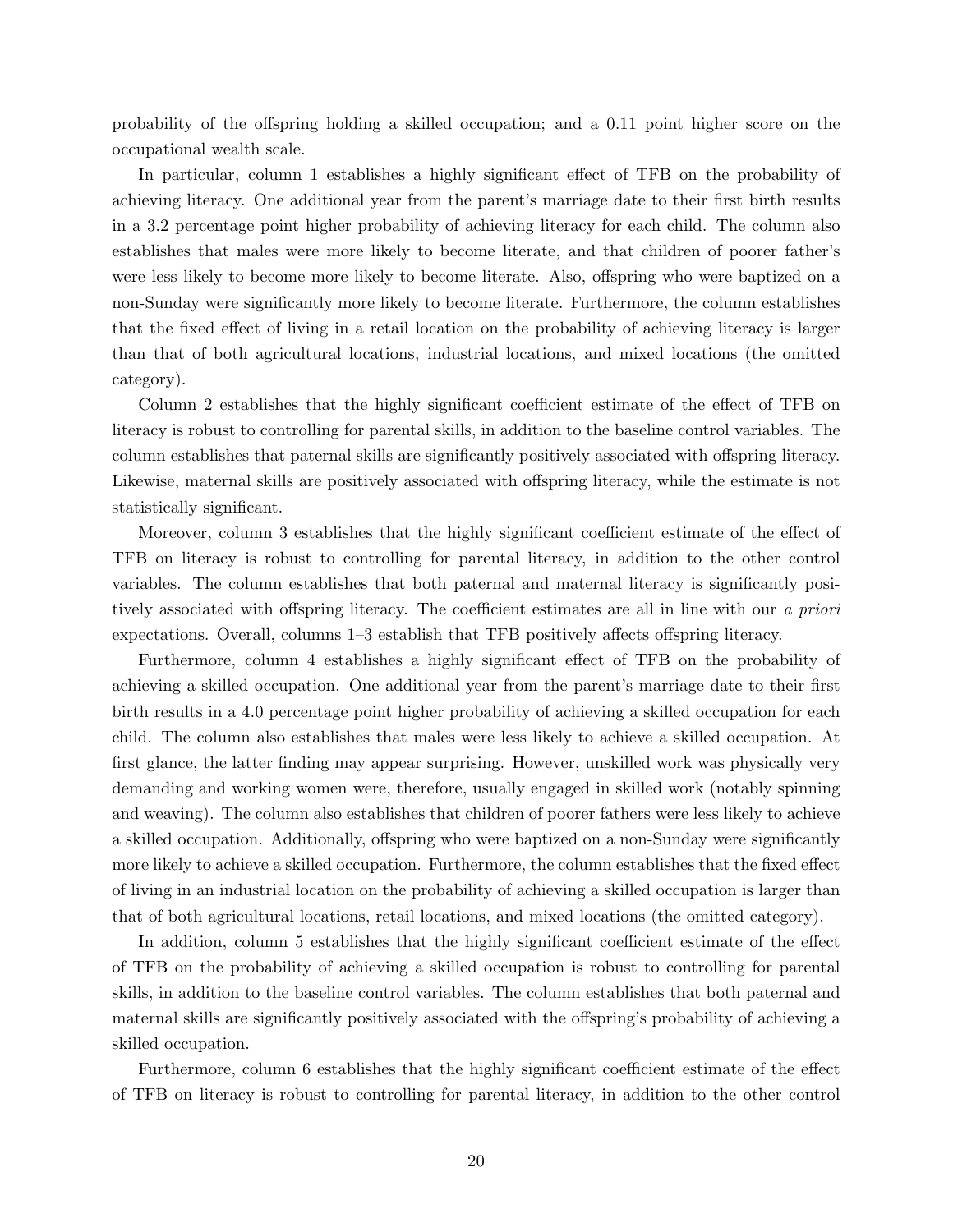probability of the offspring holding a skilled occupation; and a 0.11 point higher score on the occupational wealth scale.

In particular, column 1 establishes a highly significant effect of TFB on the probability of achieving literacy. One additional year from the parent's marriage date to their first birth results in a 3.2 percentage point higher probability of achieving literacy for each child. The column also establishes that males were more likely to become literate, and that children of poorer father's were less likely to become more likely to become literate. Also, offspring who were baptized on a non-Sunday were significantly more likely to become literate. Furthermore, the column establishes that the fixed effect of living in a retail location on the probability of achieving literacy is larger than that of both agricultural locations, industrial locations, and mixed locations (the omitted category).

Column 2 establishes that the highly significant coefficient estimate of the effect of TFB on literacy is robust to controlling for parental skills, in addition to the baseline control variables. The column establishes that paternal skills are significantly positively associated with offspring literacy. Likewise, maternal skills are positively associated with offspring literacy, while the estimate is not statistically significant.

Moreover, column 3 establishes that the highly significant coefficient estimate of the effect of TFB on literacy is robust to controlling for parental literacy, in addition to the other control variables. The column establishes that both paternal and maternal literacy is significantly positively associated with offspring literacy. The coefficient estimates are all in line with our *a priori* expectations. Overall, columns 1–3 establish that TFB positively affects offspring literacy.

Furthermore, column 4 establishes a highly significant effect of TFB on the probability of achieving a skilled occupation. One additional year from the parent's marriage date to their first birth results in a 4.0 percentage point higher probability of achieving a skilled occupation for each child. The column also establishes that males were less likely to achieve a skilled occupation. At first glance, the latter finding may appear surprising. However, unskilled work was physically very demanding and working women were, therefore, usually engaged in skilled work (notably spinning and weaving). The column also establishes that children of poorer fathers were less likely to achieve a skilled occupation. Additionally, offspring who were baptized on a non-Sunday were significantly more likely to achieve a skilled occupation. Furthermore, the column establishes that the fixed effect of living in an industrial location on the probability of achieving a skilled occupation is larger than that of both agricultural locations, retail locations, and mixed locations (the omitted category).

In addition, column 5 establishes that the highly significant coefficient estimate of the effect of TFB on the probability of achieving a skilled occupation is robust to controlling for parental skills, in addition to the baseline control variables. The column establishes that both paternal and maternal skills are significantly positively associated with the offspring's probability of achieving a skilled occupation.

Furthermore, column 6 establishes that the highly significant coefficient estimate of the effect of TFB on literacy is robust to controlling for parental literacy, in addition to the other control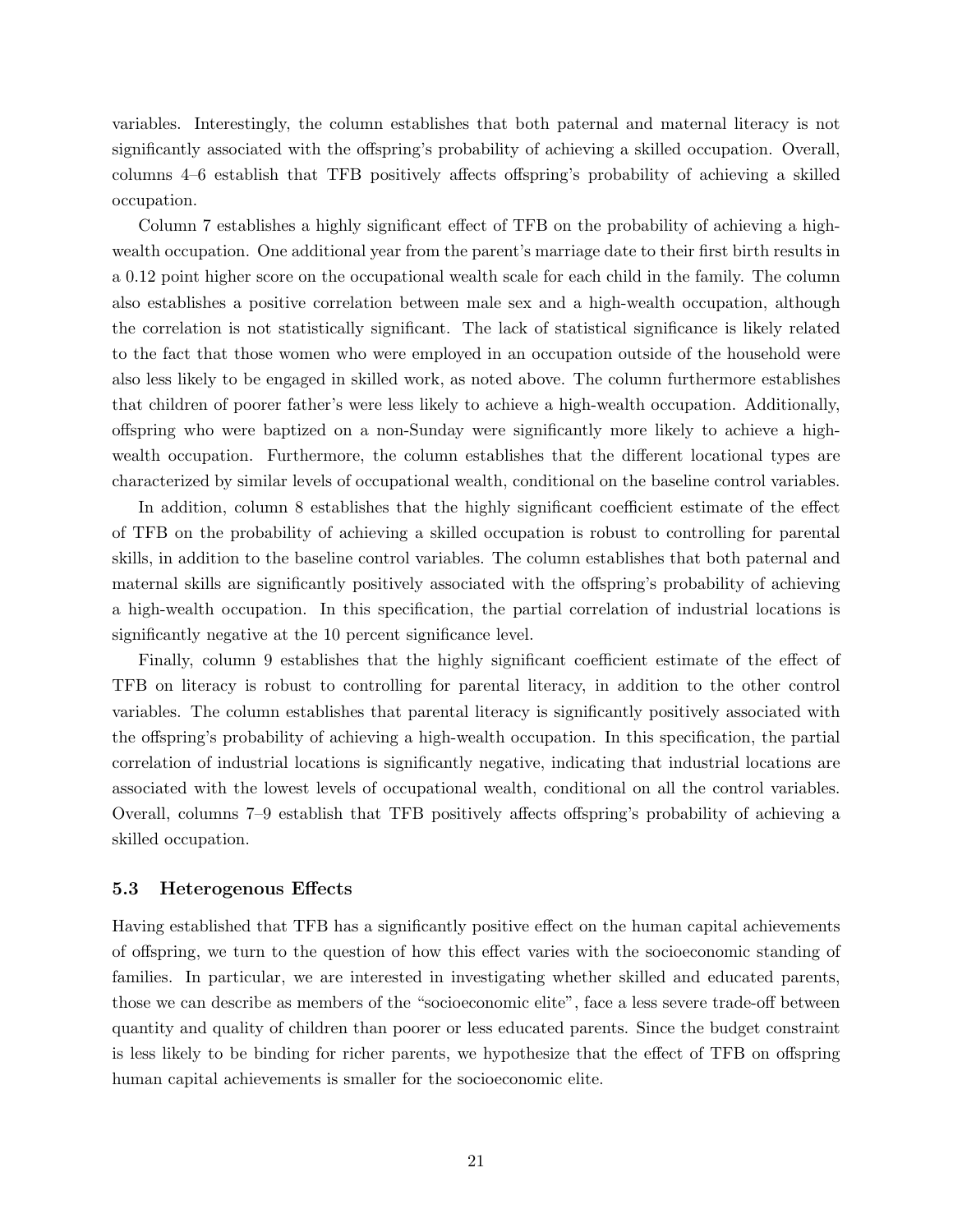variables. Interestingly, the column establishes that both paternal and maternal literacy is not significantly associated with the offspring's probability of achieving a skilled occupation. Overall, columns 4–6 establish that TFB positively affects offspring's probability of achieving a skilled occupation.

Column 7 establishes a highly significant effect of TFB on the probability of achieving a high-wealth occupation. One additional year from the parent's marriage date to their first birth results in a 0.12 point higher score on the occupational wealth scale for each child in the family. The column also establishes a positive correlation between male sex and a high-wealth occupation, although the correlation is not statistically significant. The lack of statistical significance is likely related to the fact that those women who were employed in an occupation outside of the household were also less likely to be engaged in skilled work, as noted above. The column furthermore establishes that children of poorer father's were less likely to achieve a high-wealth occupation. Additionally, offspring who were baptized on a non-Sunday were significantly more likely to achieve a high-wealth occupation. Furthermore, the column establishes that the different locational types are characterized by similar levels of occupational wealth, conditional on the baseline control variables.

In addition, column 8 establishes that the highly significant coefficient estimate of the effect of TFB on the probability of achieving a skilled occupation is robust to controlling for parental skills, in addition to the baseline control variables. The column establishes that both paternal and maternal skills are significantly positively associated with the offspring's probability of achieving a high-wealth occupation. In this specification, the partial correlation of industrial locations is significantly negative at the 10 percent significance level.

Finally, column 9 establishes that the highly significant coefficient estimate of the effect of TFB on literacy is robust to controlling for parental literacy, in addition to the other control variables. The column establishes that parental literacy is significantly positively associated with the offspring's probability of achieving a high-wealth occupation. In this specification, the partial correlation of industrial locations is significantly negative, indicating that industrial locations are associated with the lowest levels of occupational wealth, conditional on all the control variables. Overall, columns 7–9 establish that TFB positively affects offspring's probability of achieving a skilled occupation.

### 5.3 Heterogenous Effects

Having established that TFB has a significantly positive effect on the human capital achievements of offspring, we turn to the question of how this effect varies with the socioeconomic standing of families. In particular, we are interested in investigating whether skilled and educated parents, those we can describe as members of the "socioeconomic elite", face a less severe trade-off between quantity and quality of children than poorer or less educated parents. Since the budget constraint is less likely to be binding for richer parents, we hypothesize that the effect of TFB on offspring human capital achievements is smaller for the socioeconomic elite.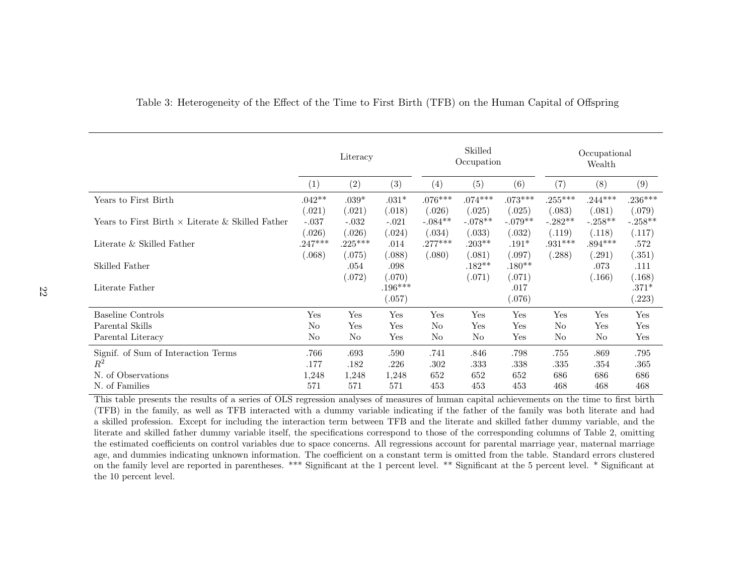Table 3: Heterogeneity of the Effect of the Time to First Birth (TFB) on the Human Capital of Offspring

| | Literacy | | | Skilled Occupation | | | Occupational Wealth | | |
|---|---|---|---|---|---|---|---|---|---|
| | (1) | (2) | (3) | (4) | (5) | (6) | (7) | (8) | (9) |
| Years to First Birth | .042** | .039* | .031* | .076*** | .074*** | .073*** | .255*** | .244*** | .236*** |
| | (.021) | (.021) | (.018) | (.026) | (.025) | (.025) | (.083) | (.081) | (.079) |
| Years to First Birth × Literate & Skilled Father | -.037 | -.032 | -.021 | -.084** | -.078** | -.079** | -.282** | -.258** | -.258** |
| | (.026) | (.026) | (.024) | (.034) | (.033) | (.032) | (.119) | (.118) | (.117) |
| Literate & Skilled Father | .247*** | .225*** | .014 | .277*** | .203** | .191* | .931*** | .894*** | .572 |
| | (.068) | (.075) | (.088) | (.080) | (.081) | (.097) | (.288) | (.291) | (.351) |
| Skilled Father | | .054 | .098 | | .182** | .180** | | .073 | .111 |
| | | (.072) | (.070) | | (.071) | (.071) | | (.166) | (.168) |
| Literate Father | | | .196*** | | | .017 | | | .371* |
| | | | (.057) | | | (.076) | | | (.223) |
| Baseline Controls | Yes | Yes | Yes | Yes | Yes | Yes | Yes | Yes | Yes |
| Parental Skills | No | Yes | Yes | No | Yes | Yes | No | Yes | Yes |
| Parental Literacy | No | No | Yes | No | No | Yes | No | No | Yes |
| Signif. of Sum of Interaction Terms | .766 | .693 | .590 | .741 | .846 | .798 | .755 | .869 | .795 |
| $R^2$ | .177 | .182 | .226 | .302 | .333 | .338 | .335 | .354 | .365 |
| N. of Observations | 1,248 | 1,248 | 1,248 | 652 | 652 | 652 | 686 | 686 | 686 |
| N. of Families | 571 | 571 | 571 | 453 | 453 | 453 | 468 | 468 | 468 |

This table presents the results of a series of OLS regression analyses of measures of human capital achievements on the time to first birth (TFB) in the family, as well as TFB interacted with a dummy variable indicating if the father of the family was both literate and had a skilled profession. Except for including the interaction term between TFB and the literate and skilled father dummy variable, and the literate and skilled father dummy variable itself, the specifications correspond to those of the corresponding columns of Table 2, omitting the estimated coefficients on control variables due to space concerns. All regressions account for parental marriage year, maternal marriage age, and dummies indicating unknown information. The coefficient on a constant term is omitted from the table. Standard errors clustered on the family level are reported in parentheses. *** Significant at the 1 percent level. ** Significant at the 5 percent level. * Significant at the 10 percent level.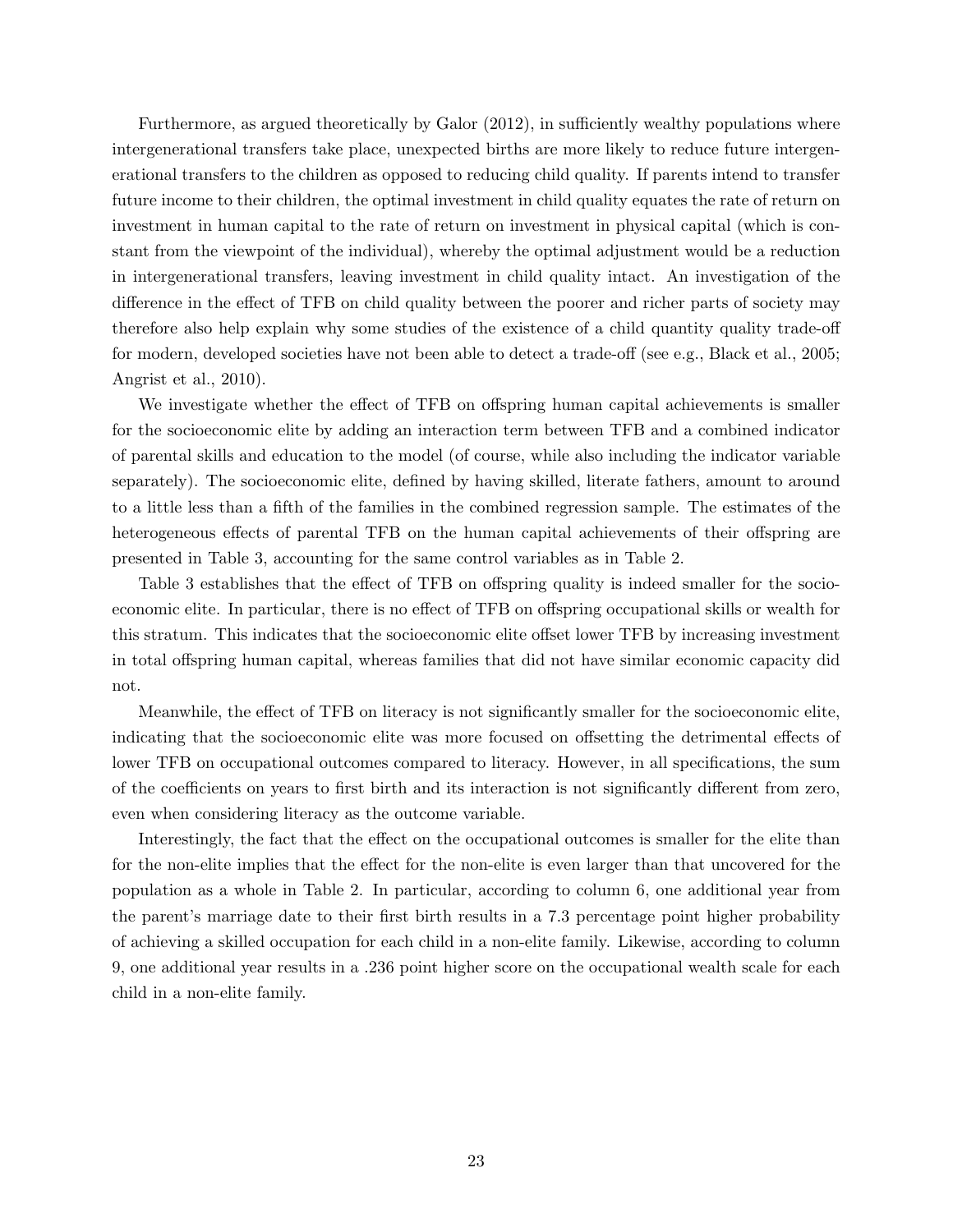Furthermore, as argued theoretically by Galor (2012), in sufficiently wealthy populations where intergenerational transfers take place, unexpected births are more likely to reduce future intergenerational transfers to the children as opposed to reducing child quality. If parents intend to transfer future income to their children, the optimal investment in child quality equates the rate of return on investment in human capital to the rate of return on investment in physical capital (which is constant from the viewpoint of the individual), whereby the optimal adjustment would be a reduction in intergenerational transfers, leaving investment in child quality intact. An investigation of the difference in the effect of TFB on child quality between the poorer and richer parts of society may therefore also help explain why some studies of the existence of a child quantity quality trade-off for modern, developed societies have not been able to detect a trade-off (see e.g., Black et al., 2005; Angrist et al., 2010).

We investigate whether the effect of TFB on offspring human capital achievements is smaller for the socioeconomic elite by adding an interaction term between TFB and a combined indicator of parental skills and education to the model (of course, while also including the indicator variable separately). The socioeconomic elite, defined by having skilled, literate fathers, amount to around to a little less than a fifth of the families in the combined regression sample. The estimates of the heterogeneous effects of parental TFB on the human capital achievements of their offspring are presented in Table 3, accounting for the same control variables as in Table 2.

Table 3 establishes that the effect of TFB on offspring quality is indeed smaller for the socioeconomic elite. In particular, there is no effect of TFB on offspring occupational skills or wealth for this stratum. This indicates that the socioeconomic elite offset lower TFB by increasing investment in total offspring human capital, whereas families that did not have similar economic capacity did not.

Meanwhile, the effect of TFB on literacy is not significantly smaller for the socioeconomic elite, indicating that the socioeconomic elite was more focused on offsetting the detrimental effects of lower TFB on occupational outcomes compared to literacy. However, in all specifications, the sum of the coefficients on years to first birth and its interaction is not significantly different from zero, even when considering literacy as the outcome variable.

Interestingly, the fact that the effect on the occupational outcomes is smaller for the elite than for the non-elite implies that the effect for the non-elite is even larger than that uncovered for the population as a whole in Table 2. In particular, according to column 6, one additional year from the parent's marriage date to their first birth results in a 7.3 percentage point higher probability of achieving a skilled occupation for each child in a non-elite family. Likewise, according to column 9, one additional year results in a .236 point higher score on the occupational wealth scale for each child in a non-elite family.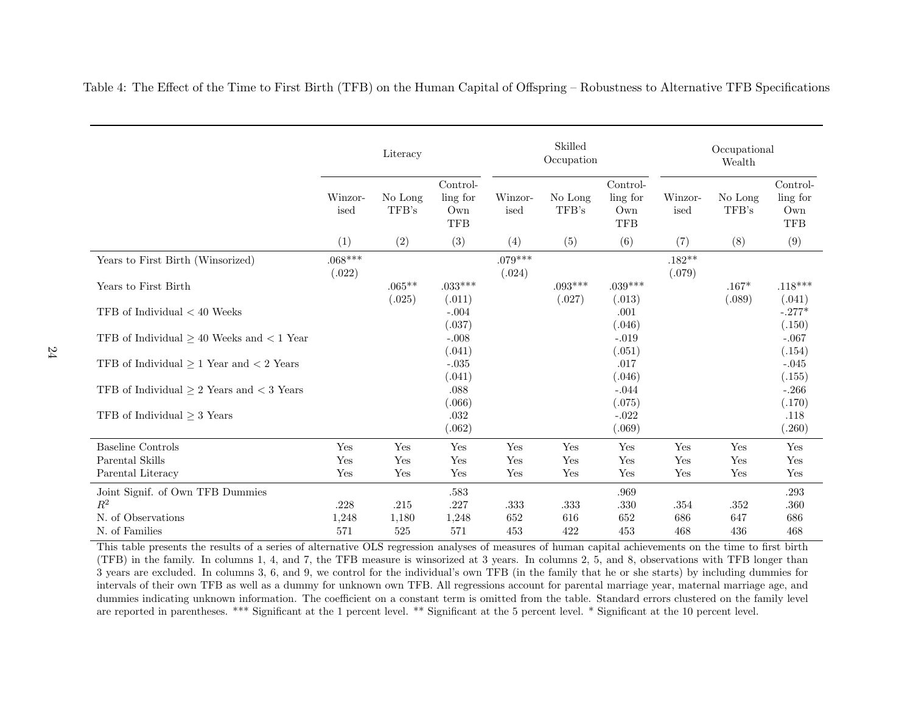Table 4: The Effect of the Time to First Birth (TFB) on the Human Capital of Offspring – Robustness to Alternative TFB Specifications

| | Literacy | | | Skilled Occupation | | | Occupational Wealth | | |
|---|---|---|---|---|---|---|---|---|---|
| | Winzorised | No Long TFB's | Controlling for Own TFB | Winzorised | No Long TFB's | Controlling for Own TFB | Winzorised | No Long TFB's | Controlling for Own TFB |
| | (1) | (2) | (3) | (4) | (5) | (6) | (7) | (8) | (9) |
| Years to First Birth (Winsorized) | .068*** | | | .079*** | | | .182** | | |
| | (.022) | | | (.024) | | | (.079) | | |
| Years to First Birth | | .065** | .033*** | | .093*** | .039*** | | .167* | .118*** |
| | | (.025) | (.011) | | (.027) | (.013) | | (.089) | (.041) |
| TFB of Individual < 40 Weeks | | | -.004 | | | .001 | | | -.277* |
| | | | (.037) | | | (.046) | | | (.150) |
| TFB of Individual ≥ 40 Weeks and < 1 Year | | | -.008 | | | -.019 | | | -.067 |
| | | | (.041) | | | (.051) | | | (.154) |
| TFB of Individual ≥ 1 Year and < 2 Years | | | -.035 | | | .017 | | | -.045 |
| | | | (.041) | | | (.046) | | | (.155) |
| TFB of Individual ≥ 2 Years and < 3 Years | | | .088 | | | -.044 | | | -.266 |
| | | | (.066) | | | (.075) | | | (.170) |
| TFB of Individual ≥ 3 Years | | | .032 | | | -.022 | | | .118 |
| | | | (.062) | | | (.069) | | | (.260) |
| Baseline Controls | Yes | Yes | Yes | Yes | Yes | Yes | Yes | Yes | Yes |
| Parental Skills | Yes | Yes | Yes | Yes | Yes | Yes | Yes | Yes | Yes |
| Parental Literacy | Yes | Yes | Yes | Yes | Yes | Yes | Yes | Yes | Yes |
| Joint Signif. of Own TFB Dummies | | | .583 | | | .969 | | | .293 |
| $R^2$ | .228 | .215 | .227 | .333 | .333 | .330 | .354 | .352 | .360 |
| N. of Observations | 1,248 | 1,180 | 1,248 | 652 | 616 | 652 | 686 | 647 | 686 |
| N. of Families | 571 | 525 | 571 | 453 | 422 | 453 | 468 | 436 | 468 |

This table presents the results of a series of alternative OLS regression analyses of measures of human capital achievements on the time to first birth (TFB) in the family. In columns 1, 4, and 7, the TFB measure is winsorized at 3 years. In columns 2, 5, and 8, observations with TFB longer than 3 years are excluded. In columns 3, 6, and 9, we control for the individual's own TFB (in the family that he or she starts) by including dummies for intervals of their own TFB as well as a dummy for unknown own TFB. All regressions account for parental marriage year, maternal marriage age, and dummies indicating unknown information. The coefficient on a constant term is omitted from the table. Standard errors clustered on the family level are reported in parentheses. *** Significant at the 1 percent level. ** Significant at the 5 percent level. * Significant at the 10 percent level.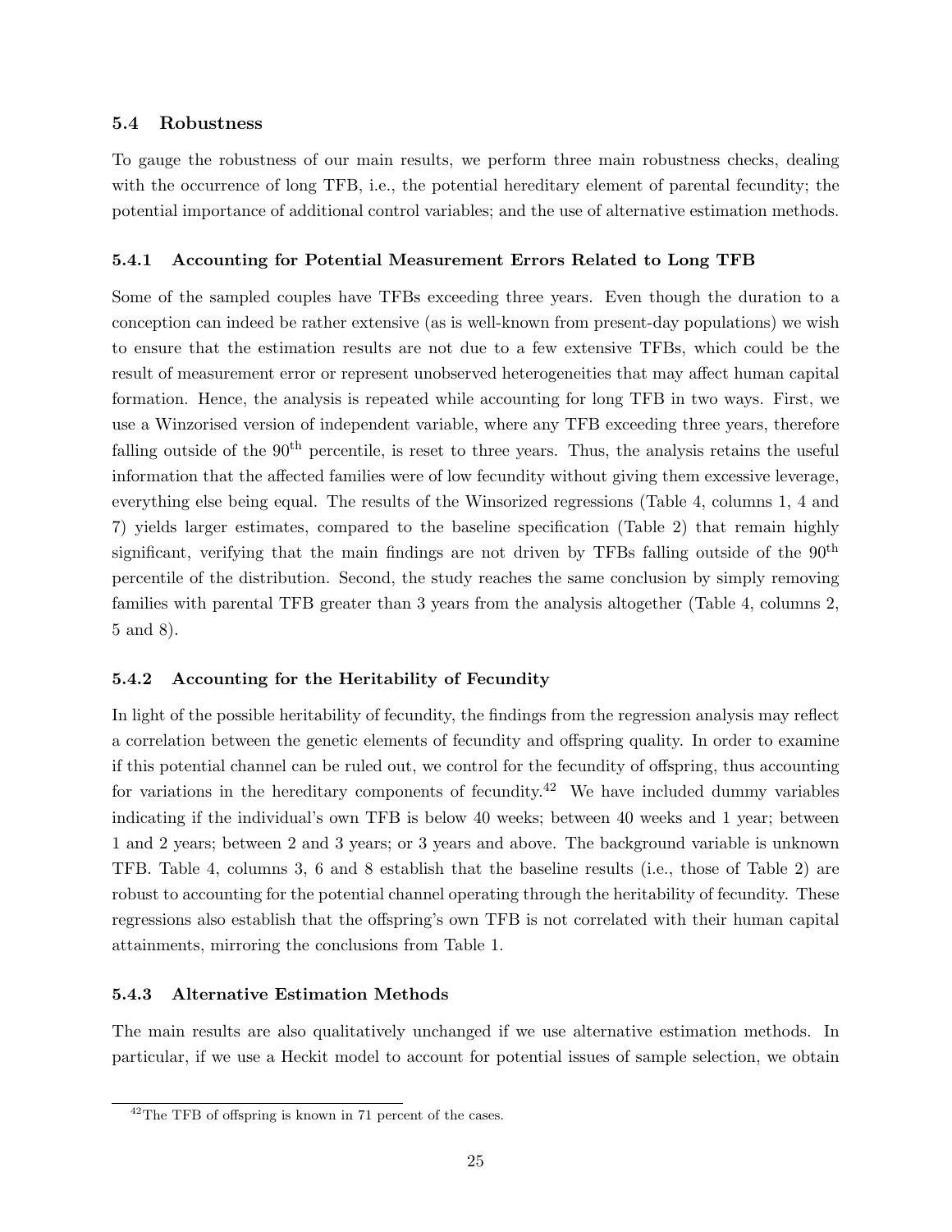### 5.4 Robustness

To gauge the robustness of our main results, we perform three main robustness checks, dealing with the occurrence of long TFB, i.e., the potential hereditary element of parental fecundity; the potential importance of additional control variables; and the use of alternative estimation methods.

#### 5.4.1 Accounting for Potential Measurement Errors Related to Long TFB

Some of the sampled couples have TFBs exceeding three years. Even though the duration to a conception can indeed be rather extensive (as is well-known from present-day populations) we wish to ensure that the estimation results are not due to a few extensive TFBs, which could be the result of measurement error or represent unobserved heterogeneities that may affect human capital formation. Hence, the analysis is repeated while accounting for long TFB in two ways. First, we use a Winzorised version of independent variable, where any TFB exceeding three years, therefore falling outside of the 90$^{\text{th}}$ percentile, is reset to three years. Thus, the analysis retains the useful information that the affected families were of low fecundity without giving them excessive leverage, everything else being equal. The results of the Winsorized regressions (Table 4, columns 1, 4 and 7) yields larger estimates, compared to the baseline specification (Table 2) that remain highly significant, verifying that the main findings are not driven by TFBs falling outside of the 90$^{\text{th}}$ percentile of the distribution. Second, the study reaches the same conclusion by simply removing families with parental TFB greater than 3 years from the analysis altogether (Table 4, columns 2, 5 and 8).

#### 5.4.2 Accounting for the Heritability of Fecundity

In light of the possible heritability of fecundity, the findings from the regression analysis may reflect a correlation between the genetic elements of fecundity and offspring quality. In order to examine if this potential channel can be ruled out, we control for the fecundity of offspring, thus accounting for variations in the hereditary components of fecundity.[42] We have included dummy variables indicating if the individual's own TFB is below 40 weeks; between 40 weeks and 1 year; between 1 and 2 years; between 2 and 3 years; or 3 years and above. The background variable is unknown TFB. Table 4, columns 3, 6 and 8 establish that the baseline results (i.e., those of Table 2) are robust to accounting for the potential channel operating through the heritability of fecundity. These regressions also establish that the offspring's own TFB is not correlated with their human capital attainments, mirroring the conclusions from Table 1.

#### 5.4.3 Alternative Estimation Methods

The main results are also qualitatively unchanged if we use alternative estimation methods. In particular, if we use a Heckit model to account for potential issues of sample selection, we obtain

[42] The TFB of offspring is known in 71 percent of the cases.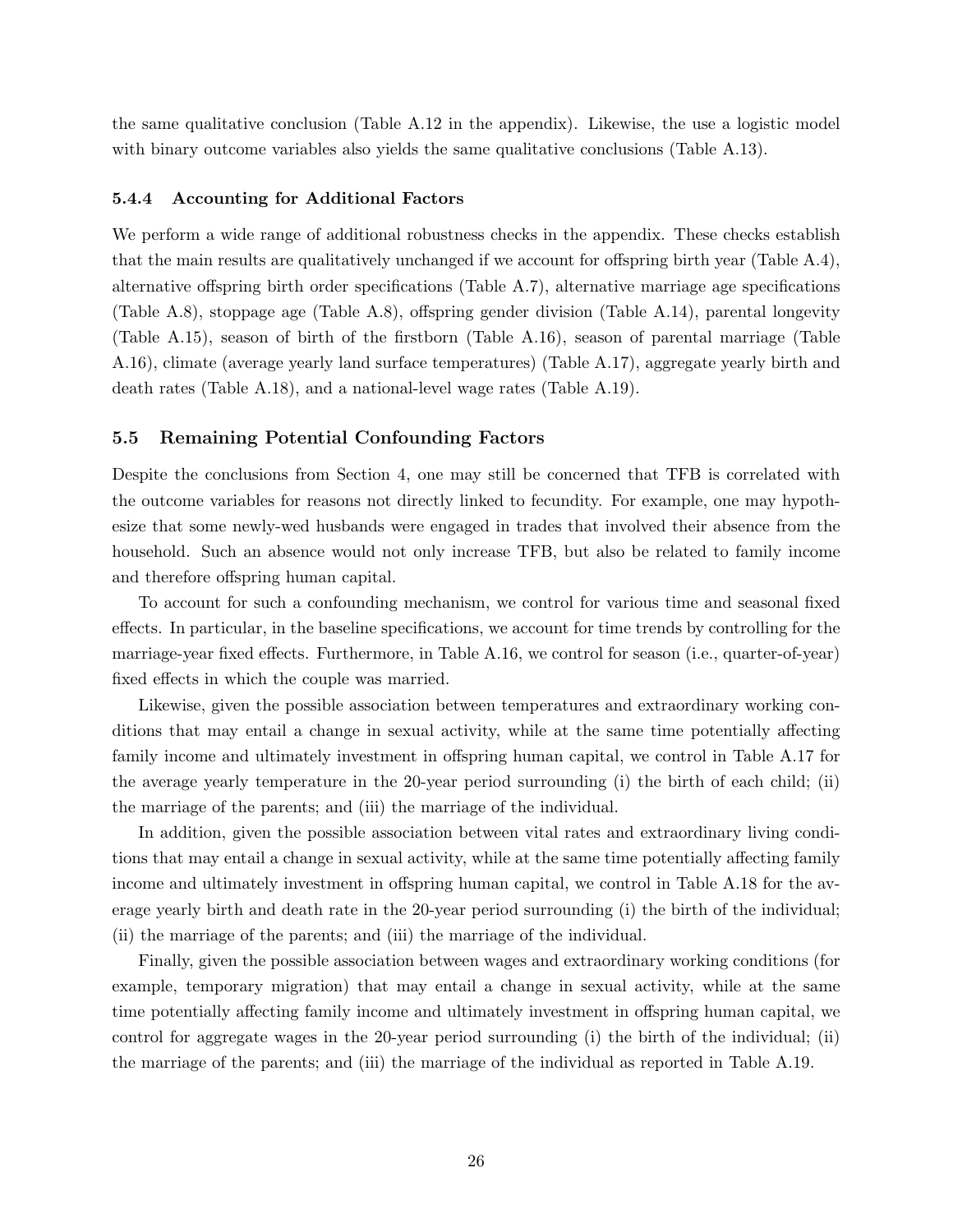the same qualitative conclusion (Table A.12 in the appendix). Likewise, the use a logistic model with binary outcome variables also yields the same qualitative conclusions (Table A.13).

#### 5.4.4 Accounting for Additional Factors

We perform a wide range of additional robustness checks in the appendix. These checks establish that the main results are qualitatively unchanged if we account for offspring birth year (Table A.4), alternative offspring birth order specifications (Table A.7), alternative marriage age specifications (Table A.8), stoppage age (Table A.8), offspring gender division (Table A.14), parental longevity (Table A.15), season of birth of the firstborn (Table A.16), season of parental marriage (Table A.16), climate (average yearly land surface temperatures) (Table A.17), aggregate yearly birth and death rates (Table A.18), and a national-level wage rates (Table A.19).

### 5.5 Remaining Potential Confounding Factors

Despite the conclusions from Section 4, one may still be concerned that TFB is correlated with the outcome variables for reasons not directly linked to fecundity. For example, one may hypothesize that some newly-wed husbands were engaged in trades that involved their absence from the household. Such an absence would not only increase TFB, but also be related to family income and therefore offspring human capital.

To account for such a confounding mechanism, we control for various time and seasonal fixed effects. In particular, in the baseline specifications, we account for time trends by controlling for the marriage-year fixed effects. Furthermore, in Table A.16, we control for season (i.e., quarter-of-year) fixed effects in which the couple was married.

Likewise, given the possible association between temperatures and extraordinary working conditions that may entail a change in sexual activity, while at the same time potentially affecting family income and ultimately investment in offspring human capital, we control in Table A.17 for the average yearly temperature in the 20-year period surrounding (i) the birth of each child; (ii) the marriage of the parents; and (iii) the marriage of the individual.

In addition, given the possible association between vital rates and extraordinary living conditions that may entail a change in sexual activity, while at the same time potentially affecting family income and ultimately investment in offspring human capital, we control in Table A.18 for the average yearly birth and death rate in the 20-year period surrounding (i) the birth of the individual; (ii) the marriage of the parents; and (iii) the marriage of the individual.

Finally, given the possible association between wages and extraordinary working conditions (for example, temporary migration) that may entail a change in sexual activity, while at the same time potentially affecting family income and ultimately investment in offspring human capital, we control for aggregate wages in the 20-year period surrounding (i) the birth of the individual; (ii) the marriage of the parents; and (iii) the marriage of the individual as reported in Table A.19.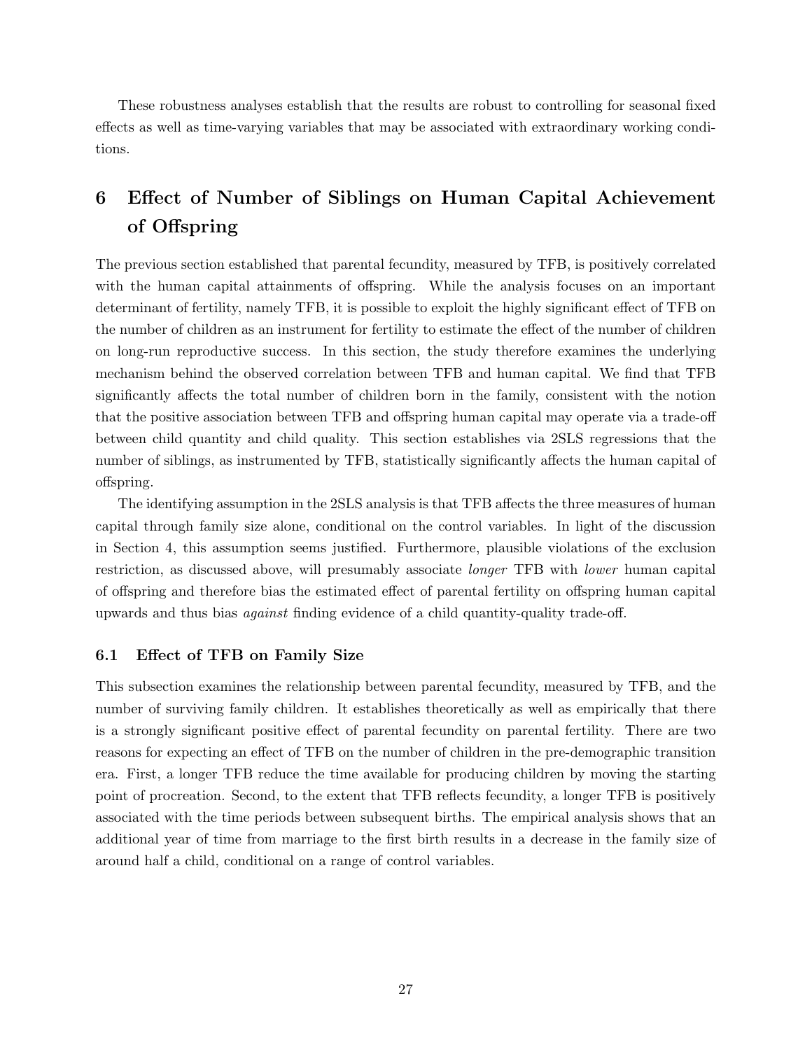These robustness analyses establish that the results are robust to controlling for seasonal fixed effects as well as time-varying variables that may be associated with extraordinary working conditions.

# 6 Effect of Number of Siblings on Human Capital Achievement of Offspring

The previous section established that parental fecundity, measured by TFB, is positively correlated with the human capital attainments of offspring. While the analysis focuses on an important determinant of fertility, namely TFB, it is possible to exploit the highly significant effect of TFB on the number of children as an instrument for fertility to estimate the effect of the number of children on long-run reproductive success. In this section, the study therefore examines the underlying mechanism behind the observed correlation between TFB and human capital. We find that TFB significantly affects the total number of children born in the family, consistent with the notion that the positive association between TFB and offspring human capital may operate via a trade-off between child quantity and child quality. This section establishes via 2SLS regressions that the number of siblings, as instrumented by TFB, statistically significantly affects the human capital of offspring.

The identifying assumption in the 2SLS analysis is that TFB affects the three measures of human capital through family size alone, conditional on the control variables. In light of the discussion in Section 4, this assumption seems justified. Furthermore, plausible violations of the exclusion restriction, as discussed above, will presumably associate *longer* TFB with *lower* human capital of offspring and therefore bias the estimated effect of parental fertility on offspring human capital upwards and thus bias *against* finding evidence of a child quantity-quality trade-off.

## 6.1 Effect of TFB on Family Size

This subsection examines the relationship between parental fecundity, measured by TFB, and the number of surviving family children. It establishes theoretically as well as empirically that there is a strongly significant positive effect of parental fecundity on parental fertility. There are two reasons for expecting an effect of TFB on the number of children in the pre-demographic transition era. First, a longer TFB reduce the time available for producing children by moving the starting point of procreation. Second, to the extent that TFB reflects fecundity, a longer TFB is positively associated with the time periods between subsequent births. The empirical analysis shows that an additional year of time from marriage to the first birth results in a decrease in the family size of around half a child, conditional on a range of control variables.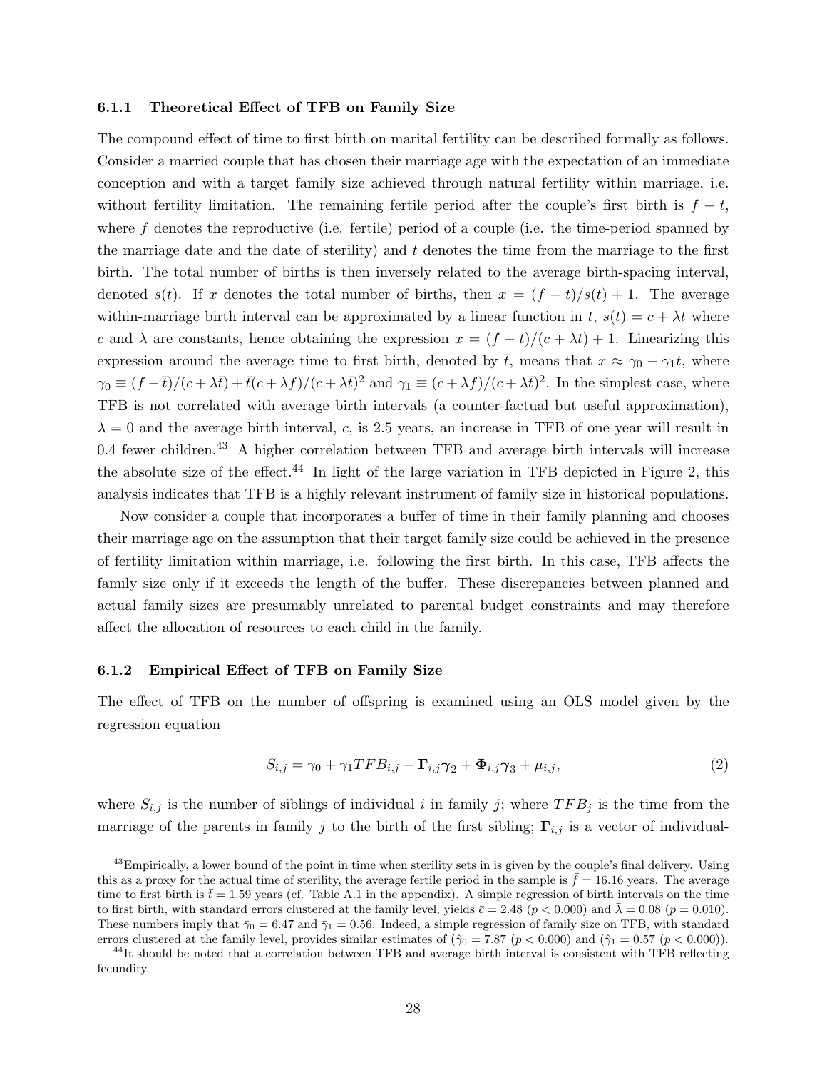### 6.1.1 Theoretical Effect of TFB on Family Size

The compound effect of time to first birth on marital fertility can be described formally as follows. Consider a married couple that has chosen their marriage age with the expectation of an immediate conception and with a target family size achieved through natural fertility within marriage, i.e. without fertility limitation. The remaining fertile period after the couple's first birth is $f - t$, where $f$ denotes the reproductive (i.e. fertile) period of a couple (i.e. the time-period spanned by the marriage date and the date of sterility) and $t$ denotes the time from the marriage to the first birth. The total number of births is then inversely related to the average birth-spacing interval, denoted $s(t)$. If $x$ denotes the total number of births, then $x = (f - t)/s(t) + 1$. The average within-marriage birth interval can be approximated by a linear function in $t$, $s(t) = c + \lambda t$ where $c$ and $\lambda$ are constants, hence obtaining the expression $x = (f - t)/(c + \lambda t) + 1$. Linearizing this expression around the average time to first birth, denoted by $\bar{t}$, means that $x \approx \gamma_0 - \gamma_1 t$, where $\gamma_0 \equiv (f - \bar{t})/(c + \lambda \bar{t}) + \bar{t}(c + \lambda f)/(c + \lambda \bar{t})^2$ and $\gamma_1 \equiv (c + \lambda f)/(c + \lambda \bar{t})^2$. In the simplest case, where TFB is not correlated with average birth intervals (a counter-factual but useful approximation), $\lambda = 0$ and the average birth interval, $c$, is 2.5 years, an increase in TFB of one year will result in 0.4 fewer children.[43] A higher correlation between TFB and average birth intervals will increase the absolute size of the effect.[44] In light of the large variation in TFB depicted in Figure 2, this analysis indicates that TFB is a highly relevant instrument of family size in historical populations.

Now consider a couple that incorporates a buffer of time in their family planning and chooses their marriage age on the assumption that their target family size could be achieved in the presence of fertility limitation within marriage, i.e. following the first birth. In this case, TFB affects the family size only if it exceeds the length of the buffer. These discrepancies between planned and actual family sizes are presumably unrelated to parental budget constraints and may therefore affect the allocation of resources to each child in the family.

### 6.1.2 Empirical Effect of TFB on Family Size

The effect of TFB on the number of offspring is examined using an OLS model given by the regression equation

$$S_{i,j} = \gamma_0 + \gamma_1 TFB_{i,j} + \mathbf{\Gamma}_{i,j}\gamma_2 + \mathbf{\Phi}_{i,j}\gamma_3 + \mu_{i,j}, \tag{2}$$

where $S_{i,j}$ is the number of siblings of individual $i$ in family $j$; where $TFB_j$ is the time from the marriage of the parents in family $j$ to the birth of the first sibling; $\mathbf{\Gamma}_{i,j}$ is a vector of individual-

[43] Empirically, a lower bound of the point in time when sterility sets in is given by the couple's final delivery. Using this as a proxy for the actual time of sterility, the average fertile period in the sample is $\bar{f} = 16.16$ years. The average time to first birth is $\bar{t} = 1.59$ years (cf. Table A.1 in the appendix). A simple regression of birth intervals on the time to first birth, with standard errors clustered at the family level, yields $\bar{c} = 2.48$ ($p < 0.000$) and $\bar{\lambda} = 0.08$ ($p = 0.010$). These numbers imply that $\bar{\gamma}_0 = 6.47$ and $\bar{\gamma}_1 = 0.56$. Indeed, a simple regression of family size on TFB, with standard errors clustered at the family level, provides similar estimates of ($\hat{\gamma}_0 = 7.87$ ($p < 0.000$) and ($\hat{\gamma}_1 = 0.57$ ($p < 0.000$)).

[44] It should be noted that a correlation between TFB and average birth interval is consistent with TFB reflecting fecundity.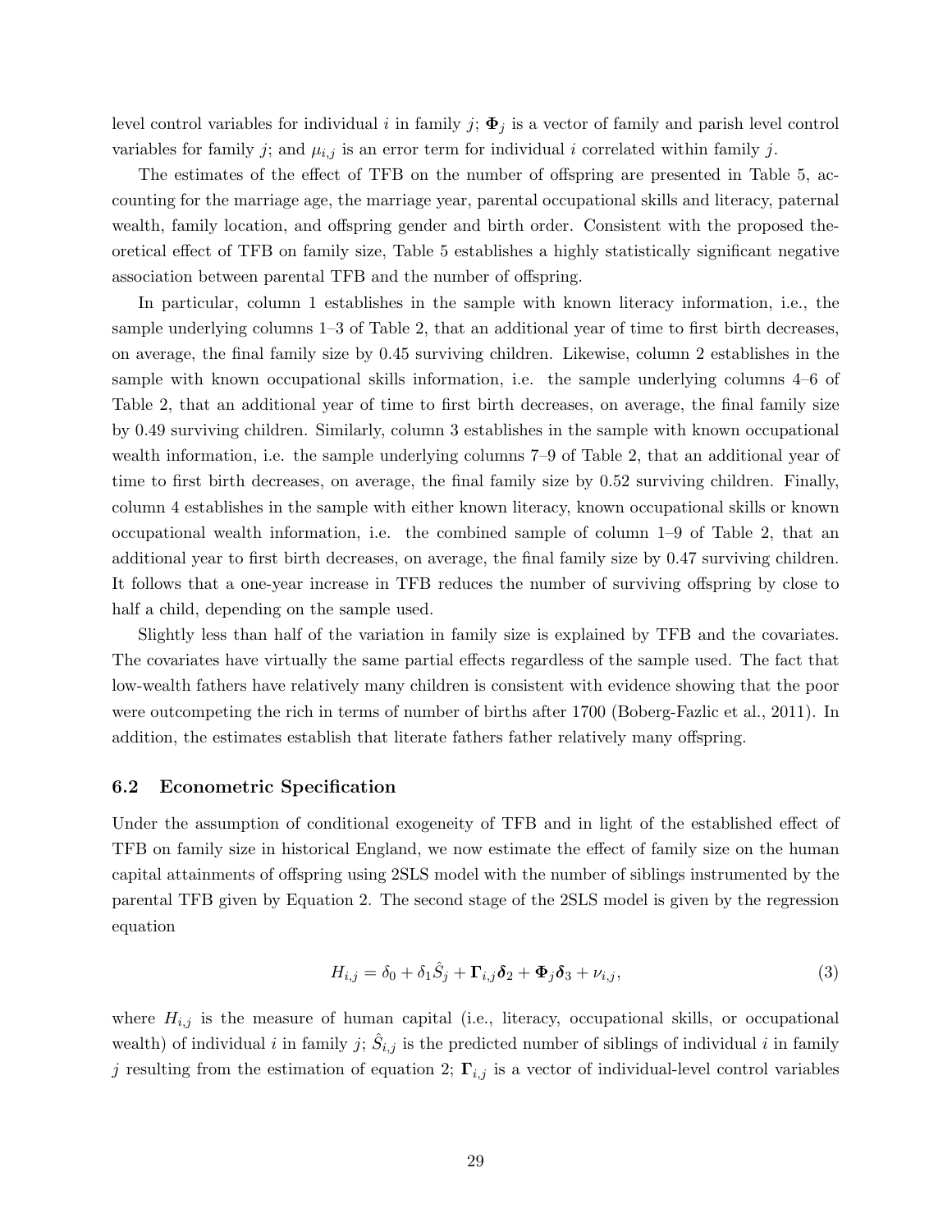level control variables for individual $i$ in family $j$; $\mathbf{\Phi}_j$ is a vector of family and parish level control variables for family $j$; and $\mu_{i,j}$ is an error term for individual $i$ correlated within family $j$.

The estimates of the effect of TFB on the number of offspring are presented in Table 5, accounting for the marriage age, the marriage year, parental occupational skills and literacy, paternal wealth, family location, and offspring gender and birth order. Consistent with the proposed theoretical effect of TFB on family size, Table 5 establishes a highly statistically significant negative association between parental TFB and the number of offspring.

In particular, column 1 establishes in the sample with known literacy information, i.e., the sample underlying columns 1–3 of Table 2, that an additional year of time to first birth decreases, on average, the final family size by 0.45 surviving children. Likewise, column 2 establishes in the sample with known occupational skills information, i.e. the sample underlying columns 4–6 of Table 2, that an additional year of time to first birth decreases, on average, the final family size by 0.49 surviving children. Similarly, column 3 establishes in the sample with known occupational wealth information, i.e. the sample underlying columns 7–9 of Table 2, that an additional year of time to first birth decreases, on average, the final family size by 0.52 surviving children. Finally, column 4 establishes in the sample with either known literacy, known occupational skills or known occupational wealth information, i.e. the combined sample of column 1–9 of Table 2, that an additional year to first birth decreases, on average, the final family size by 0.47 surviving children. It follows that a one-year increase in TFB reduces the number of surviving offspring by close to half a child, depending on the sample used.

Slightly less than half of the variation in family size is explained by TFB and the covariates. The covariates have virtually the same partial effects regardless of the sample used. The fact that low-wealth fathers have relatively many children is consistent with evidence showing that the poor were outcompeting the rich in terms of number of births after 1700 (Boberg-Fazlic et al., 2011). In addition, the estimates establish that literate fathers father relatively many offspring.

### 6.2 Econometric Specification

Under the assumption of conditional exogeneity of TFB and in light of the established effect of TFB on family size in historical England, we now estimate the effect of family size on the human capital attainments of offspring using 2SLS model with the number of siblings instrumented by the parental TFB given by Equation 2. The second stage of the 2SLS model is given by the regression equation

$$H_{i,j} = \delta_0 + \delta_1 \hat{S}_j + \mathbf{\Gamma}_{i,j}\boldsymbol{\delta}_2 + \mathbf{\Phi}_j\boldsymbol{\delta}_3 + \nu_{i,j}, \tag{3}$$

where $H_{i,j}$ is the measure of human capital (i.e., literacy, occupational skills, or occupational wealth) of individual $i$ in family $j$; $\hat{S}_{i,j}$ is the predicted number of siblings of individual $i$ in family $j$ resulting from the estimation of equation 2; $\mathbf{\Gamma}_{i,j}$ is a vector of individual-level control variables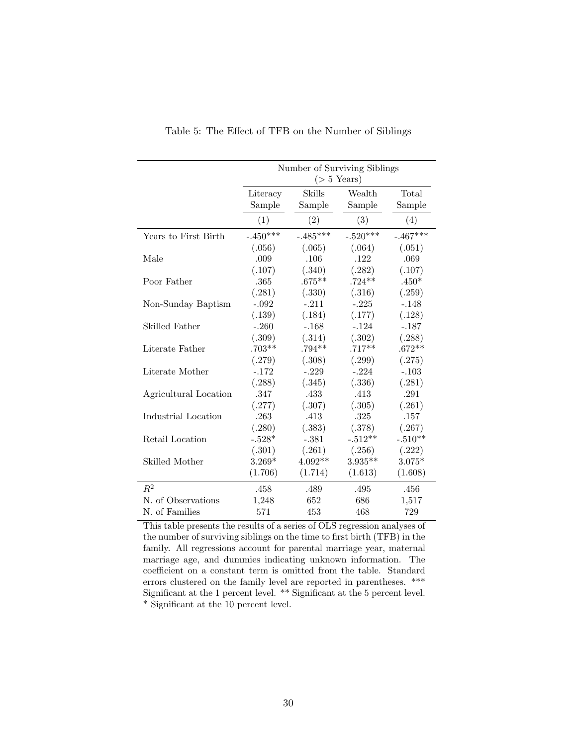Table 5: The Effect of TFB on the Number of Siblings

| | Number of Surviving Siblings (> 5 Years) | | | |
|---|---|---|---|---|
| | Literacy Sample | Skills Sample | Wealth Sample | Total Sample |
| | (1) | (2) | (3) | (4) |
| Years to First Birth | -.450*** | -.485*** | -.520*** | -.467*** |
| | (.056) | (.065) | (.064) | (.051) |
| Male | .009 | .106 | .122 | .069 |
| | (.107) | (.340) | (.282) | (.107) |
| Poor Father | .365 | .675** | .724** | .450* |
| | (.281) | (.330) | (.316) | (.259) |
| Non-Sunday Baptism | -.092 | -.211 | -.225 | -.148 |
| | (.139) | (.184) | (.177) | (.128) |
| Skilled Father | -.260 | -.168 | -.124 | -.187 |
| | (.309) | (.314) | (.302) | (.288) |
| Literate Father | .703** | .794** | .717** | .672** |
| | (.279) | (.308) | (.299) | (.275) |
| Literate Mother | -.172 | -.229 | -.224 | -.103 |
| | (.288) | (.345) | (.336) | (.281) |
| Agricultural Location | .347 | .433 | .413 | .291 |
| | (.277) | (.307) | (.305) | (.261) |
| Industrial Location | .263 | .413 | .325 | .157 |
| | (.280) | (.383) | (.378) | (.267) |
| Retail Location | -.528* | -.381 | -.512** | -.510** |
| | (.301) | (.261) | (.256) | (.222) |
| Skilled Mother | 3.269* | 4.092** | 3.935** | 3.075* |
| | (1.706) | (1.714) | (1.613) | (1.608) |
| $R^2$ | .458 | .489 | .495 | .456 |
| N. of Observations | 1,248 | 652 | 686 | 1,517 |
| N. of Families | 571 | 453 | 468 | 729 |

This table presents the results of a series of OLS regression analyses of the number of surviving siblings on the time to first birth (TFB) in the family. All regressions account for parental marriage year, maternal marriage age, and dummies indicating unknown information. The coefficient on a constant term is omitted from the table. Standard errors clustered on the family level are reported in parentheses. *** Significant at the 1 percent level. ** Significant at the 5 percent level. * Significant at the 10 percent level.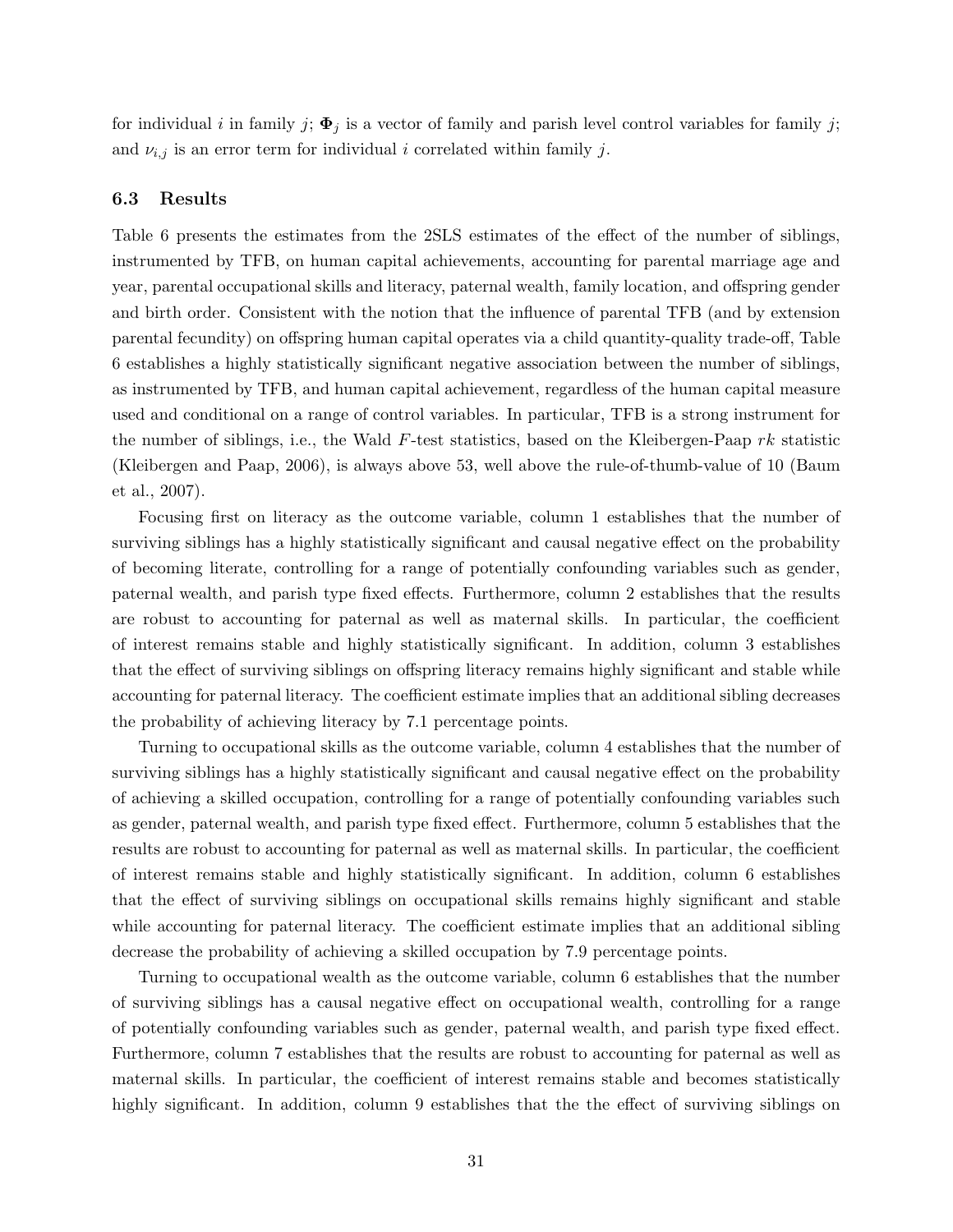for individual $i$ in family $j$; $\mathbf{\Phi}_j$ is a vector of family and parish level control variables for family $j$; and $\nu_{i,j}$ is an error term for individual $i$ correlated within family $j$.

### 6.3 Results

Table 6 presents the estimates from the 2SLS estimates of the effect of the number of siblings, instrumented by TFB, on human capital achievements, accounting for parental marriage age and year, parental occupational skills and literacy, paternal wealth, family location, and offspring gender and birth order. Consistent with the notion that the influence of parental TFB (and by extension parental fecundity) on offspring human capital operates via a child quantity-quality trade-off, Table 6 establishes a highly statistically significant negative association between the number of siblings, as instrumented by TFB, and human capital achievement, regardless of the human capital measure used and conditional on a range of control variables. In particular, TFB is a strong instrument for the number of siblings, i.e., the Wald $F$-test statistics, based on the Kleibergen-Paap $rk$ statistic (Kleibergen and Paap, 2006), is always above 53, well above the rule-of-thumb-value of 10 (Baum et al., 2007).

Focusing first on literacy as the outcome variable, column 1 establishes that the number of surviving siblings has a highly statistically significant and causal negative effect on the probability of becoming literate, controlling for a range of potentially confounding variables such as gender, paternal wealth, and parish type fixed effects. Furthermore, column 2 establishes that the results are robust to accounting for paternal as well as maternal skills. In particular, the coefficient of interest remains stable and highly statistically significant. In addition, column 3 establishes that the effect of surviving siblings on offspring literacy remains highly significant and stable while accounting for paternal literacy. The coefficient estimate implies that an additional sibling decreases the probability of achieving literacy by 7.1 percentage points.

Turning to occupational skills as the outcome variable, column 4 establishes that the number of surviving siblings has a highly statistically significant and causal negative effect on the probability of achieving a skilled occupation, controlling for a range of potentially confounding variables such as gender, paternal wealth, and parish type fixed effect. Furthermore, column 5 establishes that the results are robust to accounting for paternal as well as maternal skills. In particular, the coefficient of interest remains stable and highly statistically significant. In addition, column 6 establishes that the effect of surviving siblings on occupational skills remains highly significant and stable while accounting for paternal literacy. The coefficient estimate implies that an additional sibling decrease the probability of achieving a skilled occupation by 7.9 percentage points.

Turning to occupational wealth as the outcome variable, column 6 establishes that the number of surviving siblings has a causal negative effect on occupational wealth, controlling for a range of potentially confounding variables such as gender, paternal wealth, and parish type fixed effect. Furthermore, column 7 establishes that the results are robust to accounting for paternal as well as maternal skills. In particular, the coefficient of interest remains stable and becomes statistically highly significant. In addition, column 9 establishes that the the effect of surviving siblings on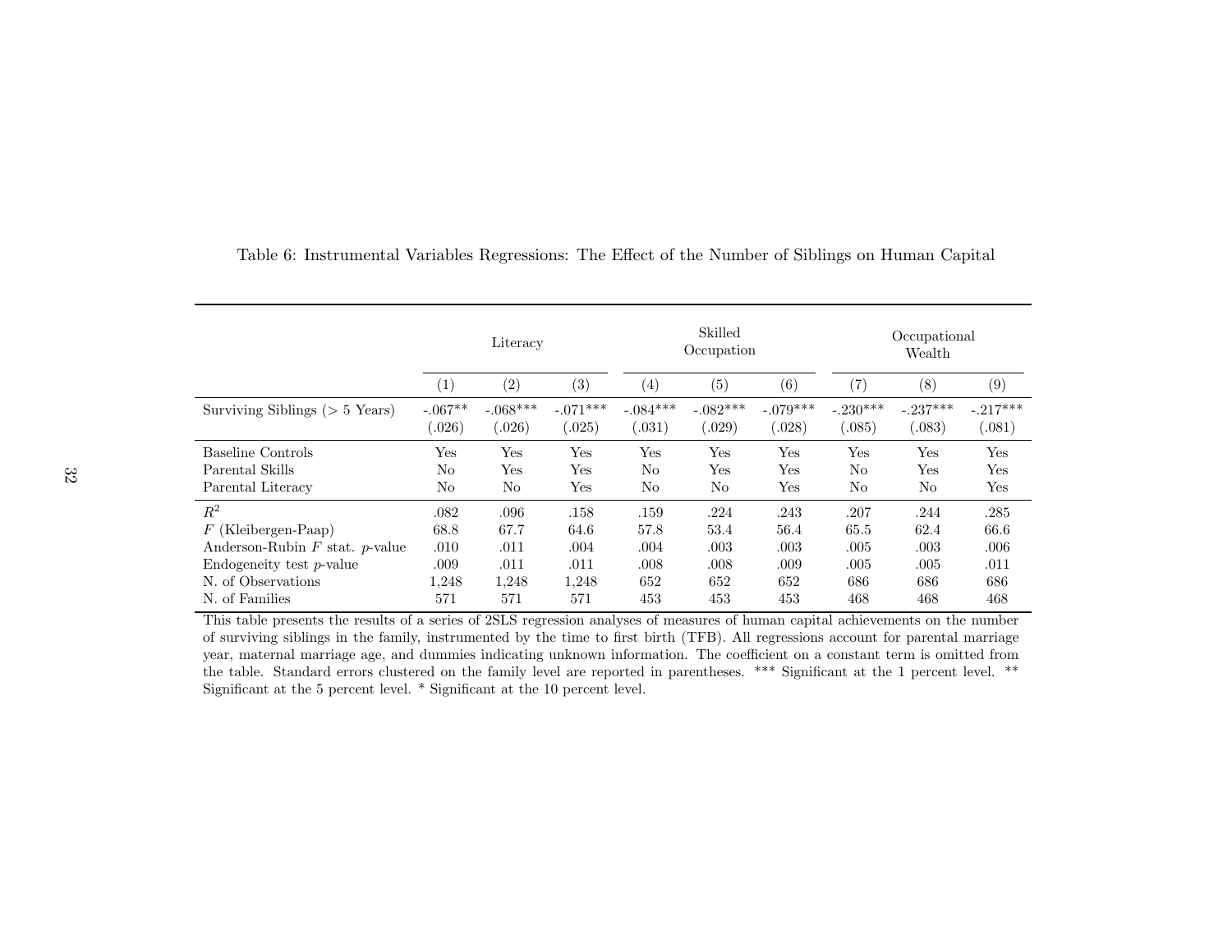Table 6: Instrumental Variables Regressions: The Effect of the Number of Siblings on Human Capital

| | Literacy | | | Skilled Occupation | | | Occupational Wealth | | |
|---|---|---|---|---|---|---|---|---|---|
| | (1) | (2) | (3) | (4) | (5) | (6) | (7) | (8) | (9) |
| Surviving Siblings (> 5 Years) | -.067** | -.068*** | -.071*** | -.084*** | -.082*** | -.079*** | -.230*** | -.237*** | -.217*** |
| | (.026) | (.026) | (.025) | (.031) | (.029) | (.028) | (.085) | (.083) | (.081) |
| Baseline Controls | Yes | Yes | Yes | Yes | Yes | Yes | Yes | Yes | Yes |
| Parental Skills | No | Yes | Yes | No | Yes | Yes | No | Yes | Yes |
| Parental Literacy | No | No | Yes | No | No | Yes | No | No | Yes |
| $R^2$ | .082 | .096 | .158 | .159 | .224 | .243 | .207 | .244 | .285 |
| $F$ (Kleibergen-Paap) | 68.8 | 67.7 | 64.6 | 57.8 | 53.4 | 56.4 | 65.5 | 62.4 | 66.6 |
| Anderson-Rubin $F$ stat. $p$-value | .010 | .011 | .004 | .004 | .003 | .003 | .005 | .003 | .006 |
| Endogeneity test $p$-value | .009 | .011 | .011 | .008 | .008 | .009 | .005 | .005 | .011 |
| N. of Observations | 1,248 | 1,248 | 1,248 | 652 | 652 | 652 | 686 | 686 | 686 |
| N. of Families | 571 | 571 | 571 | 453 | 453 | 453 | 468 | 468 | 468 |

This table presents the results of a series of 2SLS regression analyses of measures of human capital achievements on the number of surviving siblings in the family, instrumented by the time to first birth (TFB). All regressions account for parental marriage year, maternal marriage age, and dummies indicating unknown information. The coefficient on a constant term is omitted from the table. Standard errors clustered on the family level are reported in parentheses. *** Significant at the 1 percent level. ** Significant at the 5 percent level. * Significant at the 10 percent level.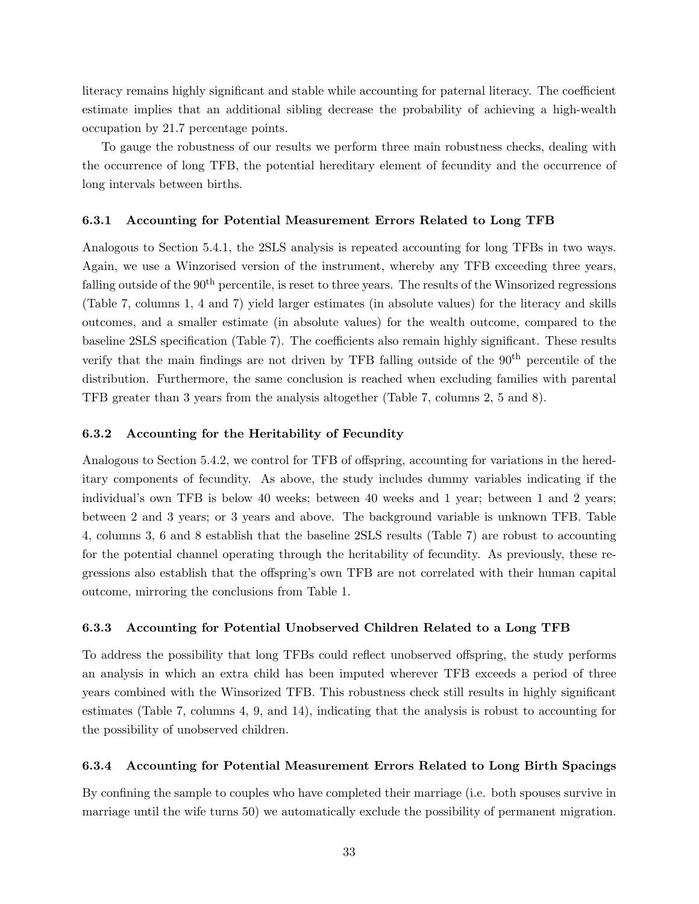literacy remains highly significant and stable while accounting for paternal literacy. The coefficient estimate implies that an additional sibling decrease the probability of achieving a high-wealth occupation by 21.7 percentage points.

To gauge the robustness of our results we perform three main robustness checks, dealing with the occurrence of long TFB, the potential hereditary element of fecundity and the occurrence of long intervals between births.

### 6.3.1 Accounting for Potential Measurement Errors Related to Long TFB

Analogous to Section 5.4.1, the 2SLS analysis is repeated accounting for long TFBs in two ways. Again, we use a Winzorised version of the instrument, whereby any TFB exceeding three years, falling outside of the 90$^{th}$ percentile, is reset to three years. The results of the Winsorized regressions (Table 7, columns 1, 4 and 7) yield larger estimates (in absolute values) for the literacy and skills outcomes, and a smaller estimate (in absolute values) for the wealth outcome, compared to the baseline 2SLS specification (Table 7). The coefficients also remain highly significant. These results verify that the main findings are not driven by TFB falling outside of the 90$^{th}$ percentile of the distribution. Furthermore, the same conclusion is reached when excluding families with parental TFB greater than 3 years from the analysis altogether (Table 7, columns 2, 5 and 8).

### 6.3.2 Accounting for the Heritability of Fecundity

Analogous to Section 5.4.2, we control for TFB of offspring, accounting for variations in the hereditary components of fecundity. As above, the study includes dummy variables indicating if the individual's own TFB is below 40 weeks; between 40 weeks and 1 year; between 1 and 2 years; between 2 and 3 years; or 3 years and above. The background variable is unknown TFB. Table 4, columns 3, 6 and 8 establish that the baseline 2SLS results (Table 7) are robust to accounting for the potential channel operating through the heritability of fecundity. As previously, these regressions also establish that the offspring's own TFB are not correlated with their human capital outcome, mirroring the conclusions from Table 1.

### 6.3.3 Accounting for Potential Unobserved Children Related to a Long TFB

To address the possibility that long TFBs could reflect unobserved offspring, the study performs an analysis in which an extra child has been imputed wherever TFB exceeds a period of three years combined with the Winsorized TFB. This robustness check still results in highly significant estimates (Table 7, columns 4, 9, and 14), indicating that the analysis is robust to accounting for the possibility of unobserved children.

### 6.3.4 Accounting for Potential Measurement Errors Related to Long Birth Spacings

By confining the sample to couples who have completed their marriage (i.e. both spouses survive in marriage until the wife turns 50) we automatically exclude the possibility of permanent migration.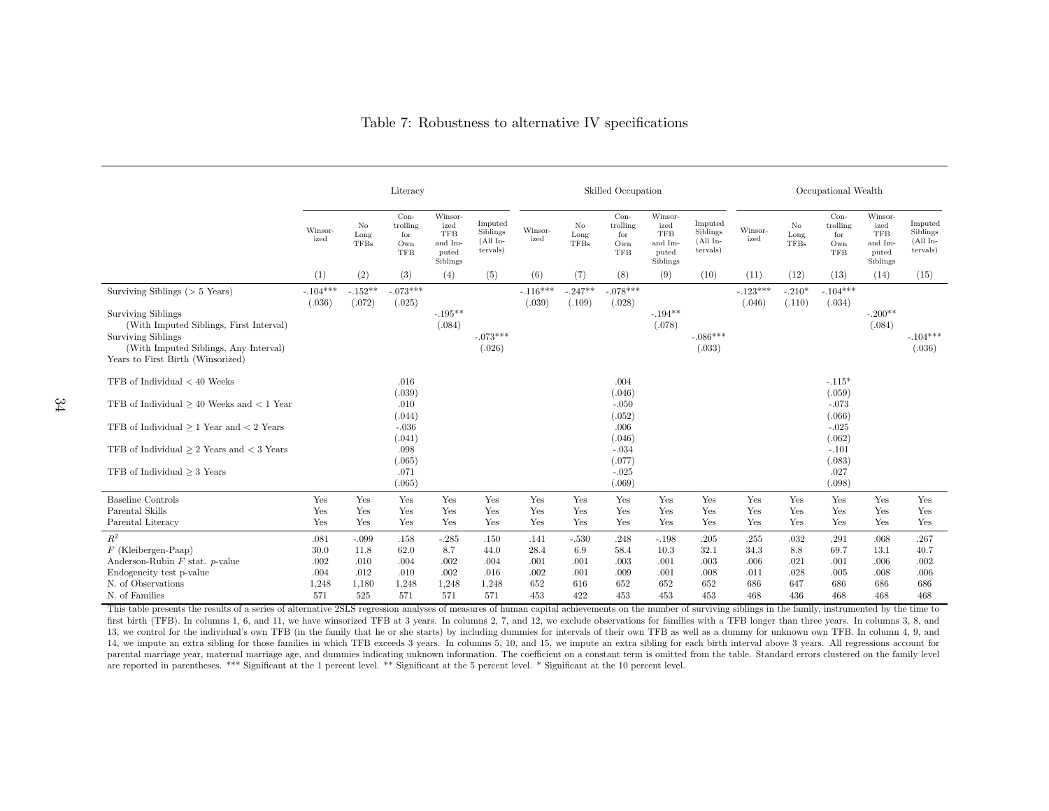# Table 7: Robustness to alternative IV specifications

| | Literacy | | | | | Skilled Occupation | | | | | Occupational Wealth | | | | |
|---|---|---|---|---|---|---|---|---|---|---|---|---|---|---|---|
| | Winsorized | No Long TFBs | Controlling for Own TFB | Winsorized TFB and Imputed Siblings | Imputed Siblings (All Intervals) | Winsorized | No Long TFBs | Controlling for Own TFB | Winsorized TFB and Imputed Siblings | Imputed Siblings (All Intervals) | Winsorized | No Long TFBs | Controlling for Own TFB | Winsorized TFB and Imputed Siblings | Imputed Siblings (All Intervals) |
| | (1) | (2) | (3) | (4) | (5) | (6) | (7) | (8) | (9) | (10) | (11) | (12) | (13) | (14) | (15) |
| Surviving Siblings (> 5 Years) | -.104*** | -.152** | -.073*** | | | -.116*** | -.247** | -.078*** | | | -.123*** | -.210* | -.104*** | | |
| | (.036) | (.072) | (.025) | | | (.039) | (.109) | (.028) | | | (.046) | (.110) | (.034) | | |
| Surviving Siblings (With Imputed Siblings, First Interval) | | | | -.195** | | | | | -.194** | | | | | -.200** | |
| | | | | (.084) | | | | | (.078) | | | | | (.084) | |
| Surviving Siblings (With Imputed Siblings, Any Interval) | | | | | -.073*** | | | | | -.086*** | | | | | -.104*** |
| | | | | | (.026) | | | | | (.033) | | | | | (.036) |
| Years to First Birth (Winsorized) | | | | | | | | | | | | | | | |
| TFB of Individual < 40 Weeks | | | .016 | | | | | .004 | | | | | -.115* | | |
| | | | (.039) | | | | | (.046) | | | | | (.059) | | |
| TFB of Individual ≥ 40 Weeks and < 1 Year | | | .010 | | | | | -.050 | | | | | -.073 | | |
| | | | (.044) | | | | | (.052) | | | | | (.066) | | |
| TFB of Individual ≥ 1 Year and < 2 Years | | | -.036 | | | | | .006 | | | | | -.025 | | |
| | | | (.041) | | | | | (.046) | | | | | (.062) | | |
| TFB of Individual ≥ 2 Years and < 3 Years | | | .098 | | | | | -.034 | | | | | -.101 | | |
| | | | (.065) | | | | | (.077) | | | | | (.083) | | |
| TFB of Individual ≥ 3 Years | | | .071 | | | | | -.025 | | | | | .027 | | |
| | | | (.065) | | | | | (.069) | | | | | (.098) | | |
| Baseline Controls | Yes | Yes | Yes | Yes | Yes | Yes | Yes | Yes | Yes | Yes | Yes | Yes | Yes | Yes | Yes |
| Parental Skills | Yes | Yes | Yes | Yes | Yes | Yes | Yes | Yes | Yes | Yes | Yes | Yes | Yes | Yes | Yes |
| Parental Literacy | Yes | Yes | Yes | Yes | Yes | Yes | Yes | Yes | Yes | Yes | Yes | Yes | Yes | Yes | Yes |
| $R^2$ | .081 | -.099 | .158 | -.285 | .150 | .141 | -.530 | .248 | -.198 | .205 | .255 | .032 | .291 | .068 | .267 |
| $F$ (Kleibergen-Paap) | 30.0 | 11.8 | 62.0 | 8.7 | 44.0 | 28.4 | 6.9 | 58.4 | 10.3 | 32.1 | 34.3 | 8.8 | 69.7 | 13.1 | 40.7 |
| Anderson-Rubin $F$ stat. $p$-value | .002 | .010 | .004 | .002 | .004 | .001 | .001 | .003 | .001 | .003 | .006 | .021 | .001 | .006 | .002 |
| Endogeneity test p-value | .004 | .012 | .010 | .002 | .016 | .002 | .001 | .009 | .001 | .008 | .011 | .028 | .005 | .008 | .006 |
| N. of Observations | 1,248 | 1,180 | 1,248 | 1,248 | 1,248 | 652 | 616 | 652 | 652 | 652 | 686 | 647 | 686 | 686 | 686 |
| N. of Families | 571 | 525 | 571 | 571 | 571 | 453 | 422 | 453 | 453 | 453 | 468 | 436 | 468 | 468 | 468 |

This table presents the results of a series of alternative 2SLS regression analyses of measures of human capital achievements on the number of surviving siblings in the family, instrumented by the time to first birth (TFB). In columns 1, 6, and 11, we have winsorized TFB at 3 years. In columns 2, 7, and 12, we exclude observations for families with a TFB longer than three years. In columns 3, 8, and 13, we control for the individual's own TFB (in the family that he or she starts) by including dummies for intervals of their own TFB as well as a dummy for unknown own TFB. In column 4, 9, and 14, we impute an extra sibling for those families in which TFB exceeds 3 years. In columns 5, 10, and 15, we impute an extra sibling for each birth interval above 3 years. All regressions account for parental marriage year, maternal marriage age, and dummies indicating unknown information. The coefficient on a constant term is omitted from the table. Standard errors clustered on the family level are reported in parentheses. *** Significant at the 1 percent level. ** Significant at the 5 percent level. * Significant at the 10 percent level.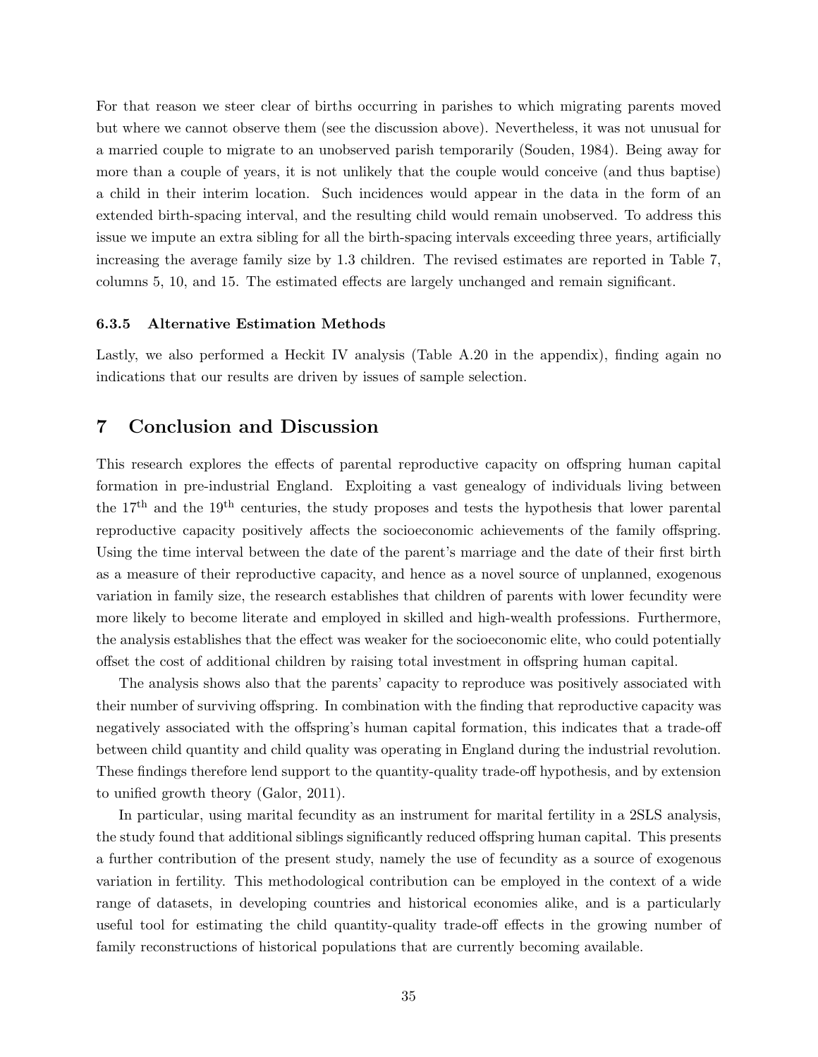For that reason we steer clear of births occurring in parishes to which migrating parents moved but where we cannot observe them (see the discussion above). Nevertheless, it was not unusual for a married couple to migrate to an unobserved parish temporarily (Souden, 1984). Being away for more than a couple of years, it is not unlikely that the couple would conceive (and thus baptise) a child in their interim location. Such incidences would appear in the data in the form of an extended birth-spacing interval, and the resulting child would remain unobserved. To address this issue we impute an extra sibling for all the birth-spacing intervals exceeding three years, artificially increasing the average family size by 1.3 children. The revised estimates are reported in Table 7, columns 5, 10, and 15. The estimated effects are largely unchanged and remain significant.

#### 6.3.5 Alternative Estimation Methods

Lastly, we also performed a Heckit IV analysis (Table A.20 in the appendix), finding again no indications that our results are driven by issues of sample selection.

## 7 Conclusion and Discussion

This research explores the effects of parental reproductive capacity on offspring human capital formation in pre-industrial England. Exploiting a vast genealogy of individuals living between the 17th and the 19th centuries, the study proposes and tests the hypothesis that lower parental reproductive capacity positively affects the socioeconomic achievements of the family offspring. Using the time interval between the date of the parent's marriage and the date of their first birth as a measure of their reproductive capacity, and hence as a novel source of unplanned, exogenous variation in family size, the research establishes that children of parents with lower fecundity were more likely to become literate and employed in skilled and high-wealth professions. Furthermore, the analysis establishes that the effect was weaker for the socioeconomic elite, who could potentially offset the cost of additional children by raising total investment in offspring human capital.

The analysis shows also that the parents' capacity to reproduce was positively associated with their number of surviving offspring. In combination with the finding that reproductive capacity was negatively associated with the offspring's human capital formation, this indicates that a trade-off between child quantity and child quality was operating in England during the industrial revolution. These findings therefore lend support to the quantity-quality trade-off hypothesis, and by extension to unified growth theory (Galor, 2011).

In particular, using marital fecundity as an instrument for marital fertility in a 2SLS analysis, the study found that additional siblings significantly reduced offspring human capital. This presents a further contribution of the present study, namely the use of fecundity as a source of exogenous variation in fertility. This methodological contribution can be employed in the context of a wide range of datasets, in developing countries and historical economies alike, and is a particularly useful tool for estimating the child quantity-quality trade-off effects in the growing number of family reconstructions of historical populations that are currently becoming available.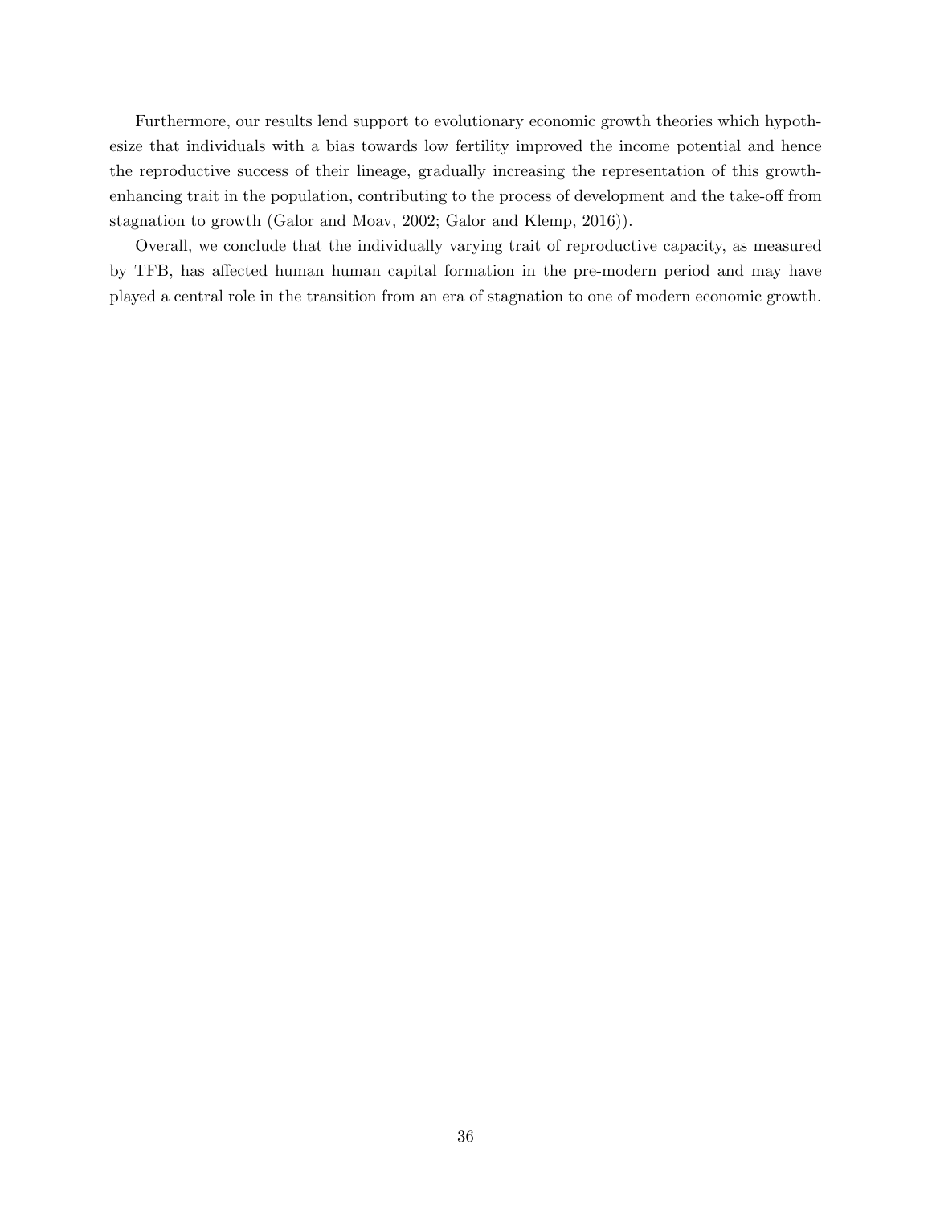Furthermore, our results lend support to evolutionary economic growth theories which hypothesize that individuals with a bias towards low fertility improved the income potential and hence the reproductive success of their lineage, gradually increasing the representation of this growth-enhancing trait in the population, contributing to the process of development and the take-off from stagnation to growth (Galor and Moav, 2002; Galor and Klemp, 2016)).

Overall, we conclude that the individually varying trait of reproductive capacity, as measured by TFB, has affected human human capital formation in the pre-modern period and may have played a central role in the transition from an era of stagnation to one of modern economic growth.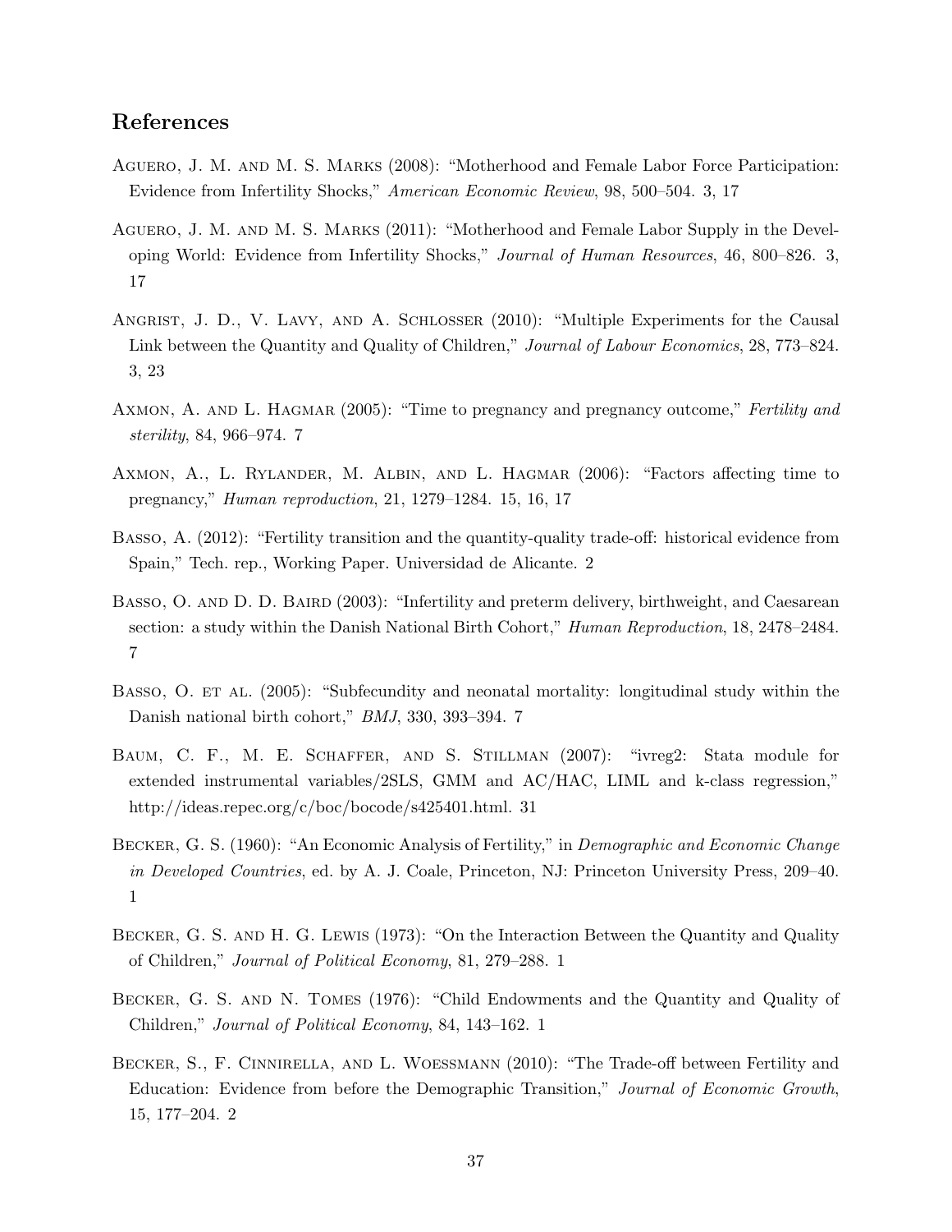## References

Aguero, J. M. and M. S. Marks (2008): "Motherhood and Female Labor Force Participation: Evidence from Infertility Shocks," *American Economic Review*, 98, 500–504. 3, 17

Aguero, J. M. and M. S. Marks (2011): "Motherhood and Female Labor Supply in the Developing World: Evidence from Infertility Shocks," *Journal of Human Resources*, 46, 800–826. 3, 17

Angrist, J. D., V. Lavy, and A. Schlosser (2010): "Multiple Experiments for the Causal Link between the Quantity and Quality of Children," *Journal of Labour Economics*, 28, 773–824. 3, 23

Axmon, A. and L. Hagmar (2005): "Time to pregnancy and pregnancy outcome," *Fertility and sterility*, 84, 966–974. 7

Axmon, A., L. Rylander, M. Albin, and L. Hagmar (2006): "Factors affecting time to pregnancy," *Human reproduction*, 21, 1279–1284. 15, 16, 17

Basso, A. (2012): "Fertility transition and the quantity-quality trade-off: historical evidence from Spain," Tech. rep., Working Paper. Universidad de Alicante. 2

Basso, O. and D. D. Baird (2003): "Infertility and preterm delivery, birthweight, and Caesarean section: a study within the Danish National Birth Cohort," *Human Reproduction*, 18, 2478–2484. 7

Basso, O. et al. (2005): "Subfecundity and neonatal mortality: longitudinal study within the Danish national birth cohort," *BMJ*, 330, 393–394. 7

Baum, C. F., M. E. Schaffer, and S. Stillman (2007): "ivreg2: Stata module for extended instrumental variables/2SLS, GMM and AC/HAC, LIML and k-class regression," http://ideas.repec.org/c/boc/bocode/s425401.html. 31

Becker, G. S. (1960): "An Economic Analysis of Fertility," in *Demographic and Economic Change in Developed Countries*, ed. by A. J. Coale, Princeton, NJ: Princeton University Press, 209–40. 1

Becker, G. S. and H. G. Lewis (1973): "On the Interaction Between the Quantity and Quality of Children," *Journal of Political Economy*, 81, 279–288. 1

Becker, G. S. and N. Tomes (1976): "Child Endowments and the Quantity and Quality of Children," *Journal of Political Economy*, 84, 143–162. 1

Becker, S., F. Cinnirella, and L. Woessmann (2010): "The Trade-off between Fertility and Education: Evidence from before the Demographic Transition," *Journal of Economic Growth*, 15, 177–204. 2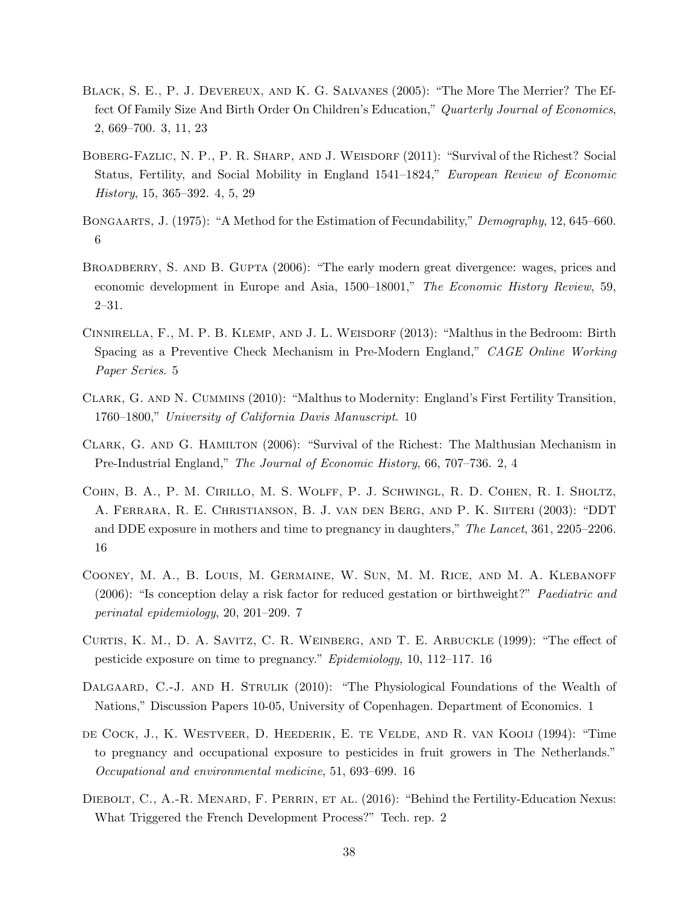Black, S. E., P. J. Devereux, and K. G. Salvanes (2005): "The More The Merrier? The Effect Of Family Size And Birth Order On Children's Education," *Quarterly Journal of Economics*, 2, 669–700. 3, 11, 23

Boberg-Fazlic, N. P., P. R. Sharp, and J. Weisdorf (2011): "Survival of the Richest? Social Status, Fertility, and Social Mobility in England 1541–1824," *European Review of Economic History*, 15, 365–392. 4, 5, 29

Bongaarts, J. (1975): "A Method for the Estimation of Fecundability," *Demography*, 12, 645–660. 6

Broadberry, S. and B. Gupta (2006): "The early modern great divergence: wages, prices and economic development in Europe and Asia, 1500–18001," *The Economic History Review*, 59, 2–31.

Cinnirella, F., M. P. B. Klemp, and J. L. Weisdorf (2013): "Malthus in the Bedroom: Birth Spacing as a Preventive Check Mechanism in Pre-Modern England," *CAGE Online Working Paper Series*. 5

Clark, G. and N. Cummins (2010): "Malthus to Modernity: England's First Fertility Transition, 1760–1800," *University of California Davis Manuscript*. 10

Clark, G. and G. Hamilton (2006): "Survival of the Richest: The Malthusian Mechanism in Pre-Industrial England," *The Journal of Economic History*, 66, 707–736. 2, 4

Cohn, B. A., P. M. Cirillo, M. S. Wolff, P. J. Schwingl, R. D. Cohen, R. I. Sholtz, A. Ferrara, R. E. Christianson, B. J. van den Berg, and P. K. Siiteri (2003): "DDT and DDE exposure in mothers and time to pregnancy in daughters," *The Lancet*, 361, 2205–2206. 16

Cooney, M. A., B. Louis, M. Germaine, W. Sun, M. M. Rice, and M. A. Klebanoff (2006): "Is conception delay a risk factor for reduced gestation or birthweight?" *Paediatric and perinatal epidemiology*, 20, 201–209. 7

Curtis, K. M., D. A. Savitz, C. R. Weinberg, and T. E. Arbuckle (1999): "The effect of pesticide exposure on time to pregnancy." *Epidemiology*, 10, 112–117. 16

Dalgaard, C.-J. and H. Strulik (2010): "The Physiological Foundations of the Wealth of Nations," Discussion Papers 10-05, University of Copenhagen. Department of Economics. 1

de Cock, J., K. Westveer, D. Heederik, E. te Velde, and R. van Kooij (1994): "Time to pregnancy and occupational exposure to pesticides in fruit growers in The Netherlands." *Occupational and environmental medicine*, 51, 693–699. 16

Diebolt, C., A.-R. Menard, F. Perrin, et al. (2016): "Behind the Fertility-Education Nexus: What Triggered the French Development Process?" Tech. rep. 2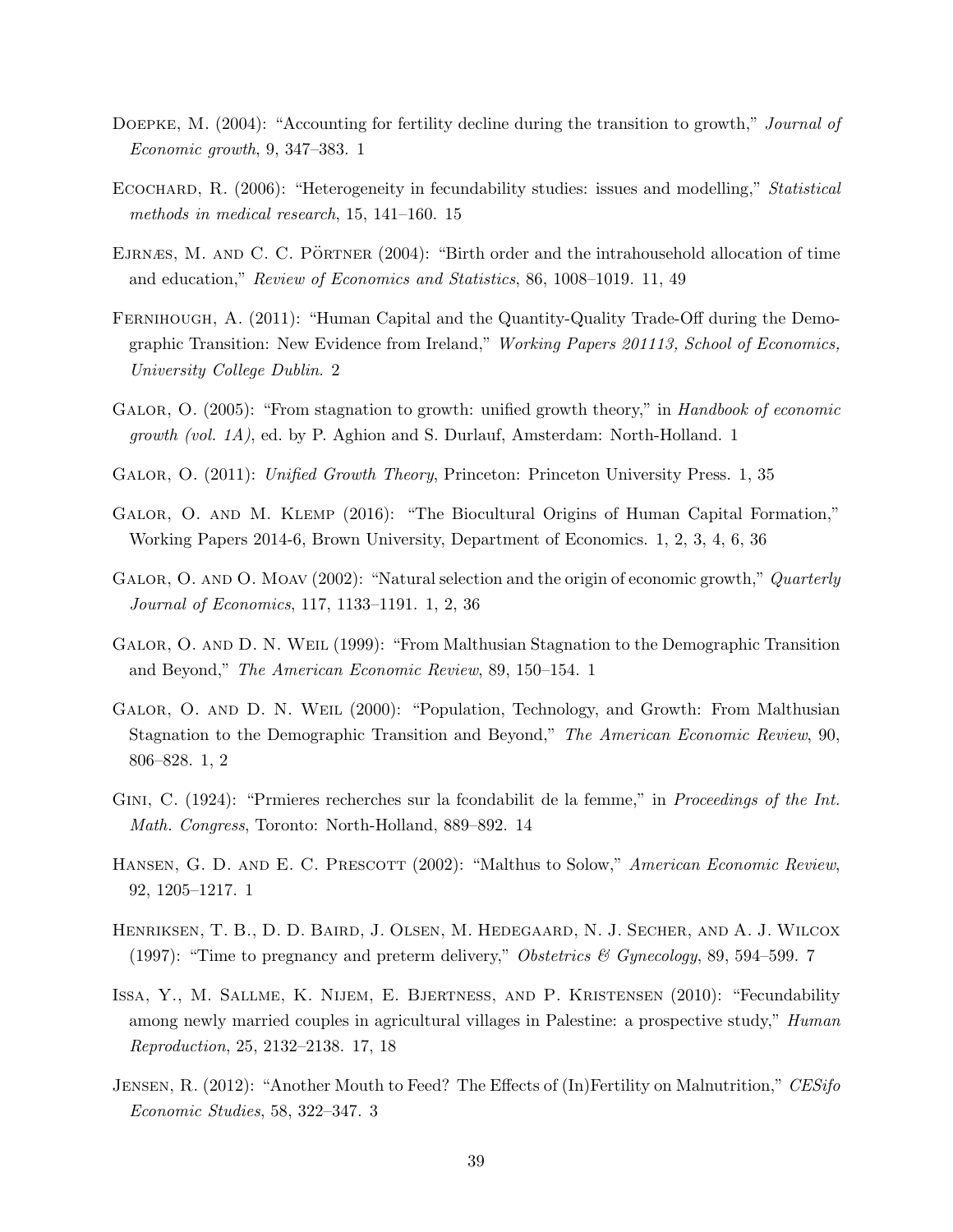Doepke, M. (2004): "Accounting for fertility decline during the transition to growth," *Journal of Economic growth*, 9, 347–383. 1

Ecochard, R. (2006): "Heterogeneity in fecundability studies: issues and modelling," *Statistical methods in medical research*, 15, 141–160. 15

Ejrnæs, M. and C. C. Pörtner (2004): "Birth order and the intrahousehold allocation of time and education," *Review of Economics and Statistics*, 86, 1008–1019. 11, 49

Fernihough, A. (2011): "Human Capital and the Quantity-Quality Trade-Off during the Demographic Transition: New Evidence from Ireland," *Working Papers 201113, School of Economics, University College Dublin*. 2

Galor, O. (2005): "From stagnation to growth: unified growth theory," in *Handbook of economic growth (vol. 1A)*, ed. by P. Aghion and S. Durlauf, Amsterdam: North-Holland. 1

Galor, O. (2011): *Unified Growth Theory*, Princeton: Princeton University Press. 1, 35

Galor, O. and M. Klemp (2016): "The Biocultural Origins of Human Capital Formation," Working Papers 2014-6, Brown University, Department of Economics. 1, 2, 3, 4, 6, 36

Galor, O. and O. Moav (2002): "Natural selection and the origin of economic growth," *Quarterly Journal of Economics*, 117, 1133–1191. 1, 2, 36

Galor, O. and D. N. Weil (1999): "From Malthusian Stagnation to the Demographic Transition and Beyond," *The American Economic Review*, 89, 150–154. 1

Galor, O. and D. N. Weil (2000): "Population, Technology, and Growth: From Malthusian Stagnation to the Demographic Transition and Beyond," *The American Economic Review*, 90, 806–828. 1, 2

Gini, C. (1924): "Prmieres recherches sur la fcondabilit de la femme," in *Proceedings of the Int. Math. Congress*, Toronto: North-Holland, 889–892. 14

Hansen, G. D. and E. C. Prescott (2002): "Malthus to Solow," *American Economic Review*, 92, 1205–1217. 1

Henriksen, T. B., D. D. Baird, J. Olsen, M. Hedegaard, N. J. Secher, and A. J. Wilcox (1997): "Time to pregnancy and preterm delivery," *Obstetrics & Gynecology*, 89, 594–599. 7

Issa, Y., M. Sallme, K. Nijem, E. Bjertness, and P. Kristensen (2010): "Fecundability among newly married couples in agricultural villages in Palestine: a prospective study," *Human Reproduction*, 25, 2132–2138. 17, 18

Jensen, R. (2012): "Another Mouth to Feed? The Effects of (In)Fertility on Malnutrition," *CESifo Economic Studies*, 58, 322–347. 3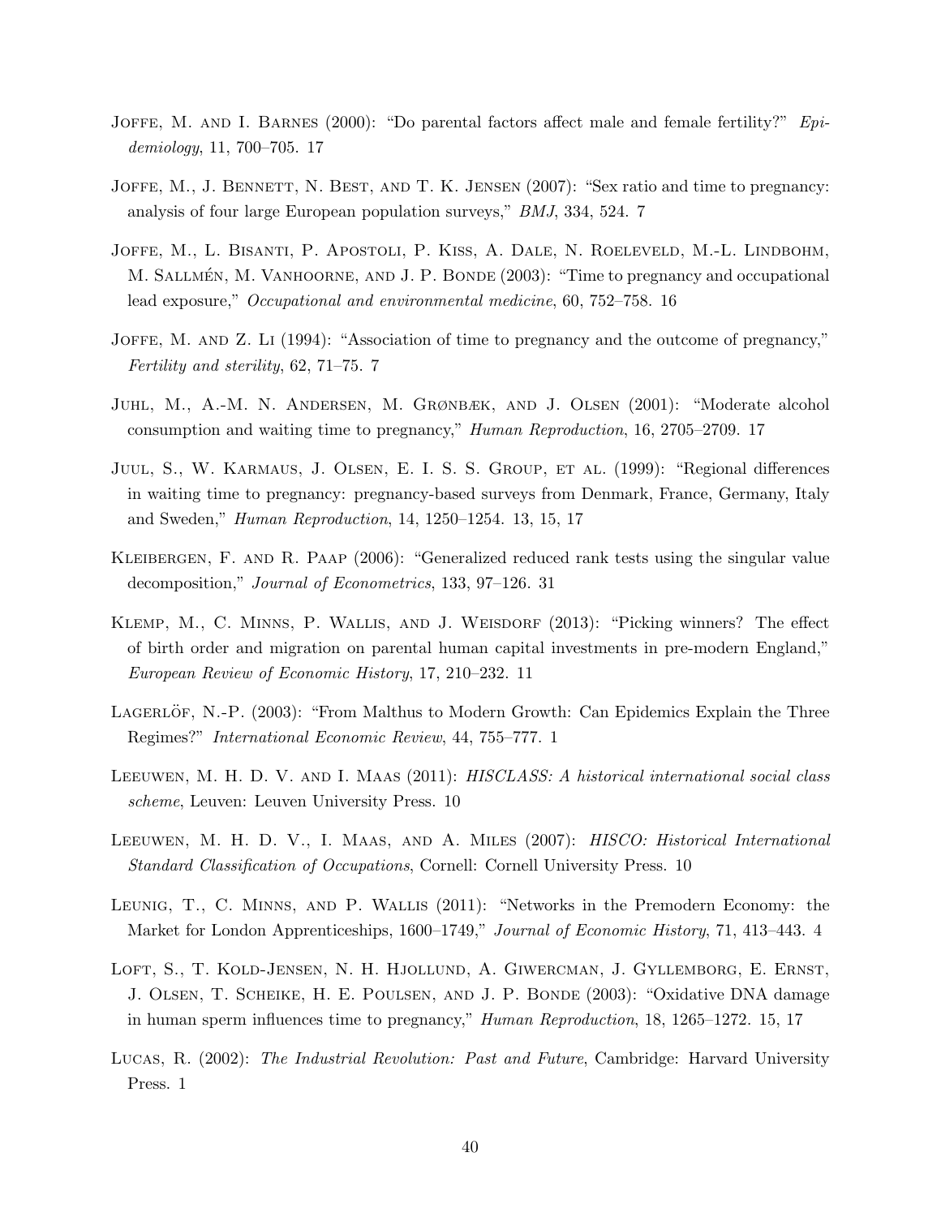Joffe, M. and I. Barnes (2000): "Do parental factors affect male and female fertility?" *Epidemiology*, 11, 700–705. 17

Joffe, M., J. Bennett, N. Best, and T. K. Jensen (2007): "Sex ratio and time to pregnancy: analysis of four large European population surveys," *BMJ*, 334, 524. 7

Joffe, M., L. Bisanti, P. Apostoli, P. Kiss, A. Dale, N. Roeleveld, M.-L. Lindbohm, M. Sallmén, M. Vanhoorne, and J. P. Bonde (2003): "Time to pregnancy and occupational lead exposure," *Occupational and environmental medicine*, 60, 752–758. 16

Joffe, M. and Z. Li (1994): "Association of time to pregnancy and the outcome of pregnancy," *Fertility and sterility*, 62, 71–75. 7

Juhl, M., A.-M. N. Andersen, M. Grønbæk, and J. Olsen (2001): "Moderate alcohol consumption and waiting time to pregnancy," *Human Reproduction*, 16, 2705–2709. 17

Juul, S., W. Karmaus, J. Olsen, E. I. S. S. Group, et al. (1999): "Regional differences in waiting time to pregnancy: pregnancy-based surveys from Denmark, France, Germany, Italy and Sweden," *Human Reproduction*, 14, 1250–1254. 13, 15, 17

Kleibergen, F. and R. Paap (2006): "Generalized reduced rank tests using the singular value decomposition," *Journal of Econometrics*, 133, 97–126. 31

Klemp, M., C. Minns, P. Wallis, and J. Weisdorf (2013): "Picking winners? The effect of birth order and migration on parental human capital investments in pre-modern England," *European Review of Economic History*, 17, 210–232. 11

Lagerlöf, N.-P. (2003): "From Malthus to Modern Growth: Can Epidemics Explain the Three Regimes?" *International Economic Review*, 44, 755–777. 1

Leeuwen, M. H. D. V. and I. Maas (2011): *HISCLASS: A historical international social class scheme*, Leuven: Leuven University Press. 10

Leeuwen, M. H. D. V., I. Maas, and A. Miles (2007): *HISCO: Historical International Standard Classification of Occupations*, Cornell: Cornell University Press. 10

Leunig, T., C. Minns, and P. Wallis (2011): "Networks in the Premodern Economy: the Market for London Apprenticeships, 1600–1749," *Journal of Economic History*, 71, 413–443. 4

Loft, S., T. Kold-Jensen, N. H. Hjollund, A. Giwercman, J. Gyllemborg, E. Ernst, J. Olsen, T. Scheike, H. E. Poulsen, and J. P. Bonde (2003): "Oxidative DNA damage in human sperm influences time to pregnancy," *Human Reproduction*, 18, 1265–1272. 15, 17

Lucas, R. (2002): *The Industrial Revolution: Past and Future*, Cambridge: Harvard University Press. 1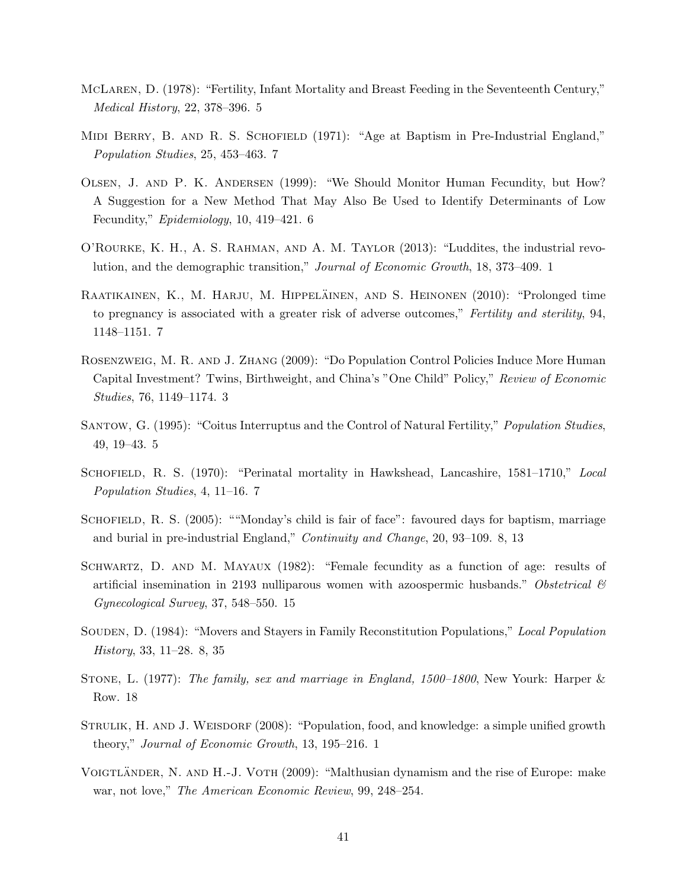McLaren, D. (1978): "Fertility, Infant Mortality and Breast Feeding in the Seventeenth Century," *Medical History*, 22, 378–396. 5

Midi Berry, B. and R. S. Schofield (1971): "Age at Baptism in Pre-Industrial England," *Population Studies*, 25, 453–463. 7

Olsen, J. and P. K. Andersen (1999): "We Should Monitor Human Fecundity, but How? A Suggestion for a New Method That May Also Be Used to Identify Determinants of Low Fecundity," *Epidemiology*, 10, 419–421. 6

O'Rourke, K. H., A. S. Rahman, and A. M. Taylor (2013): "Luddites, the industrial revolution, and the demographic transition," *Journal of Economic Growth*, 18, 373–409. 1

Raatikainen, K., M. Harju, M. Hippeläinen, and S. Heinonen (2010): "Prolonged time to pregnancy is associated with a greater risk of adverse outcomes," *Fertility and sterility*, 94, 1148–1151. 7

Rosenzweig, M. R. and J. Zhang (2009): "Do Population Control Policies Induce More Human Capital Investment? Twins, Birthweight, and China's "One Child" Policy," *Review of Economic Studies*, 76, 1149–1174. 3

Santow, G. (1995): "Coitus Interruptus and the Control of Natural Fertility," *Population Studies*, 49, 19–43. 5

Schofield, R. S. (1970): "Perinatal mortality in Hawkshead, Lancashire, 1581–1710," *Local Population Studies*, 4, 11–16. 7

Schofield, R. S. (2005): ""Monday's child is fair of face": favoured days for baptism, marriage and burial in pre-industrial England," *Continuity and Change*, 20, 93–109. 8, 13

Schwartz, D. and M. Mayaux (1982): "Female fecundity as a function of age: results of artificial insemination in 2193 nulliparous women with azoospermic husbands." *Obstetrical & Gynecological Survey*, 37, 548–550. 15

Souden, D. (1984): "Movers and Stayers in Family Reconstitution Populations," *Local Population History*, 33, 11–28. 8, 35

Stone, L. (1977): *The family, sex and marriage in England, 1500–1800*, New Yourk: Harper & Row. 18

Strulik, H. and J. Weisdorf (2008): "Population, food, and knowledge: a simple unified growth theory," *Journal of Economic Growth*, 13, 195–216. 1

Voigtländer, N. and H.-J. Voth (2009): "Malthusian dynamism and the rise of Europe: make war, not love," *The American Economic Review*, 99, 248–254.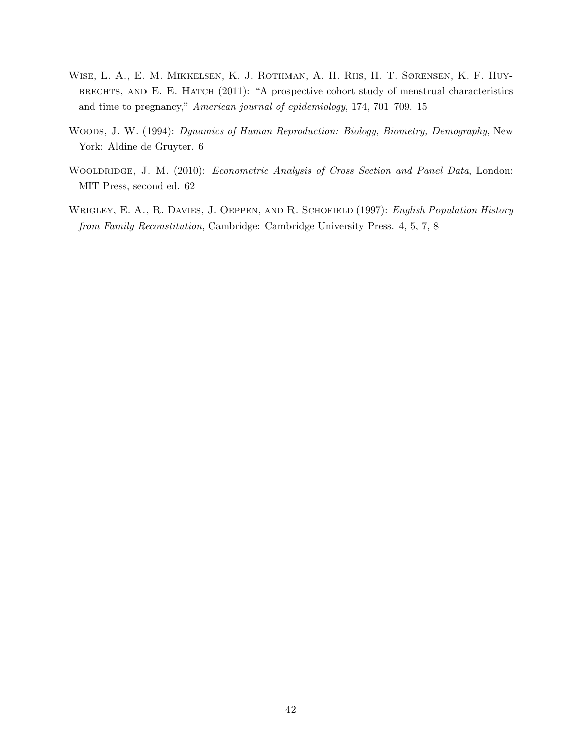Wise, L. A., E. M. Mikkelsen, K. J. Rothman, A. H. Riis, H. T. Sørensen, K. F. Huybrechts, and E. E. Hatch (2011): "A prospective cohort study of menstrual characteristics and time to pregnancy," *American journal of epidemiology*, 174, 701–709. 15

Woods, J. W. (1994): *Dynamics of Human Reproduction: Biology, Biometry, Demography*, New York: Aldine de Gruyter. 6

Wooldridge, J. M. (2010): *Econometric Analysis of Cross Section and Panel Data*, London: MIT Press, second ed. 62

Wrigley, E. A., R. Davies, J. Oeppen, and R. Schofield (1997): *English Population History from Family Reconstitution*, Cambridge: Cambridge University Press. 4, 5, 7, 8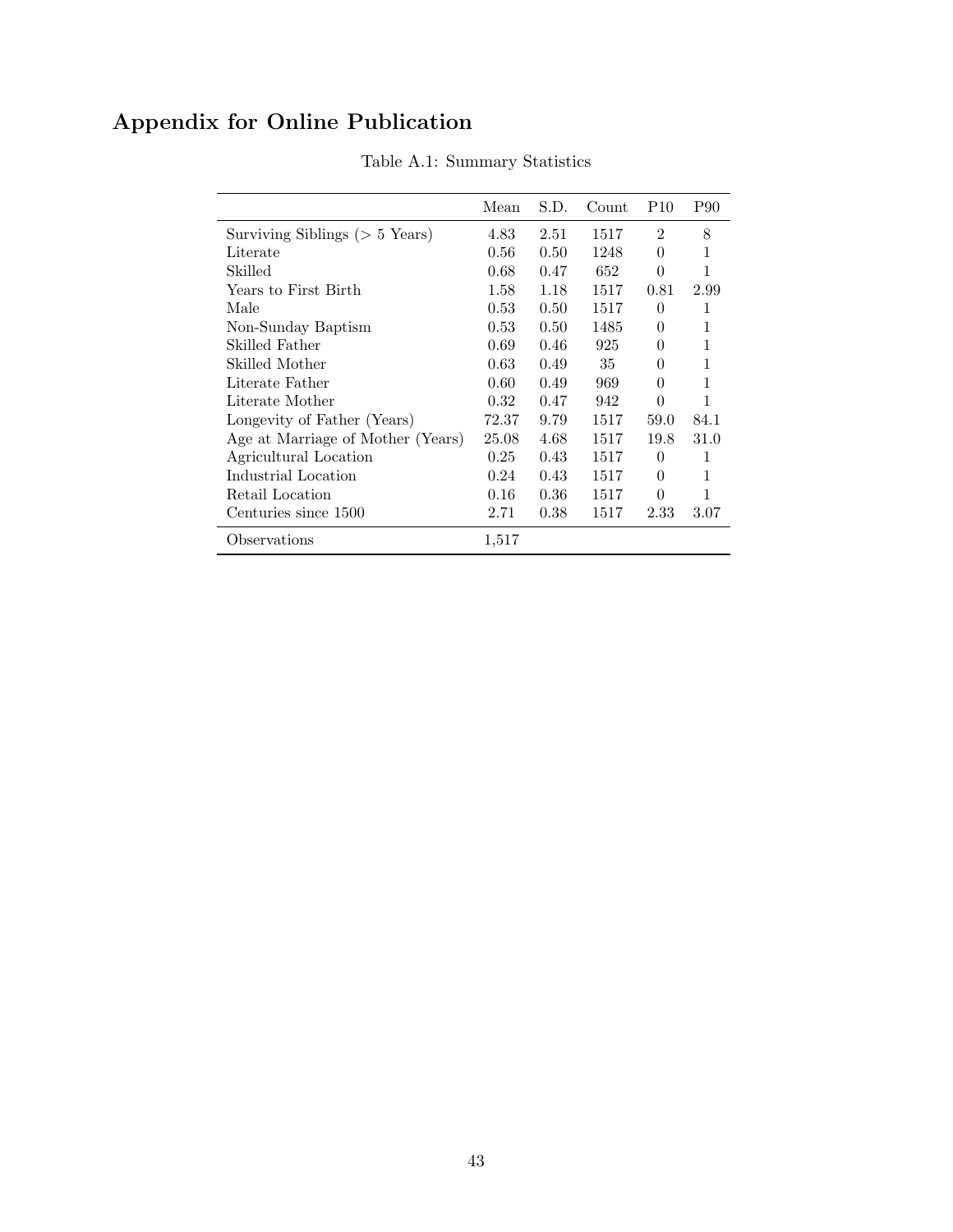# Appendix for Online Publication

Table A.1: Summary Statistics

| | Mean | S.D. | Count | P10 | P90 |
|---|---|---|---|---|---|
| Surviving Siblings (> 5 Years) | 4.83 | 2.51 | 1517 | 2 | 8 |
| Literate | 0.56 | 0.50 | 1248 | 0 | 1 |
| Skilled | 0.68 | 0.47 | 652 | 0 | 1 |
| Years to First Birth | 1.58 | 1.18 | 1517 | 0.81 | 2.99 |
| Male | 0.53 | 0.50 | 1517 | 0 | 1 |
| Non-Sunday Baptism | 0.53 | 0.50 | 1485 | 0 | 1 |
| Skilled Father | 0.69 | 0.46 | 925 | 0 | 1 |
| Skilled Mother | 0.63 | 0.49 | 35 | 0 | 1 |
| Literate Father | 0.60 | 0.49 | 969 | 0 | 1 |
| Literate Mother | 0.32 | 0.47 | 942 | 0 | 1 |
| Longevity of Father (Years) | 72.37 | 9.79 | 1517 | 59.0 | 84.1 |
| Age at Marriage of Mother (Years) | 25.08 | 4.68 | 1517 | 19.8 | 31.0 |
| Agricultural Location | 0.25 | 0.43 | 1517 | 0 | 1 |
| Industrial Location | 0.24 | 0.43 | 1517 | 0 | 1 |
| Retail Location | 0.16 | 0.36 | 1517 | 0 | 1 |
| Centuries since 1500 | 2.71 | 0.38 | 1517 | 2.33 | 3.07 |
| Observations | 1,517 | | | | |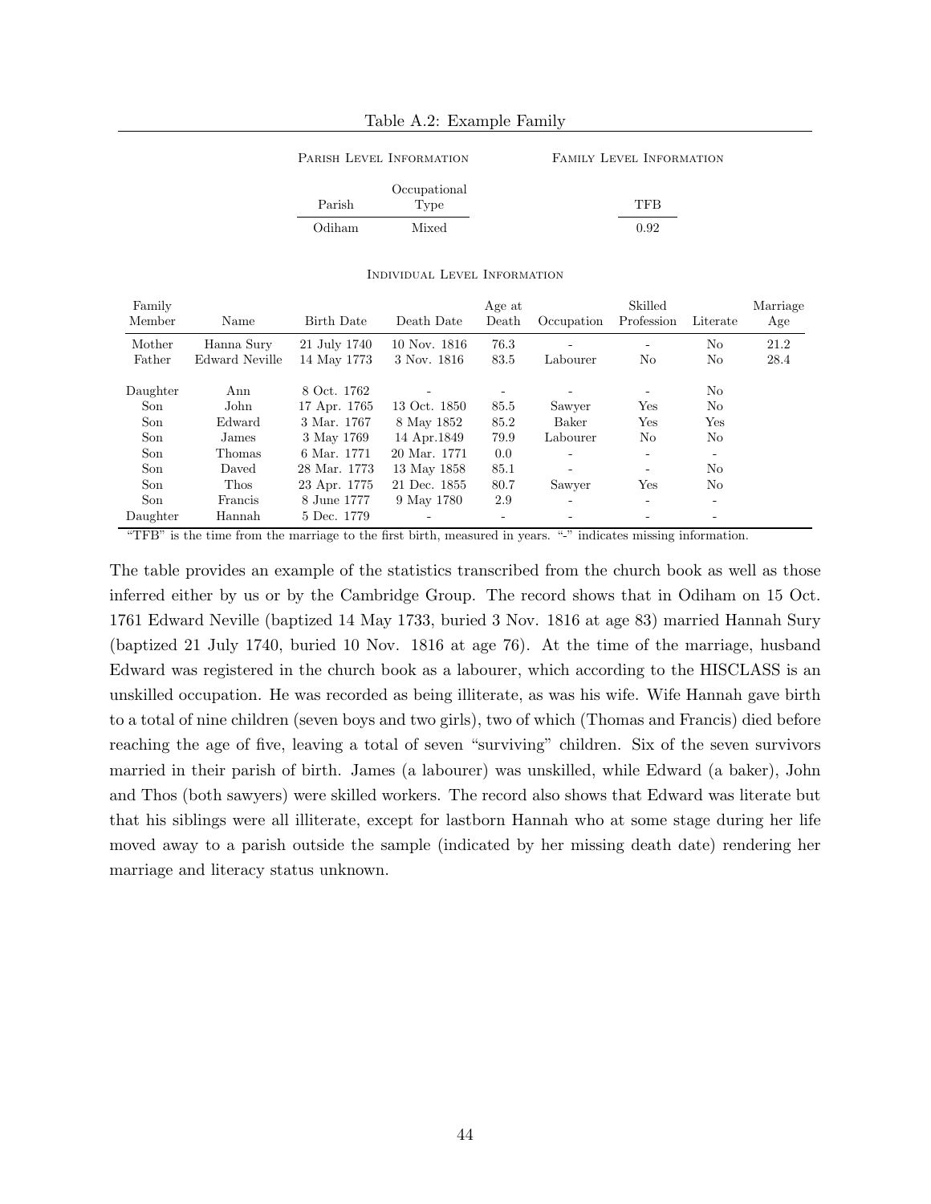Table A.2: Example Family

Parish Level Information

| Parish | Occupational Type |
|---|---|
| Odiham | Mixed |

Family Level Information

| TFB |
|---|
| 0.92 |

Individual Level Information

| Family Member | Name | Birth Date | Death Date | Age at Death | Occupation | Skilled Profession | Literate | Marriage Age |
|---|---|---|---|---|---|---|---|---|
| Mother | Hanna Sury | 21 July 1740 | 10 Nov. 1816 | 76.3 | - | - | No | 21.2 |
| Father | Edward Neville | 14 May 1773 | 3 Nov. 1816 | 83.5 | Labourer | No | No | 28.4 |
| Daughter | Ann | 8 Oct. 1762 | - | - | - | - | No | |
| Son | John | 17 Apr. 1765 | 13 Oct. 1850 | 85.5 | Sawyer | Yes | No | |
| Son | Edward | 3 Mar. 1767 | 8 May 1852 | 85.2 | Baker | Yes | Yes | |
| Son | James | 3 May 1769 | 14 Apr.1849 | 79.9 | Labourer | No | No | |
| Son | Thomas | 6 Mar. 1771 | 20 Mar. 1771 | 0.0 | - | - | - | |
| Son | Daved | 28 Mar. 1773 | 13 May 1858 | 85.1 | - | - | No | |
| Son | Thos | 23 Apr. 1775 | 21 Dec. 1855 | 80.7 | Sawyer | Yes | No | |
| Son | Francis | 8 June 1777 | 9 May 1780 | 2.9 | - | - | - | |
| Daughter | Hannah | 5 Dec. 1779 | - | - | - | - | - | |

"TFB" is the time from the marriage to the first birth, measured in years. "-" indicates missing information.

The table provides an example of the statistics transcribed from the church book as well as those inferred either by us or by the Cambridge Group. The record shows that in Odiham on 15 Oct. 1761 Edward Neville (baptized 14 May 1733, buried 3 Nov. 1816 at age 83) married Hannah Sury (baptized 21 July 1740, buried 10 Nov. 1816 at age 76). At the time of the marriage, husband Edward was registered in the church book as a labourer, which according to the HISCLASS is an unskilled occupation. He was recorded as being illiterate, as was his wife. Wife Hannah gave birth to a total of nine children (seven boys and two girls), two of which (Thomas and Francis) died before reaching the age of five, leaving a total of seven "surviving" children. Six of the seven survivors married in their parish of birth. James (a labourer) was unskilled, while Edward (a baker), John and Thos (both sawyers) were skilled workers. The record also shows that Edward was literate but that his siblings were all illiterate, except for lastborn Hannah who at some stage during her life moved away to a parish outside the sample (indicated by her missing death date) rendering her marriage and literacy status unknown.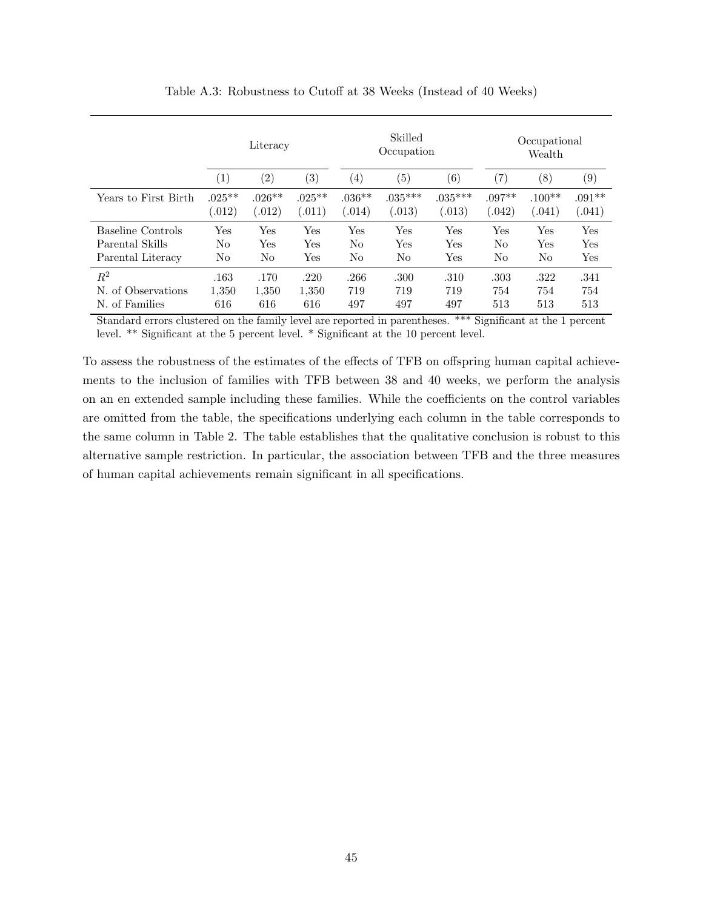Table A.3: Robustness to Cutoff at 38 Weeks (Instead of 40 Weeks)

| | Literacy | | | Skilled Occupation | | | Occupational Wealth | | |
|---|---|---|---|---|---|---|---|---|---|
| | (1) | (2) | (3) | (4) | (5) | (6) | (7) | (8) | (9) |
| Years to First Birth | .025** | .026** | .025** | .036** | .035*** | .035*** | .097** | .100** | .091** |
| | (.012) | (.012) | (.011) | (.014) | (.013) | (.013) | (.042) | (.041) | (.041) |
| Baseline Controls | Yes | Yes | Yes | Yes | Yes | Yes | Yes | Yes | Yes |
| Parental Skills | No | Yes | Yes | No | Yes | Yes | No | Yes | Yes |
| Parental Literacy | No | No | Yes | No | No | Yes | No | No | Yes |
| $R^2$ | .163 | .170 | .220 | .266 | .300 | .310 | .303 | .322 | .341 |
| N. of Observations | 1,350 | 1,350 | 1,350 | 719 | 719 | 719 | 754 | 754 | 754 |
| N. of Families | 616 | 616 | 616 | 497 | 497 | 497 | 513 | 513 | 513 |

Standard errors clustered on the family level are reported in parentheses. *** Significant at the 1 percent level. ** Significant at the 5 percent level. * Significant at the 10 percent level.

To assess the robustness of the estimates of the effects of TFB on offspring human capital achievements to the inclusion of families with TFB between 38 and 40 weeks, we perform the analysis on an en extended sample including these families. While the coefficients on the control variables are omitted from the table, the specifications underlying each column in the table corresponds to the same column in Table 2. The table establishes that the qualitative conclusion is robust to this alternative sample restriction. In particular, the association between TFB and the three measures of human capital achievements remain significant in all specifications.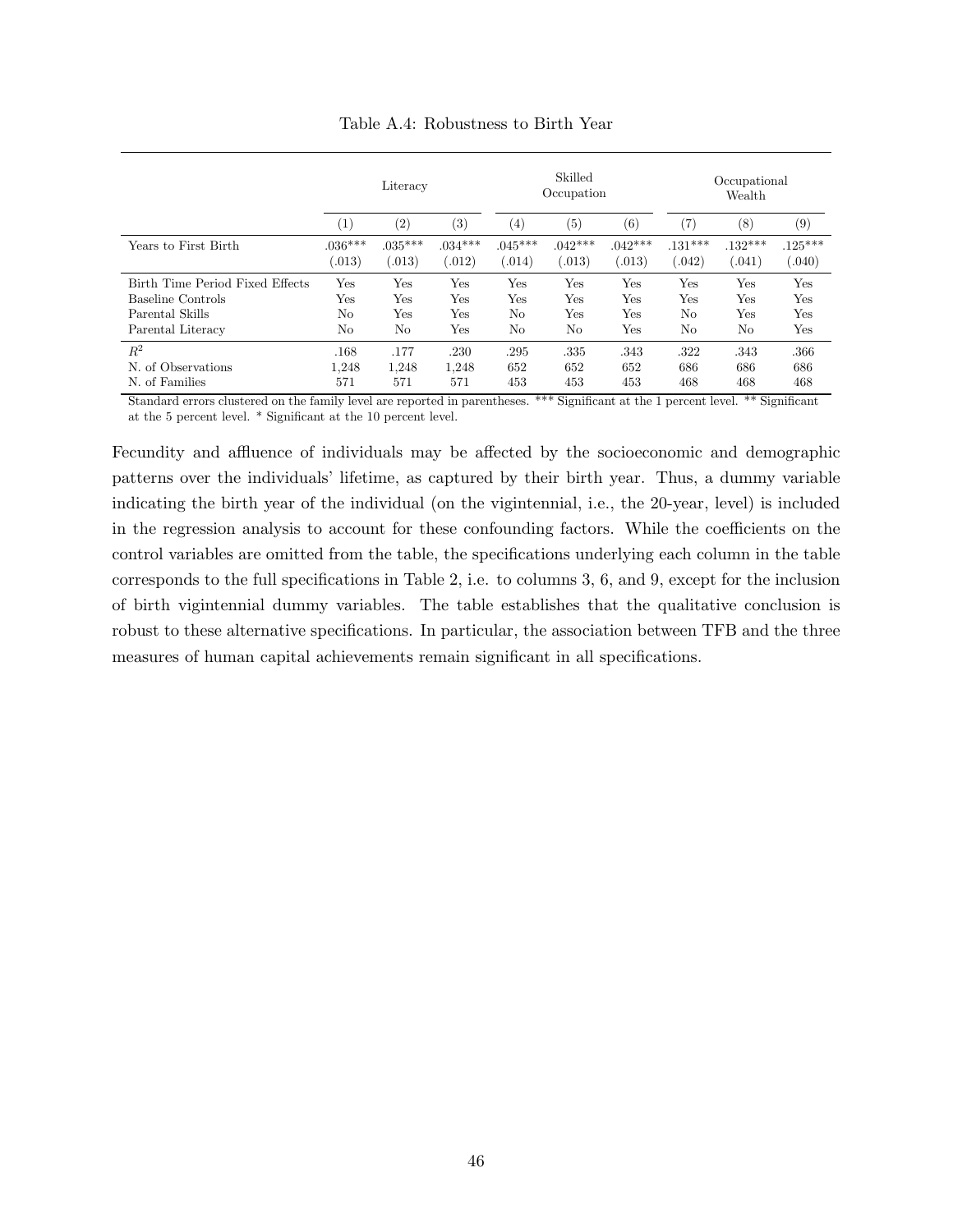Table A.4: Robustness to Birth Year

| | Literacy | | | Skilled Occupation | | | Occupational Wealth | | |
|---|---|---|---|---|---|---|---|---|---|
| | (1) | (2) | (3) | (4) | (5) | (6) | (7) | (8) | (9) |
| Years to First Birth | .036*** | .035*** | .034*** | .045*** | .042*** | .042*** | .131*** | .132*** | .125*** |
| | (.013) | (.013) | (.012) | (.014) | (.013) | (.013) | (.042) | (.041) | (.040) |
| Birth Time Period Fixed Effects | Yes | Yes | Yes | Yes | Yes | Yes | Yes | Yes | Yes |
| Baseline Controls | Yes | Yes | Yes | Yes | Yes | Yes | Yes | Yes | Yes |
| Parental Skills | No | Yes | Yes | No | Yes | Yes | No | Yes | Yes |
| Parental Literacy | No | No | Yes | No | No | Yes | No | No | Yes |
| $R^2$ | .168 | .177 | .230 | .295 | .335 | .343 | .322 | .343 | .366 |
| N. of Observations | 1,248 | 1,248 | 1,248 | 652 | 652 | 652 | 686 | 686 | 686 |
| N. of Families | 571 | 571 | 571 | 453 | 453 | 453 | 468 | 468 | 468 |

Standard errors clustered on the family level are reported in parentheses. *** Significant at the 1 percent level. ** Significant at the 5 percent level. * Significant at the 10 percent level.

Fecundity and affluence of individuals may be affected by the socioeconomic and demographic patterns over the individuals' lifetime, as captured by their birth year. Thus, a dummy variable indicating the birth year of the individual (on the vigintennial, i.e., the 20-year, level) is included in the regression analysis to account for these confounding factors. While the coefficients on the control variables are omitted from the table, the specifications underlying each column in the table corresponds to the full specifications in Table 2, i.e. to columns 3, 6, and 9, except for the inclusion of birth vigintennial dummy variables. The table establishes that the qualitative conclusion is robust to these alternative specifications. In particular, the association between TFB and the three measures of human capital achievements remain significant in all specifications.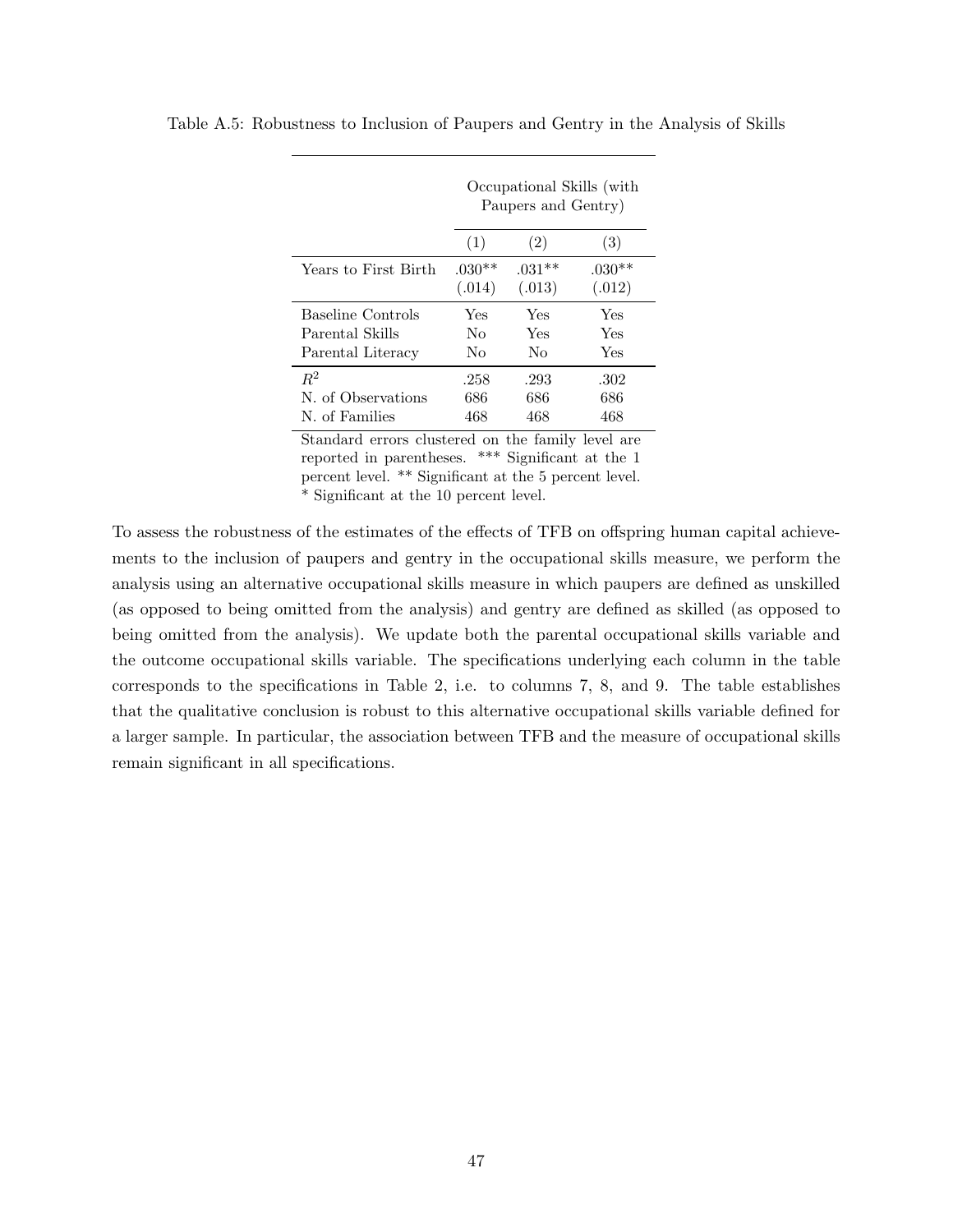Table A.5: Robustness to Inclusion of Paupers and Gentry in the Analysis of Skills

| | Occupational Skills (with Paupers and Gentry) | | |
|---|---|---|---|
| | (1) | (2) | (3) |
| Years to First Birth | .030** | .031** | .030** |
| | (.014) | (.013) | (.012) |
| Baseline Controls | Yes | Yes | Yes |
| Parental Skills | No | Yes | Yes |
| Parental Literacy | No | No | Yes |
| $R^2$ | .258 | .293 | .302 |
| N. of Observations | 686 | 686 | 686 |
| N. of Families | 468 | 468 | 468 |

Standard errors clustered on the family level are reported in parentheses. *** Significant at the 1 percent level. ** Significant at the 5 percent level. * Significant at the 10 percent level.

To assess the robustness of the estimates of the effects of TFB on offspring human capital achievements to the inclusion of paupers and gentry in the occupational skills measure, we perform the analysis using an alternative occupational skills measure in which paupers are defined as unskilled (as opposed to being omitted from the analysis) and gentry are defined as skilled (as opposed to being omitted from the analysis). We update both the parental occupational skills variable and the outcome occupational skills variable. The specifications underlying each column in the table corresponds to the specifications in Table 2, i.e. to columns 7, 8, and 9. The table establishes that the qualitative conclusion is robust to this alternative occupational skills variable defined for a larger sample. In particular, the association between TFB and the measure of occupational skills remain significant in all specifications.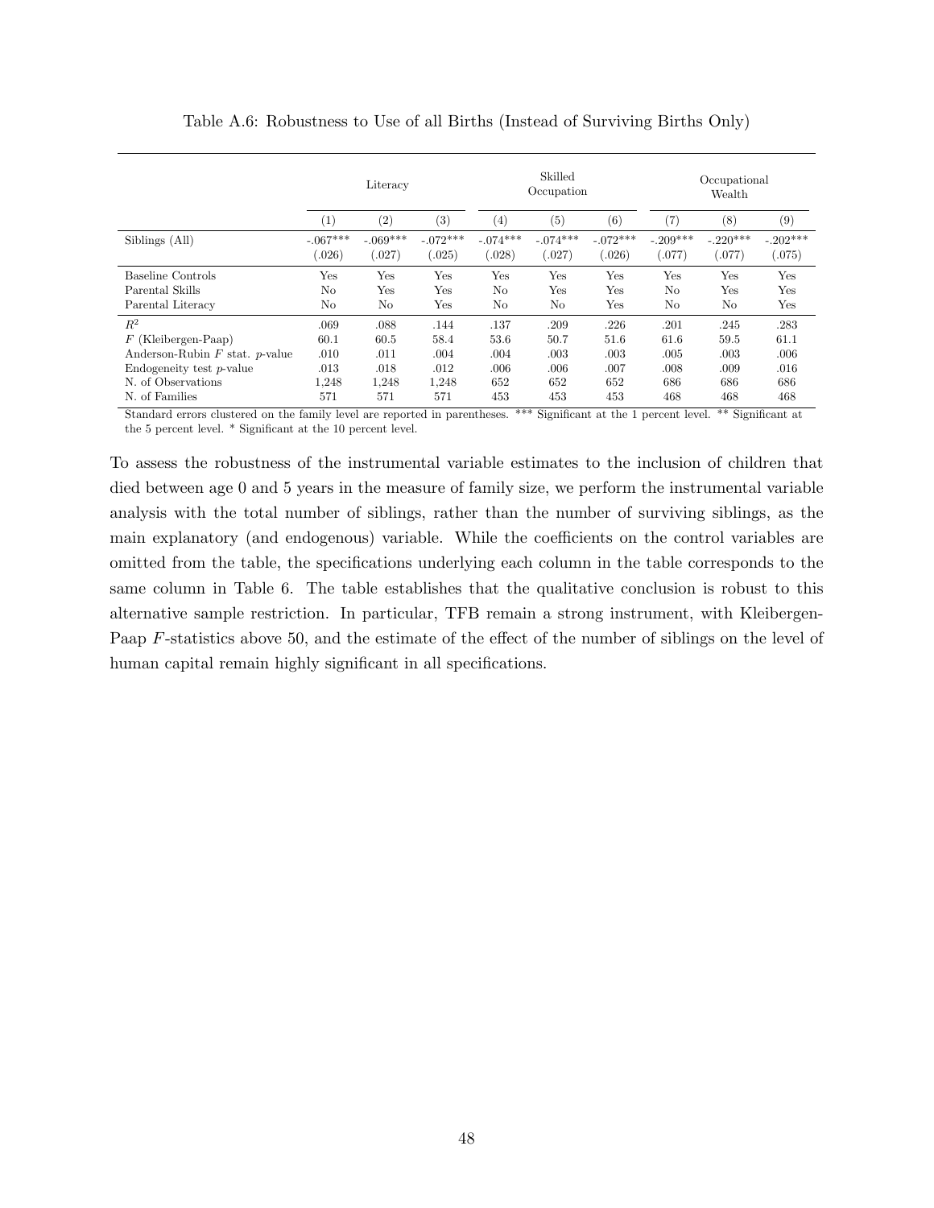Table A.6: Robustness to Use of all Births (Instead of Surviving Births Only)

| | Literacy | | | Skilled Occupation | | | Occupational Wealth | | |
|---|---|---|---|---|---|---|---|---|---|
| | (1) | (2) | (3) | (4) | (5) | (6) | (7) | (8) | (9) |
| Siblings (All) | -.067*** | -.069*** | -.072*** | -.074*** | -.074*** | -.072*** | -.209*** | -.220*** | -.202*** |
| | (.026) | (.027) | (.025) | (.028) | (.027) | (.026) | (.077) | (.077) | (.075) |
| Baseline Controls | Yes | Yes | Yes | Yes | Yes | Yes | Yes | Yes | Yes |
| Parental Skills | No | Yes | Yes | No | Yes | Yes | No | Yes | Yes |
| Parental Literacy | No | No | Yes | No | No | Yes | No | No | Yes |
| $R^2$ | .069 | .088 | .144 | .137 | .209 | .226 | .201 | .245 | .283 |
| $F$ (Kleibergen-Paap) | 60.1 | 60.5 | 58.4 | 53.6 | 50.7 | 51.6 | 61.6 | 59.5 | 61.1 |
| Anderson-Rubin $F$ stat. $p$-value | .010 | .011 | .004 | .004 | .003 | .003 | .005 | .003 | .006 |
| Endogeneity test $p$-value | .013 | .018 | .012 | .006 | .006 | .007 | .008 | .009 | .016 |
| N. of Observations | 1,248 | 1,248 | 1,248 | 652 | 652 | 652 | 686 | 686 | 686 |
| N. of Families | 571 | 571 | 571 | 453 | 453 | 453 | 468 | 468 | 468 |

Standard errors clustered on the family level are reported in parentheses. *** Significant at the 1 percent level. ** Significant at the 5 percent level. * Significant at the 10 percent level.

To assess the robustness of the instrumental variable estimates to the inclusion of children that died between age 0 and 5 years in the measure of family size, we perform the instrumental variable analysis with the total number of siblings, rather than the number of surviving siblings, as the main explanatory (and endogenous) variable. While the coefficients on the control variables are omitted from the table, the specifications underlying each column in the table corresponds to the same column in Table 6. The table establishes that the qualitative conclusion is robust to this alternative sample restriction. In particular, TFB remain a strong instrument, with Kleibergen-Paap $F$-statistics above 50, and the estimate of the effect of the number of siblings on the level of human capital remain highly significant in all specifications.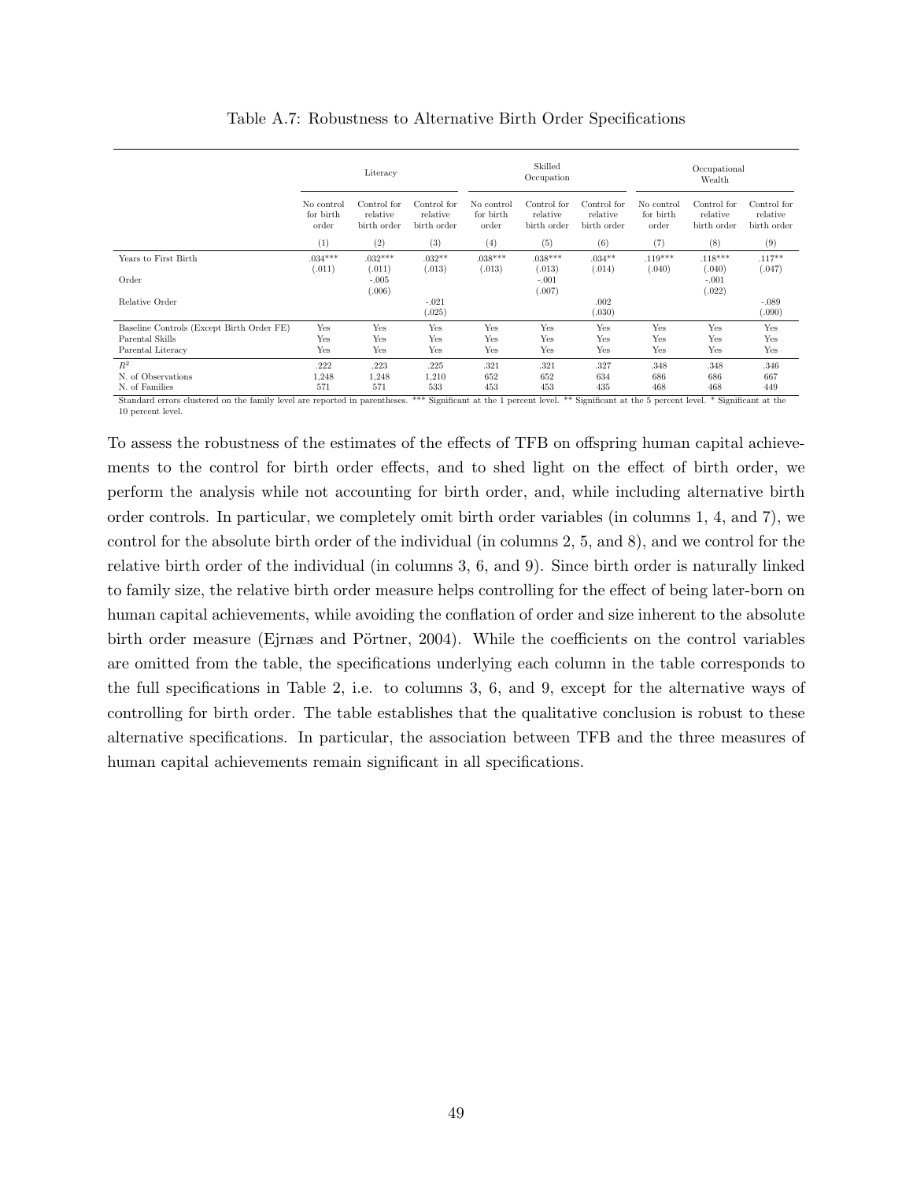Table A.7: Robustness to Alternative Birth Order Specifications

| | Literacy | | | Skilled Occupation | | | Occupational Wealth | | |
|---|---|---|---|---|---|---|---|---|---|
| | No control for birth order | Control for relative birth order | Control for relative birth order | No control for birth order | Control for relative birth order | Control for relative birth order | No control for birth order | Control for relative birth order | Control for relative birth order |
| | (1) | (2) | (3) | (4) | (5) | (6) | (7) | (8) | (9) |
| Years to First Birth | .034*** | .032*** | .032** | .038*** | .038*** | .034** | .119*** | .118*** | .117** |
| | (.011) | (.011) | (.013) | (.013) | (.013) | (.014) | (.040) | (.040) | (.047) |
| Order | | -.005 | | | -.001 | | | -.001 | |
| | | (.006) | | | (.007) | | | (.022) | |
| Relative Order | | | -.021 | | | .002 | | | -.089 |
| | | | (.025) | | | (.030) | | | (.090) |
| Baseline Controls (Except Birth Order FE) | Yes | Yes | Yes | Yes | Yes | Yes | Yes | Yes | Yes |
| Parental Skills | Yes | Yes | Yes | Yes | Yes | Yes | Yes | Yes | Yes |
| Parental Literacy | Yes | Yes | Yes | Yes | Yes | Yes | Yes | Yes | Yes |
| $R^2$ | .222 | .223 | .225 | .321 | .321 | .327 | .348 | .348 | .346 |
| N. of Observations | 1,248 | 1,248 | 1,210 | 652 | 652 | 634 | 686 | 686 | 667 |
| N. of Families | 571 | 571 | 533 | 453 | 453 | 435 | 468 | 468 | 449 |

Standard errors clustered on the family level are reported in parentheses. *** Significant at the 1 percent level. ** Significant at the 5 percent level. * Significant at the 10 percent level.

To assess the robustness of the estimates of the effects of TFB on offspring human capital achievements to the control for birth order effects, and to shed light on the effect of birth order, we perform the analysis while not accounting for birth order, and, while including alternative birth order controls. In particular, we completely omit birth order variables (in columns 1, 4, and 7), we control for the absolute birth order of the individual (in columns 2, 5, and 8), and we control for the relative birth order of the individual (in columns 3, 6, and 9). Since birth order is naturally linked to family size, the relative birth order measure helps controlling for the effect of being later-born on human capital achievements, while avoiding the conflation of order and size inherent to the absolute birth order measure (Ejrnæs and Pörtner, 2004). While the coefficients on the control variables are omitted from the table, the specifications underlying each column in the table corresponds to the full specifications in Table 2, i.e. to columns 3, 6, and 9, except for the alternative ways of controlling for birth order. The table establishes that the qualitative conclusion is robust to these alternative specifications. In particular, the association between TFB and the three measures of human capital achievements remain significant in all specifications.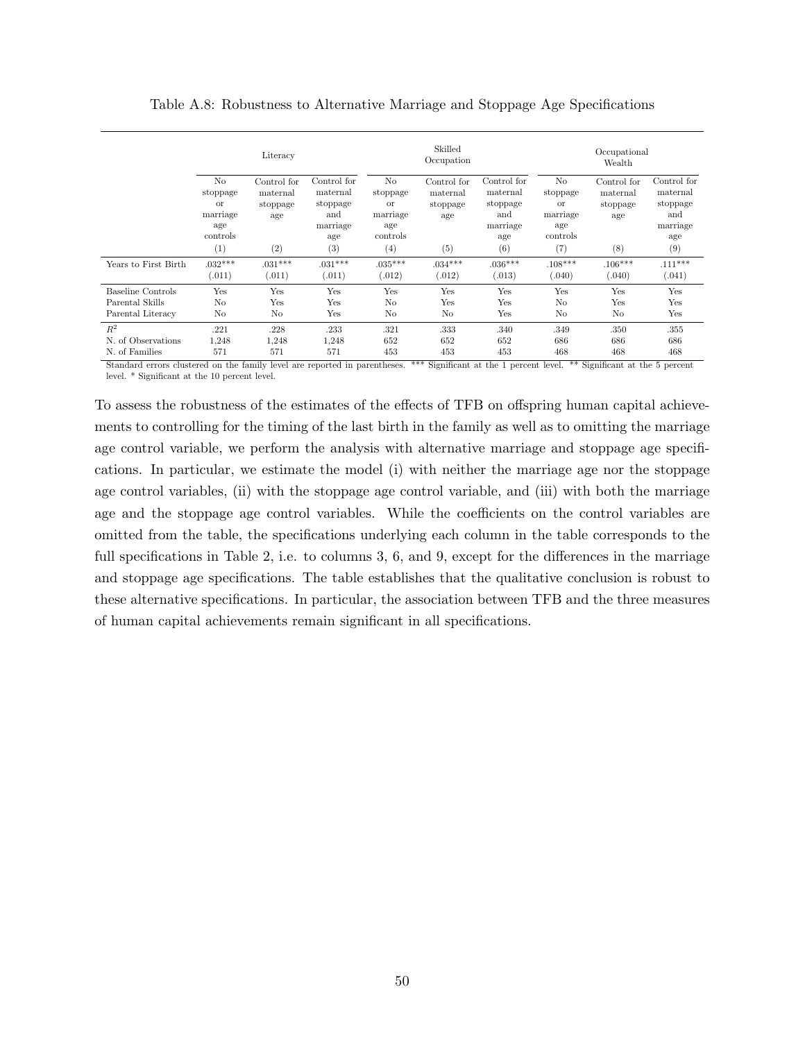Table A.8: Robustness to Alternative Marriage and Stoppage Age Specifications

| | Literacy | | | Skilled Occupation | | | Occupational Wealth | | |
|---|---|---|---|---|---|---|---|---|---|
| | No stoppage or marriage age controls | Control for maternal stoppage age | Control for maternal stoppage and marriage age | No stoppage or marriage age controls | Control for maternal stoppage age | Control for maternal stoppage and marriage age | No stoppage or marriage age controls | Control for maternal stoppage age | Control for maternal stoppage and marriage age |
| | (1) | (2) | (3) | (4) | (5) | (6) | (7) | (8) | (9) |
| Years to First Birth | .032*** | .031*** | .031*** | .035*** | .034*** | .036*** | .108*** | .106*** | .111*** |
| | (.011) | (.011) | (.011) | (.012) | (.012) | (.013) | (.040) | (.040) | (.041) |
| Baseline Controls | Yes | Yes | Yes | Yes | Yes | Yes | Yes | Yes | Yes |
| Parental Skills | No | Yes | Yes | No | Yes | Yes | No | Yes | Yes |
| Parental Literacy | No | No | Yes | No | No | Yes | No | No | Yes |
| $R^2$ | .221 | .228 | .233 | .321 | .333 | .340 | .349 | .350 | .355 |
| N. of Observations | 1,248 | 1,248 | 1,248 | 652 | 652 | 652 | 686 | 686 | 686 |
| N. of Families | 571 | 571 | 571 | 453 | 453 | 453 | 468 | 468 | 468 |

Standard errors clustered on the family level are reported in parentheses. *** Significant at the 1 percent level. ** Significant at the 5 percent level. * Significant at the 10 percent level.

To assess the robustness of the estimates of the effects of TFB on offspring human capital achievements to controlling for the timing of the last birth in the family as well as to omitting the marriage age control variable, we perform the analysis with alternative marriage and stoppage age specifications. In particular, we estimate the model (i) with neither the marriage age nor the stoppage age control variables, (ii) with the stoppage age control variable, and (iii) with both the marriage age and the stoppage age control variables. While the coefficients on the control variables are omitted from the table, the specifications underlying each column in the table corresponds to the full specifications in Table 2, i.e. to columns 3, 6, and 9, except for the differences in the marriage and stoppage age specifications. The table establishes that the qualitative conclusion is robust to these alternative specifications. In particular, the association between TFB and the three measures of human capital achievements remain significant in all specifications.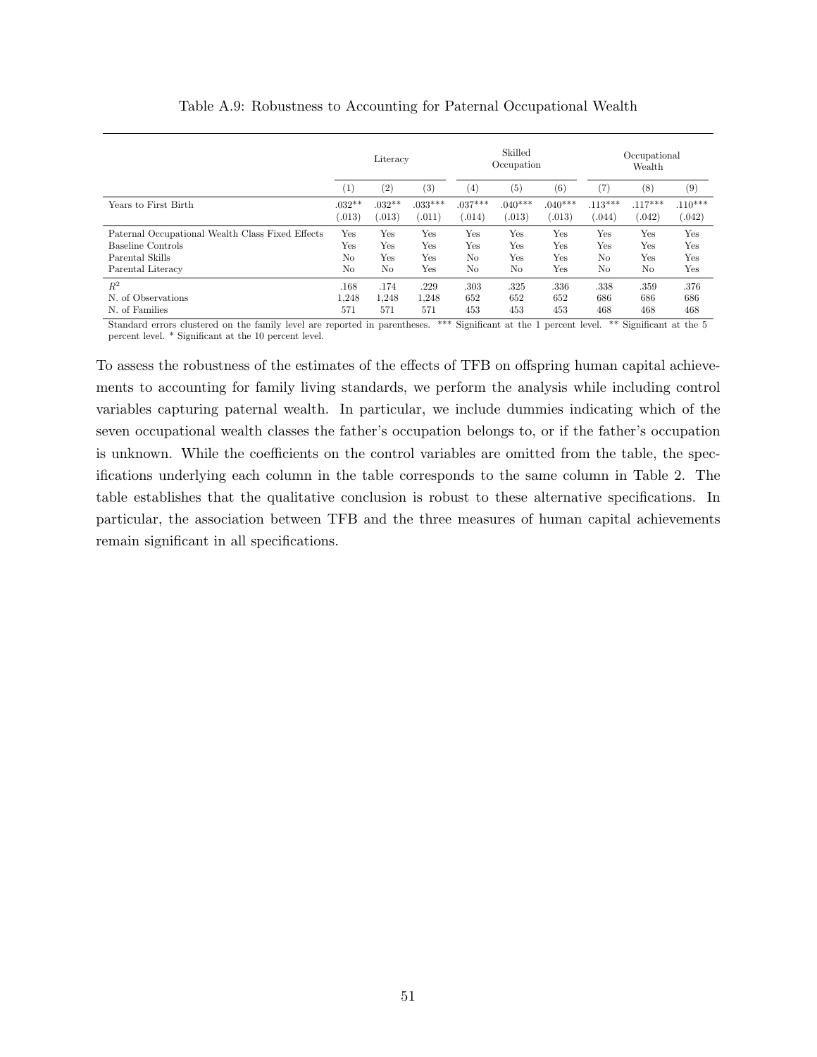Table A.9: Robustness to Accounting for Paternal Occupational Wealth

| | Literacy | | | Skilled Occupation | | | Occupational Wealth | | |
|---|---|---|---|---|---|---|---|---|---|
| | (1) | (2) | (3) | (4) | (5) | (6) | (7) | (8) | (9) |
| Years to First Birth | .032** | .032** | .033*** | .037*** | .040*** | .040*** | .113*** | .117*** | .110*** |
| | (.013) | (.013) | (.011) | (.014) | (.013) | (.013) | (.044) | (.042) | (.042) |
| Paternal Occupational Wealth Class Fixed Effects | Yes | Yes | Yes | Yes | Yes | Yes | Yes | Yes | Yes |
| Baseline Controls | Yes | Yes | Yes | Yes | Yes | Yes | Yes | Yes | Yes |
| Parental Skills | No | Yes | Yes | No | Yes | Yes | No | Yes | Yes |
| Parental Literacy | No | No | Yes | No | No | Yes | No | No | Yes |
| $R^2$ | .168 | .174 | .229 | .303 | .325 | .336 | .338 | .359 | .376 |
| N. of Observations | 1,248 | 1,248 | 1,248 | 652 | 652 | 652 | 686 | 686 | 686 |
| N. of Families | 571 | 571 | 571 | 453 | 453 | 453 | 468 | 468 | 468 |

Standard errors clustered on the family level are reported in parentheses. *** Significant at the 1 percent level. ** Significant at the 5 percent level. * Significant at the 10 percent level.

To assess the robustness of the estimates of the effects of TFB on offspring human capital achievements to accounting for family living standards, we perform the analysis while including control variables capturing paternal wealth. In particular, we include dummies indicating which of the seven occupational wealth classes the father's occupation belongs to, or if the father's occupation is unknown. While the coefficients on the control variables are omitted from the table, the specifications underlying each column in the table corresponds to the same column in Table 2. The table establishes that the qualitative conclusion is robust to these alternative specifications. In particular, the association between TFB and the three measures of human capital achievements remain significant in all specifications.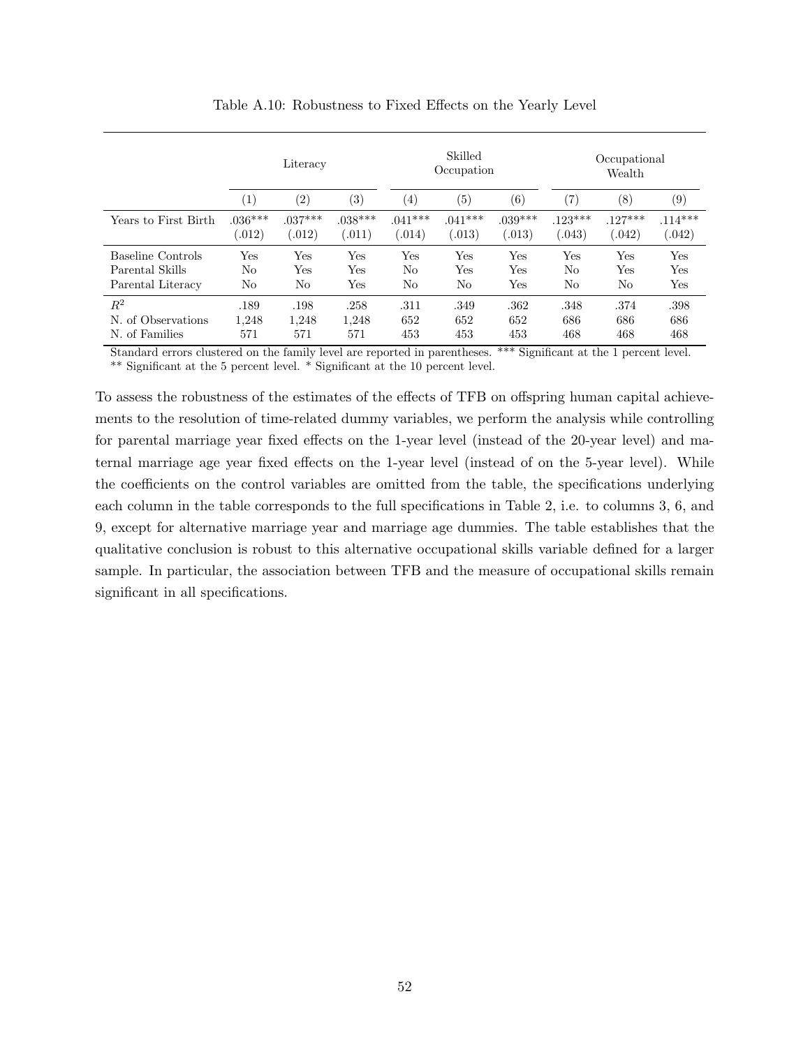Table A.10: Robustness to Fixed Effects on the Yearly Level

| | Literacy | | | Skilled Occupation | | | Occupational Wealth | | |
|---|---|---|---|---|---|---|---|---|---|
| | (1) | (2) | (3) | (4) | (5) | (6) | (7) | (8) | (9) |
| Years to First Birth | .036*** (.012) | .037*** (.012) | .038*** (.011) | .041*** (.014) | .041*** (.013) | .039*** (.013) | .123*** (.043) | .127*** (.042) | .114*** (.042) |
| Baseline Controls | Yes | Yes | Yes | Yes | Yes | Yes | Yes | Yes | Yes |
| Parental Skills | No | Yes | Yes | No | Yes | Yes | No | Yes | Yes |
| Parental Literacy | No | No | Yes | No | No | Yes | No | No | Yes |
| $R^2$ | .189 | .198 | .258 | .311 | .349 | .362 | .348 | .374 | .398 |
| N. of Observations | 1,248 | 1,248 | 1,248 | 652 | 652 | 652 | 686 | 686 | 686 |
| N. of Families | 571 | 571 | 571 | 453 | 453 | 453 | 468 | 468 | 468 |

Standard errors clustered on the family level are reported in parentheses. *** Significant at the 1 percent level. ** Significant at the 5 percent level. * Significant at the 10 percent level.

To assess the robustness of the estimates of the effects of TFB on offspring human capital achievements to the resolution of time-related dummy variables, we perform the analysis while controlling for parental marriage year fixed effects on the 1-year level (instead of the 20-year level) and maternal marriage age year fixed effects on the 1-year level (instead of on the 5-year level). While the coefficients on the control variables are omitted from the table, the specifications underlying each column in the table corresponds to the full specifications in Table 2, i.e. to columns 3, 6, and 9, except for alternative marriage year and marriage age dummies. The table establishes that the qualitative conclusion is robust to this alternative occupational skills variable defined for a larger sample. In particular, the association between TFB and the measure of occupational skills remain significant in all specifications.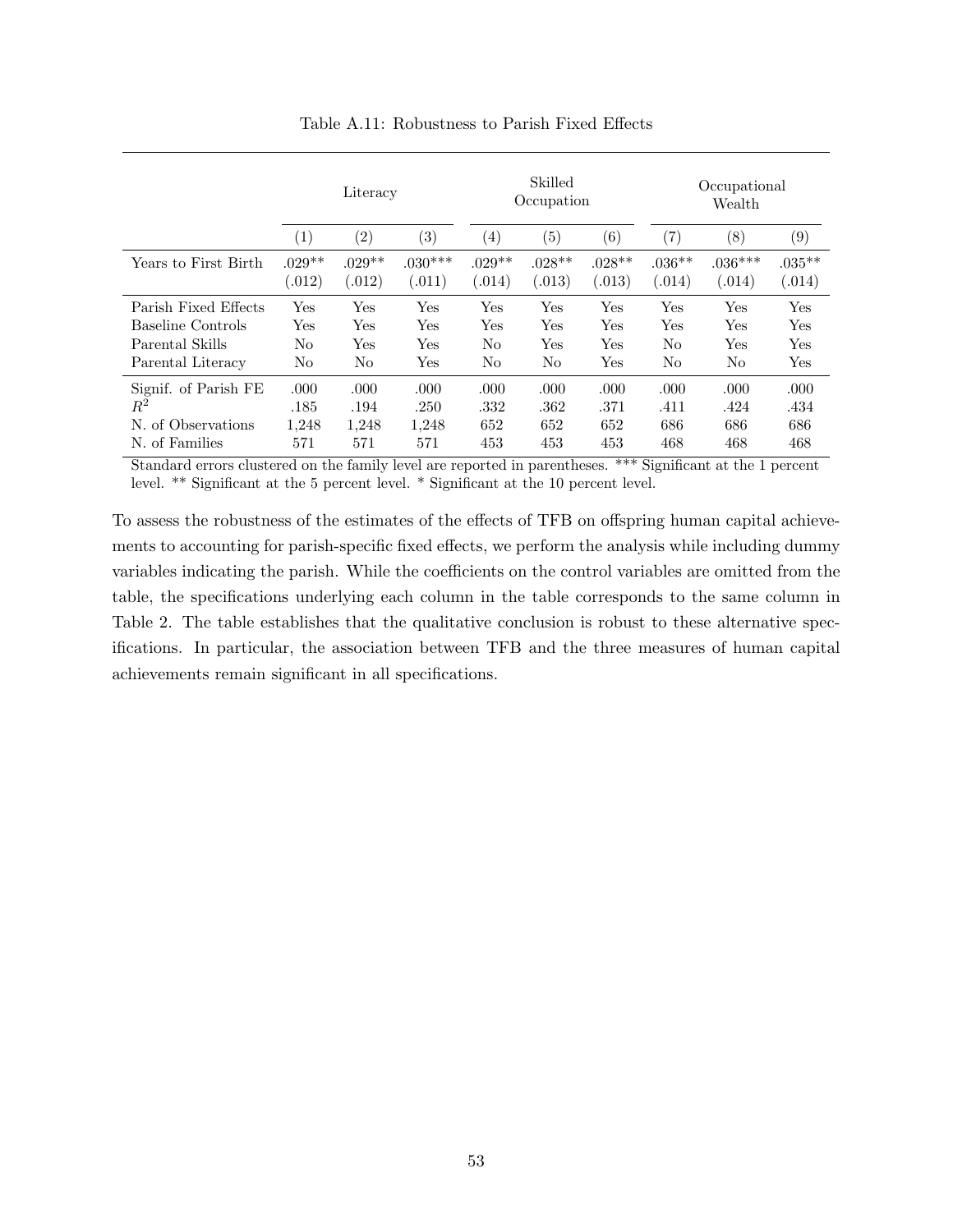Table A.11: Robustness to Parish Fixed Effects

| | Literacy | | | Skilled Occupation | | | Occupational Wealth | | |
|---|---|---|---|---|---|---|---|---|---|
| | (1) | (2) | (3) | (4) | (5) | (6) | (7) | (8) | (9) |
| Years to First Birth | .029** | .029** | .030*** | .029** | .028** | .028** | .036** | .036*** | .035** |
| | (.012) | (.012) | (.011) | (.014) | (.013) | (.013) | (.014) | (.014) | (.014) |
| Parish Fixed Effects | Yes | Yes | Yes | Yes | Yes | Yes | Yes | Yes | Yes |
| Baseline Controls | Yes | Yes | Yes | Yes | Yes | Yes | Yes | Yes | Yes |
| Parental Skills | No | Yes | Yes | No | Yes | Yes | No | Yes | Yes |
| Parental Literacy | No | No | Yes | No | No | Yes | No | No | Yes |
| Signif. of Parish FE | .000 | .000 | .000 | .000 | .000 | .000 | .000 | .000 | .000 |
| $R^2$ | .185 | .194 | .250 | .332 | .362 | .371 | .411 | .424 | .434 |
| N. of Observations | 1,248 | 1,248 | 1,248 | 652 | 652 | 652 | 686 | 686 | 686 |
| N. of Families | 571 | 571 | 571 | 453 | 453 | 453 | 468 | 468 | 468 |

Standard errors clustered on the family level are reported in parentheses. *** Significant at the 1 percent level. ** Significant at the 5 percent level. * Significant at the 10 percent level.

To assess the robustness of the estimates of the effects of TFB on offspring human capital achievements to accounting for parish-specific fixed effects, we perform the analysis while including dummy variables indicating the parish. While the coefficients on the control variables are omitted from the table, the specifications underlying each column in the table corresponds to the same column in Table 2. The table establishes that the qualitative conclusion is robust to these alternative specifications. In particular, the association between TFB and the three measures of human capital achievements remain significant in all specifications.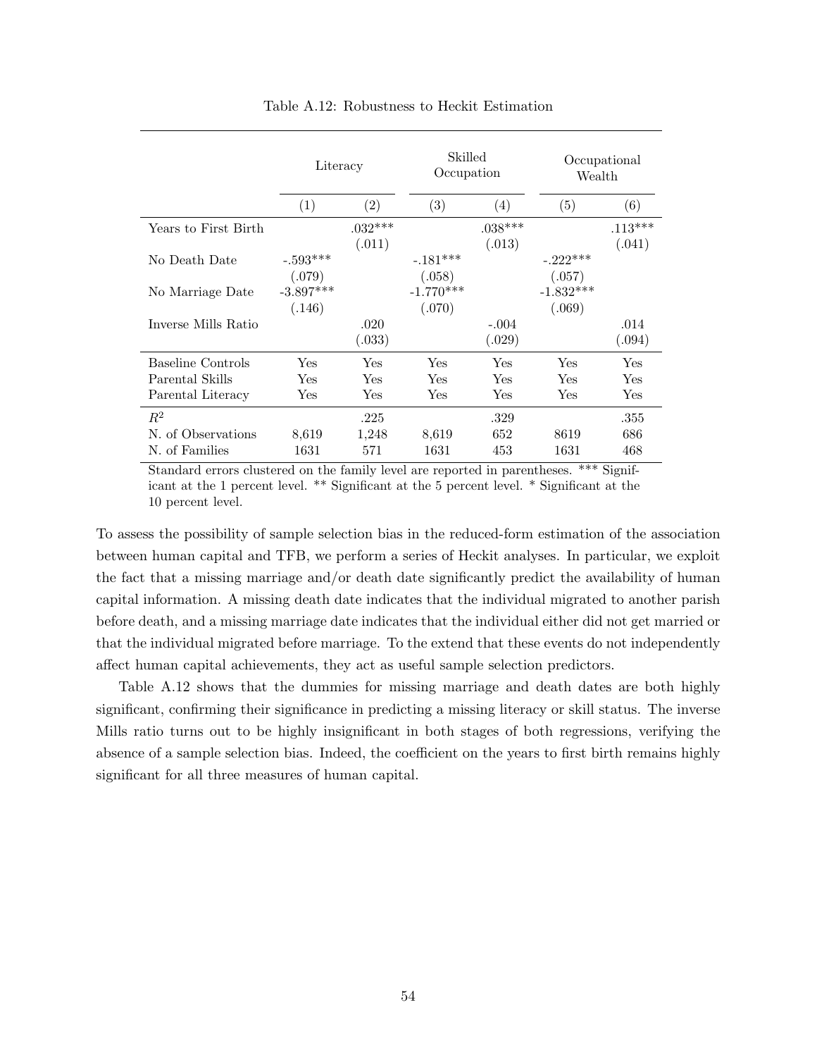Table A.12: Robustness to Heckit Estimation

| | Literacy | | Skilled Occupation | | Occupational Wealth | |
|---|---|---|---|---|---|---|
| | (1) | (2) | (3) | (4) | (5) | (6) |
| Years to First Birth | | .032*** | | .038*** | | .113*** |
| | | (.011) | | (.013) | | (.041) |
| No Death Date | -.593*** | | -.181*** | | -.222*** | |
| | (.079) | | (.058) | | (.057) | |
| No Marriage Date | -3.897*** | | -1.770*** | | -1.832*** | |
| | (.146) | | (.070) | | (.069) | |
| Inverse Mills Ratio | | .020 | | -.004 | | .014 |
| | | (.033) | | (.029) | | (.094) |
| Baseline Controls | Yes | Yes | Yes | Yes | Yes | Yes |
| Parental Skills | Yes | Yes | Yes | Yes | Yes | Yes |
| Parental Literacy | Yes | Yes | Yes | Yes | Yes | Yes |
| $R^2$ | | .225 | | .329 | | .355 |
| N. of Observations | 8,619 | 1,248 | 8,619 | 652 | 8619 | 686 |
| N. of Families | 1631 | 571 | 1631 | 453 | 1631 | 468 |

Standard errors clustered on the family level are reported in parentheses. *** Significant at the 1 percent level. ** Significant at the 5 percent level. * Significant at the 10 percent level.

To assess the possibility of sample selection bias in the reduced-form estimation of the association between human capital and TFB, we perform a series of Heckit analyses. In particular, we exploit the fact that a missing marriage and/or death date significantly predict the availability of human capital information. A missing death date indicates that the individual migrated to another parish before death, and a missing marriage date indicates that the individual either did not get married or that the individual migrated before marriage. To the extend that these events do not independently affect human capital achievements, they act as useful sample selection predictors.

Table A.12 shows that the dummies for missing marriage and death dates are both highly significant, confirming their significance in predicting a missing literacy or skill status. The inverse Mills ratio turns out to be highly insignificant in both stages of both regressions, verifying the absence of a sample selection bias. Indeed, the coefficient on the years to first birth remains highly significant for all three measures of human capital.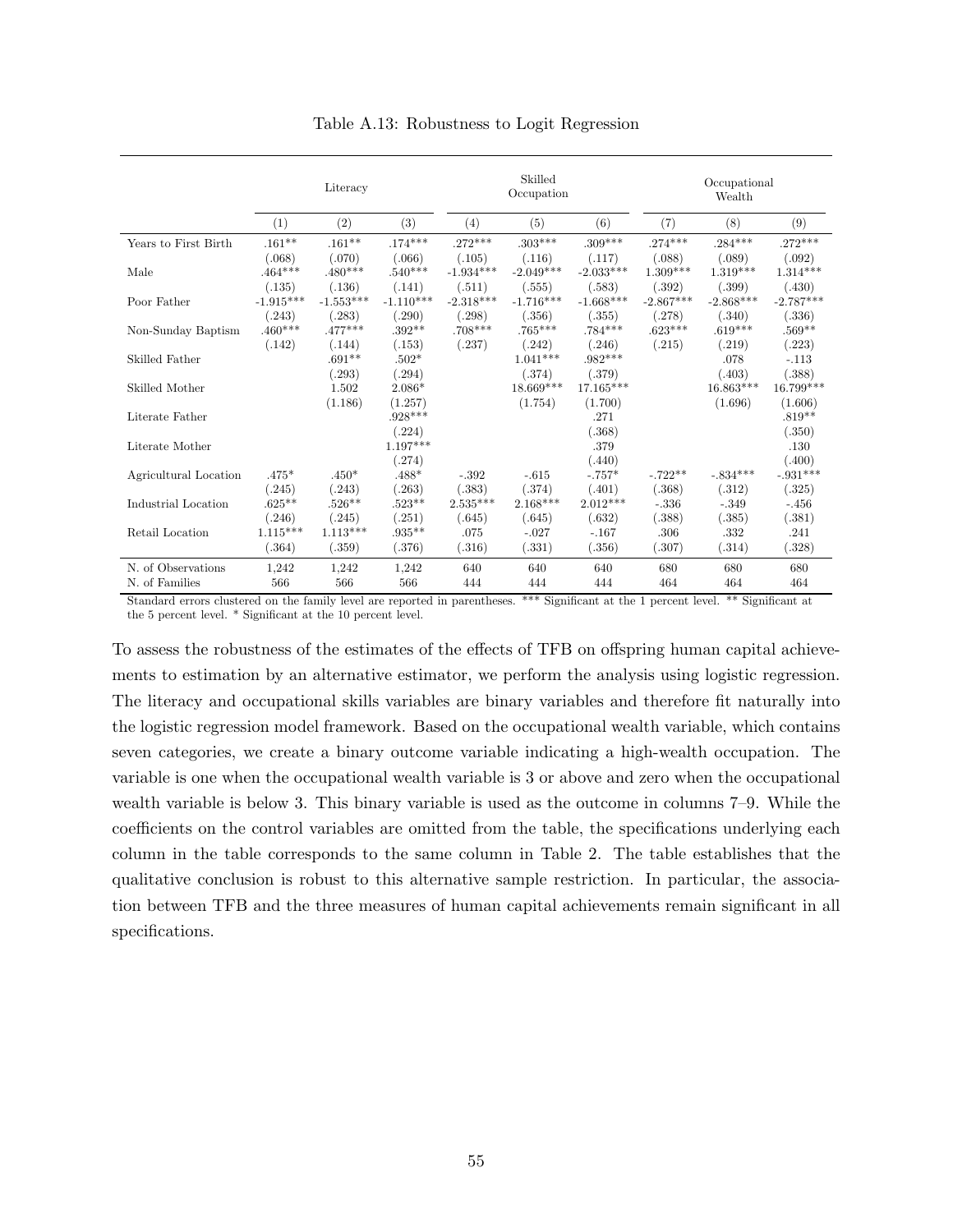Table A.13: Robustness to Logit Regression

| | Literacy | | | Skilled Occupation | | | Occupational Wealth | | |
|---|---|---|---|---|---|---|---|---|---|
| | (1) | (2) | (3) | (4) | (5) | (6) | (7) | (8) | (9) |
| Years to First Birth | .161** | .161** | .174*** | .272*** | .303*** | .309*** | .274*** | .284*** | .272*** |
| | (.068) | (.070) | (.066) | (.105) | (.116) | (.117) | (.088) | (.089) | (.092) |
| Male | .464*** | .480*** | .540*** | -1.934*** | -2.049*** | -2.033*** | 1.309*** | 1.319*** | 1.314*** |
| | (.135) | (.136) | (.141) | (.511) | (.555) | (.583) | (.392) | (.399) | (.430) |
| Poor Father | -1.915*** | -1.553*** | -1.110*** | -2.318*** | -1.716*** | -1.668*** | -2.867*** | -2.868*** | -2.787*** |
| | (.243) | (.283) | (.290) | (.298) | (.356) | (.355) | (.278) | (.340) | (.336) |
| Non-Sunday Baptism | .460*** | .477*** | .392** | .708*** | .765*** | .784*** | .623*** | .619*** | .569** |
| | (.142) | (.144) | (.153) | (.237) | (.242) | (.246) | (.215) | (.219) | (.223) |
| Skilled Father | | .691** | .502* | | 1.041*** | .982*** | | .078 | -.113 |
| | | (.293) | (.294) | | (.374) | (.379) | | (.403) | (.388) |
| Skilled Mother | | 1.502 | 2.086* | | 18.669*** | 17.165*** | | 16.863*** | 16.799*** |
| | | (1.186) | (1.257) | | (1.754) | (1.700) | | (1.696) | (1.606) |
| Literate Father | | | .928*** | | | .271 | | | .819** |
| | | | (.224) | | | (.368) | | | (.350) |
| Literate Mother | | | 1.197*** | | | .379 | | | .130 |
| | | | (.274) | | | (.440) | | | (.400) |
| Agricultural Location | .475* | .450* | .488* | -.392 | -.615 | -.757* | -.722** | -.834*** | -.931*** |
| | (.245) | (.243) | (.263) | (.383) | (.374) | (.401) | (.368) | (.312) | (.325) |
| Industrial Location | .625** | .526** | .523** | 2.535*** | 2.168*** | 2.012*** | -.336 | -.349 | -.456 |
| | (.246) | (.245) | (.251) | (.645) | (.645) | (.632) | (.388) | (.385) | (.381) |
| Retail Location | 1.115*** | 1.113*** | .935** | .075 | -.027 | -.167 | .306 | .332 | .241 |
| | (.364) | (.359) | (.376) | (.316) | (.331) | (.356) | (.307) | (.314) | (.328) |
| N. of Observations | 1,242 | 1,242 | 1,242 | 640 | 640 | 640 | 680 | 680 | 680 |
| N. of Families | 566 | 566 | 566 | 444 | 444 | 444 | 464 | 464 | 464 |

Standard errors clustered on the family level are reported in parentheses. *** Significant at the 1 percent level. ** Significant at the 5 percent level. * Significant at the 10 percent level.

To assess the robustness of the estimates of the effects of TFB on offspring human capital achievements to estimation by an alternative estimator, we perform the analysis using logistic regression. The literacy and occupational skills variables are binary variables and therefore fit naturally into the logistic regression model framework. Based on the occupational wealth variable, which contains seven categories, we create a binary outcome variable indicating a high-wealth occupation. The variable is one when the occupational wealth variable is 3 or above and zero when the occupational wealth variable is below 3. This binary variable is used as the outcome in columns 7–9. While the coefficients on the control variables are omitted from the table, the specifications underlying each column in the table corresponds to the same column in Table 2. The table establishes that the qualitative conclusion is robust to this alternative sample restriction. In particular, the association between TFB and the three measures of human capital achievements remain significant in all specifications.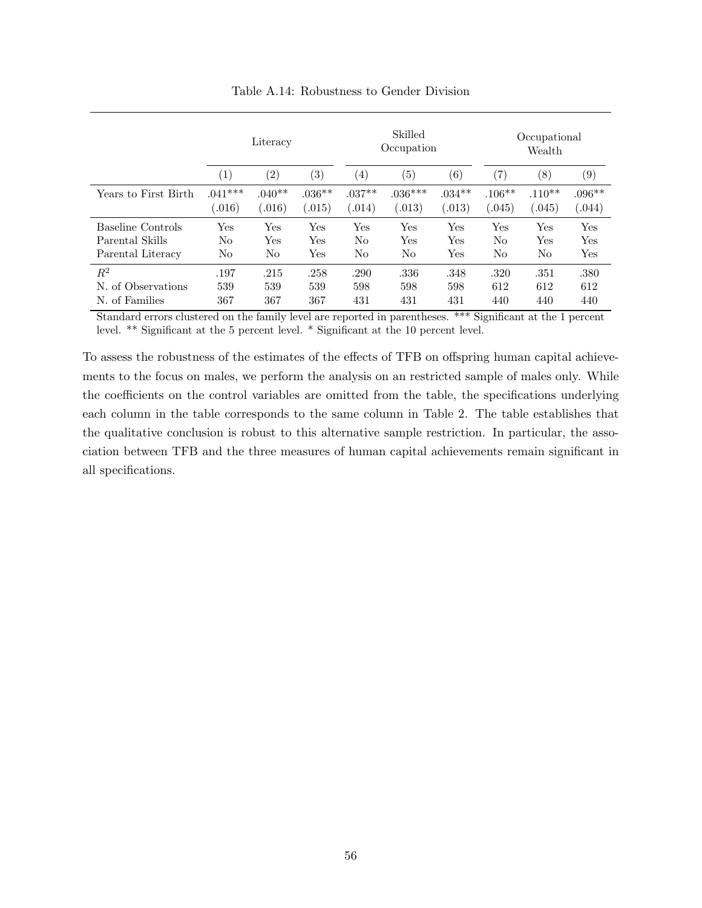Table A.14: Robustness to Gender Division

| | Literacy | | | Skilled Occupation | | | Occupational Wealth | | |
|---|---|---|---|---|---|---|---|---|---|
| | (1) | (2) | (3) | (4) | (5) | (6) | (7) | (8) | (9) |
| Years to First Birth | .041*** | .040** | .036** | .037** | .036*** | .034** | .106** | .110** | .096** |
| | (.016) | (.016) | (.015) | (.014) | (.013) | (.013) | (.045) | (.045) | (.044) |
| Baseline Controls | Yes | Yes | Yes | Yes | Yes | Yes | Yes | Yes | Yes |
| Parental Skills | No | Yes | Yes | No | Yes | Yes | No | Yes | Yes |
| Parental Literacy | No | No | Yes | No | No | Yes | No | No | Yes |
| $R^2$ | .197 | .215 | .258 | .290 | .336 | .348 | .320 | .351 | .380 |
| N. of Observations | 539 | 539 | 539 | 598 | 598 | 598 | 612 | 612 | 612 |
| N. of Families | 367 | 367 | 367 | 431 | 431 | 431 | 440 | 440 | 440 |

Standard errors clustered on the family level are reported in parentheses. *** Significant at the 1 percent level. ** Significant at the 5 percent level. * Significant at the 10 percent level.

To assess the robustness of the estimates of the effects of TFB on offspring human capital achievements to the focus on males, we perform the analysis on an restricted sample of males only. While the coefficients on the control variables are omitted from the table, the specifications underlying each column in the table corresponds to the same column in Table 2. The table establishes that the qualitative conclusion is robust to this alternative sample restriction. In particular, the association between TFB and the three measures of human capital achievements remain significant in all specifications.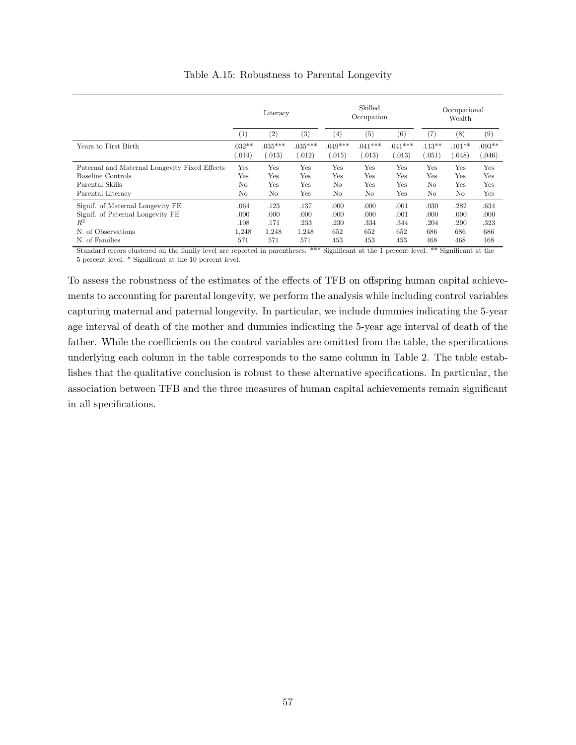Table A.15: Robustness to Parental Longevity

| | Literacy | | | Skilled Occupation | | | Occupational Wealth | | |
|---|---|---|---|---|---|---|---|---|---|
| | (1) | (2) | (3) | (4) | (5) | (6) | (7) | (8) | (9) |
| Years to First Birth | .032** | .035*** | .035*** | .049*** | .041*** | .041*** | .113** | .101** | .093** |
| | (.014) | (.013) | (.012) | (.015) | (.013) | (.013) | (.051) | (.048) | (.046) |
| Paternal and Maternal Longevity Fixed Effects | Yes | Yes | Yes | Yes | Yes | Yes | Yes | Yes | Yes |
| Baseline Controls | Yes | Yes | Yes | Yes | Yes | Yes | Yes | Yes | Yes |
| Parental Skills | No | Yes | Yes | No | Yes | Yes | No | Yes | Yes |
| Parental Literacy | No | No | Yes | No | No | Yes | No | No | Yes |
| Signif. of Maternal Longevity FE | .064 | .123 | .137 | .000 | .000 | .001 | .030 | .282 | .634 |
| Signif. of Paternal Longevity FE | .000 | .000 | .000 | .000 | .000 | .001 | .000 | .000 | .000 |
| $R^2$ | .108 | .171 | .233 | .230 | .334 | .344 | .204 | .290 | .323 |
| N. of Observations | 1,248 | 1,248 | 1,248 | 652 | 652 | 652 | 686 | 686 | 686 |
| N. of Families | 571 | 571 | 571 | 453 | 453 | 453 | 468 | 468 | 468 |

Standard errors clustered on the family level are reported in parentheses. *** Significant at the 1 percent level. ** Significant at the 5 percent level. * Significant at the 10 percent level.

To assess the robustness of the estimates of the effects of TFB on offspring human capital achievements to accounting for parental longevity, we perform the analysis while including control variables capturing maternal and paternal longevity. In particular, we include dummies indicating the 5-year age interval of death of the mother and dummies indicating the 5-year age interval of death of the father. While the coefficients on the control variables are omitted from the table, the specifications underlying each column in the table corresponds to the same column in Table 2. The table establishes that the qualitative conclusion is robust to these alternative specifications. In particular, the association between TFB and the three measures of human capital achievements remain significant in all specifications.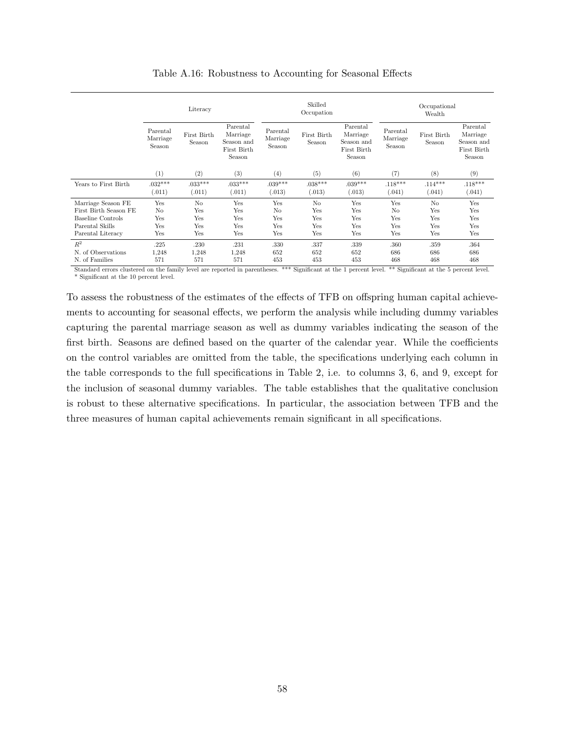Table A.16: Robustness to Accounting for Seasonal Effects

| | Literacy | | | Skilled Occupation | | | Occupational Wealth | | |
|---|---|---|---|---|---|---|---|---|---|
| | Parental Marriage Season | First Birth Season | Parental Marriage Season and First Birth Season | Parental Marriage Season | First Birth Season | Parental Marriage Season and First Birth Season | Parental Marriage Season | First Birth Season | Parental Marriage Season and First Birth Season |
| | (1) | (2) | (3) | (4) | (5) | (6) | (7) | (8) | (9) |
| Years to First Birth | .032*** | .033*** | .033*** | .039*** | .038*** | .039*** | .118*** | .114*** | .118*** |
| | (.011) | (.011) | (.011) | (.013) | (.013) | (.013) | (.041) | (.041) | (.041) |
| Marriage Season FE | Yes | No | Yes | Yes | No | Yes | Yes | No | Yes |
| First Birth Season FE | No | Yes | Yes | No | Yes | Yes | No | Yes | Yes |
| Baseline Controls | Yes | Yes | Yes | Yes | Yes | Yes | Yes | Yes | Yes |
| Parental Skills | Yes | Yes | Yes | Yes | Yes | Yes | Yes | Yes | Yes |
| Parental Literacy | Yes | Yes | Yes | Yes | Yes | Yes | Yes | Yes | Yes |
| $R^2$ | .225 | .230 | .231 | .330 | .337 | .339 | .360 | .359 | .364 |
| N. of Observations | 1,248 | 1,248 | 1,248 | 652 | 652 | 652 | 686 | 686 | 686 |
| N. of Families | 571 | 571 | 571 | 453 | 453 | 453 | 468 | 468 | 468 |

Standard errors clustered on the family level are reported in parentheses. *** Significant at the 1 percent level. ** Significant at the 5 percent level. * Significant at the 10 percent level.

To assess the robustness of the estimates of the effects of TFB on offspring human capital achievements to accounting for seasonal effects, we perform the analysis while including dummy variables capturing the parental marriage season as well as dummy variables indicating the season of the first birth. Seasons are defined based on the quarter of the calendar year. While the coefficients on the control variables are omitted from the table, the specifications underlying each column in the table corresponds to the full specifications in Table 2, i.e. to columns 3, 6, and 9, except for the inclusion of seasonal dummy variables. The table establishes that the qualitative conclusion is robust to these alternative specifications. In particular, the association between TFB and the three measures of human capital achievements remain significant in all specifications.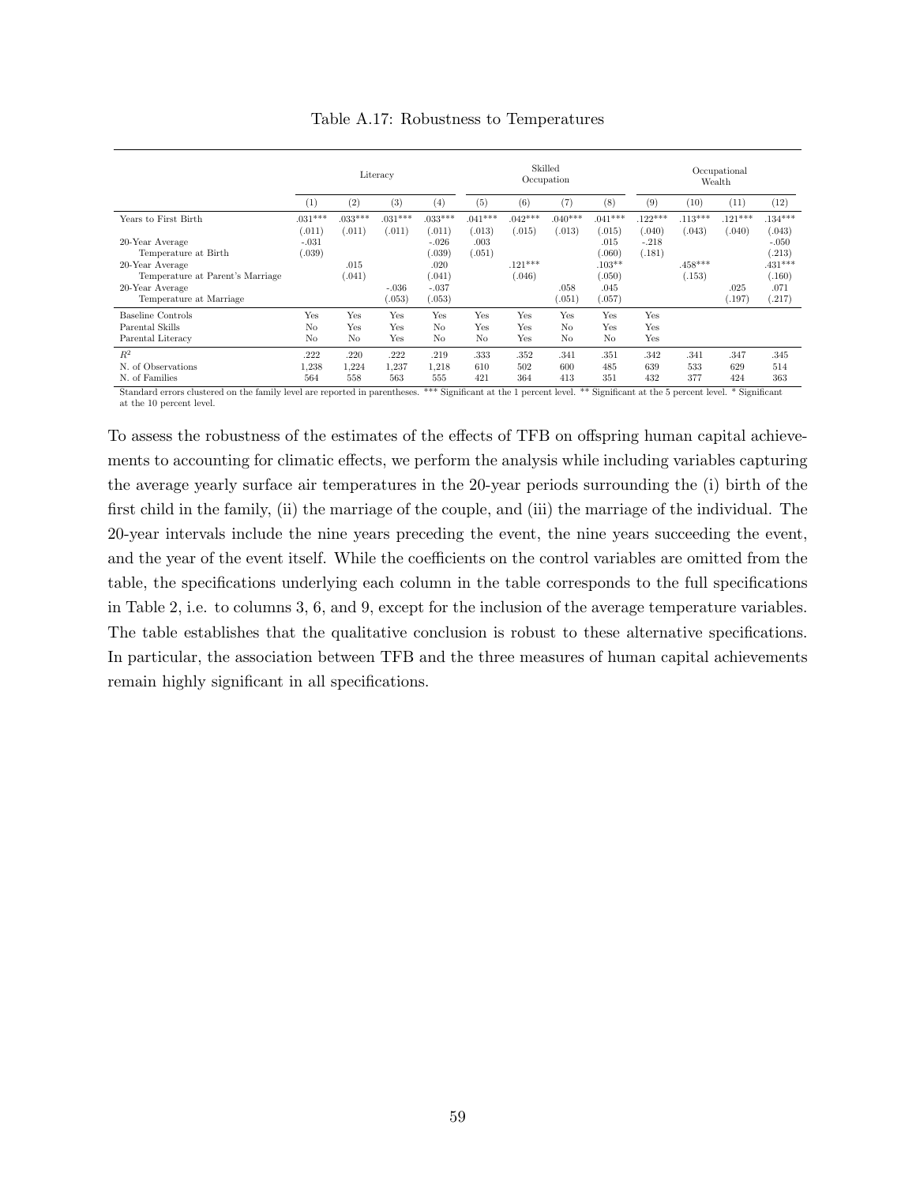Table A.17: Robustness to Temperatures

| | Literacy | | | | Skilled Occupation | | | | Occupational Wealth | | | |
|---|---|---|---|---|---|---|---|---|---|---|---|---|
| | (1) | (2) | (3) | (4) | (5) | (6) | (7) | (8) | (9) | (10) | (11) | (12) |
| Years to First Birth | .031*** | .033*** | .031*** | .033*** | .041*** | .042*** | .040*** | .041*** | .122*** | .113*** | .121*** | .134*** |
| | (.011) | (.011) | (.011) | (.011) | (.013) | (.015) | (.013) | (.015) | (.040) | (.043) | (.040) | (.043) |
| 20-Year Average Temperature at Birth | -.031 | | | -.026 | .003 | | | .015 | -.218 | | | -.050 |
| | (.039) | | | (.039) | (.051) | | | (.060) | (.181) | | | (.213) |
| 20-Year Average Temperature at Parent's Marriage | | .015 | | .020 | | .121*** | | .103** | | .458*** | | .431*** |
| | | (.041) | | (.041) | | (.046) | | (.050) | | (.153) | | (.160) |
| 20-Year Average Temperature at Marriage | | | -.036 | -.037 | | | .058 | .045 | | | .025 | .071 |
| | | | (.053) | (.053) | | | (.051) | (.057) | | | (.197) | (.217) |
| Baseline Controls | Yes | Yes | Yes | Yes | Yes | Yes | Yes | Yes | Yes | | | |
| Parental Skills | No | Yes | Yes | No | Yes | Yes | No | Yes | Yes | | | |
| Parental Literacy | No | No | Yes | No | No | Yes | No | No | Yes | | | |
| $R^2$ | .222 | .220 | .222 | .219 | .333 | .352 | .341 | .351 | .342 | .341 | .347 | .345 |
| N. of Observations | 1,238 | 1,224 | 1,237 | 1,218 | 610 | 502 | 600 | 485 | 639 | 533 | 629 | 514 |
| N. of Families | 564 | 558 | 563 | 555 | 421 | 364 | 413 | 351 | 432 | 377 | 424 | 363 |

Standard errors clustered on the family level are reported in parentheses. *** Significant at the 1 percent level. ** Significant at the 5 percent level. * Significant at the 10 percent level.

To assess the robustness of the estimates of the effects of TFB on offspring human capital achievements to accounting for climatic effects, we perform the analysis while including variables capturing the average yearly surface air temperatures in the 20-year periods surrounding the (i) birth of the first child in the family, (ii) the marriage of the couple, and (iii) the marriage of the individual. The 20-year intervals include the nine years preceding the event, the nine years succeeding the event, and the year of the event itself. While the coefficients on the control variables are omitted from the table, the specifications underlying each column in the table corresponds to the full specifications in Table 2, i.e. to columns 3, 6, and 9, except for the inclusion of the average temperature variables. The table establishes that the qualitative conclusion is robust to these alternative specifications. In particular, the association between TFB and the three measures of human capital achievements remain highly significant in all specifications.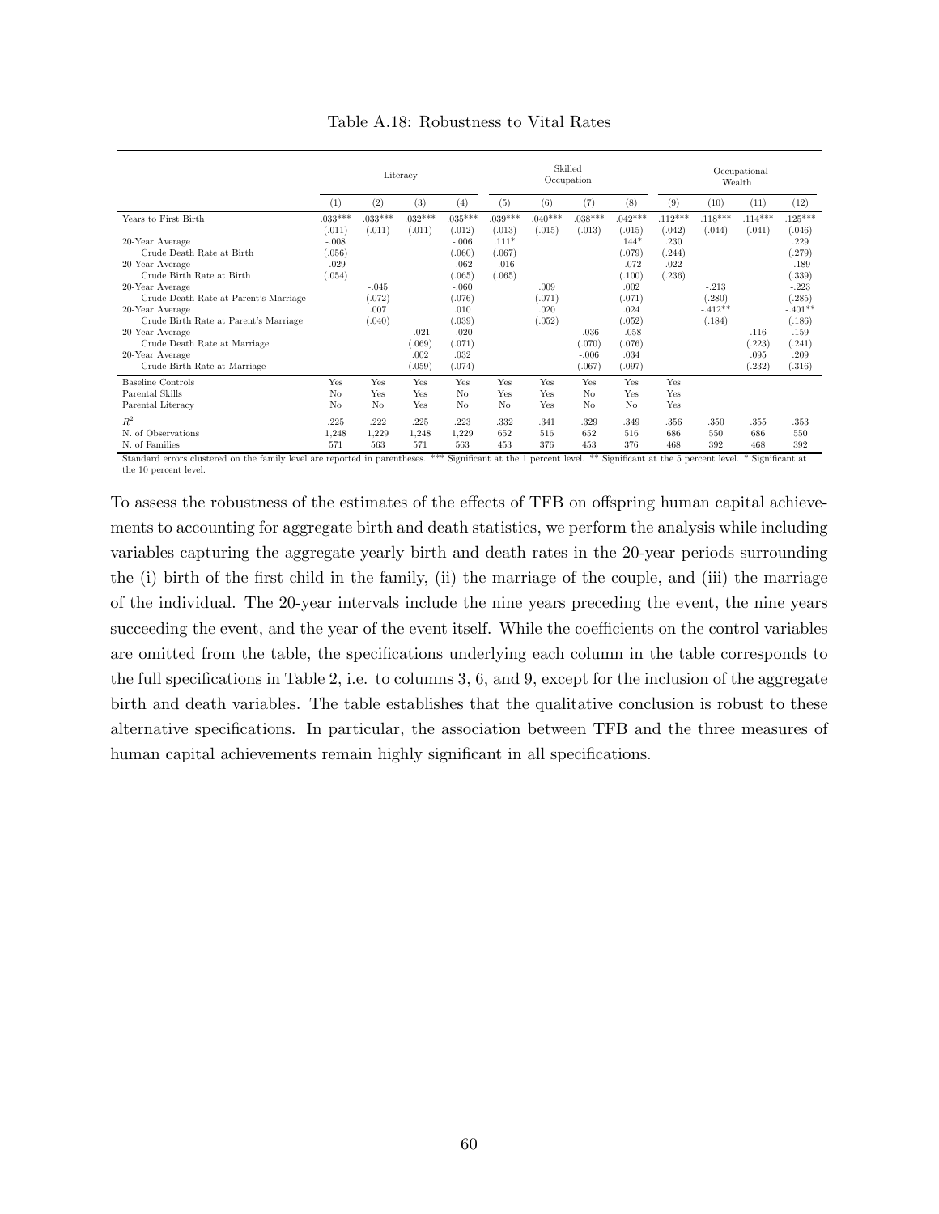Table A.18: Robustness to Vital Rates

| | Literacy | | | | Skilled Occupation | | | | Occupational Wealth | | | |
|---|---|---|---|---|---|---|---|---|---|---|---|---|
| | (1) | (2) | (3) | (4) | (5) | (6) | (7) | (8) | (9) | (10) | (11) | (12) |
| Years to First Birth | .033*** | .033*** | .032*** | .035*** | .039*** | .040*** | .038*** | .042*** | .112*** | .118*** | .114*** | .125*** |
| | (.011) | (.011) | (.011) | (.012) | (.013) | (.015) | (.013) | (.015) | (.042) | (.044) | (.041) | (.046) |
| 20-Year Average Crude Death Rate at Birth | -.008 | | | -.006 | .111* | | | .144* | .230 | | | .229 |
| | (.056) | | | (.060) | (.067) | | | (.079) | (.244) | | | (.279) |
| 20-Year Average Crude Birth Rate at Birth | -.029 | | | -.062 | -.016 | | | -.072 | .022 | | | -.189 |
| | (.054) | | | (.065) | (.065) | | | (.100) | (.236) | | | (.339) |
| 20-Year Average Crude Death Rate at Parent's Marriage | | -.045 | | -.060 | | .009 | | .002 | | -.213 | | -.223 |
| | | (.072) | | (.076) | | (.071) | | (.071) | | (.280) | | (.285) |
| 20-Year Average Crude Birth Rate at Parent's Marriage | | .007 | | .010 | | .020 | | .024 | | -.412** | | -.401** |
| | | (.040) | | (.039) | | (.052) | | (.052) | | (.184) | | (.186) |
| 20-Year Average Crude Death Rate at Marriage | | | -.021 | -.020 | | | -.036 | -.058 | | | .116 | .159 |
| | | | (.069) | (.071) | | | (.070) | (.076) | | | (.223) | (.241) |
| 20-Year Average Crude Birth Rate at Marriage | | | .002 | .032 | | | -.006 | .034 | | | .095 | .209 |
| | | | (.059) | (.074) | | | (.067) | (.097) | | | (.232) | (.316) |
| Baseline Controls | Yes | Yes | Yes | Yes | Yes | Yes | Yes | Yes | Yes | | | |
| Parental Skills | No | Yes | Yes | No | Yes | Yes | No | Yes | Yes | | | |
| Parental Literacy | No | No | Yes | No | No | Yes | No | No | Yes | | | |
| $R^2$ | .225 | .222 | .225 | .223 | .332 | .341 | .329 | .349 | .356 | .350 | .355 | .353 |
| N. of Observations | 1,248 | 1,229 | 1,248 | 1,229 | 652 | 516 | 652 | 516 | 686 | 550 | 686 | 550 |
| N. of Families | 571 | 563 | 571 | 563 | 453 | 376 | 453 | 376 | 468 | 392 | 468 | 392 |

Standard errors clustered on the family level are reported in parentheses. *** Significant at the 1 percent level. ** Significant at the 5 percent level. * Significant at the 10 percent level.

To assess the robustness of the estimates of the effects of TFB on offspring human capital achievements to accounting for aggregate birth and death statistics, we perform the analysis while including variables capturing the aggregate yearly birth and death rates in the 20-year periods surrounding the (i) birth of the first child in the family, (ii) the marriage of the couple, and (iii) the marriage of the individual. The 20-year intervals include the nine years preceding the event, the nine years succeeding the event, and the year of the event itself. While the coefficients on the control variables are omitted from the table, the specifications underlying each column in the table corresponds to the full specifications in Table 2, i.e. to columns 3, 6, and 9, except for the inclusion of the aggregate birth and death variables. The table establishes that the qualitative conclusion is robust to these alternative specifications. In particular, the association between TFB and the three measures of human capital achievements remain highly significant in all specifications.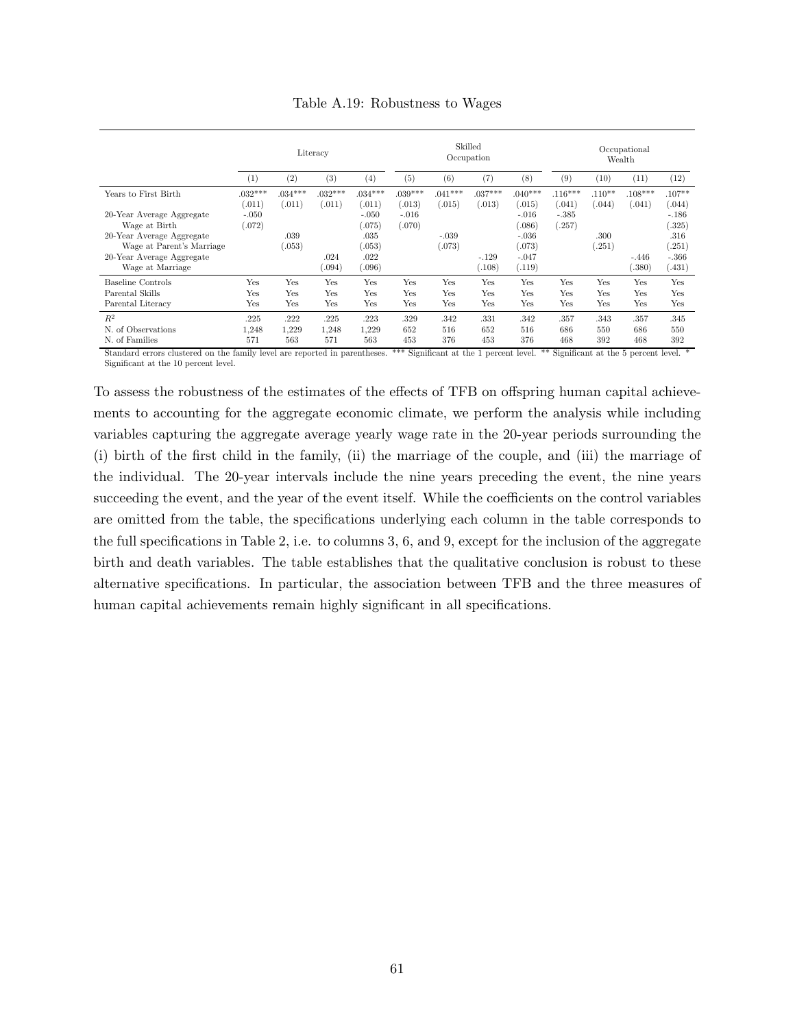Table A.19: Robustness to Wages

| | Literacy | | | | Skilled Occupation | | | | Occupational Wealth | | | |
|---|---|---|---|---|---|---|---|---|---|---|---|---|
| | (1) | (2) | (3) | (4) | (5) | (6) | (7) | (8) | (9) | (10) | (11) | (12) |
| Years to First Birth | .032*** | .034*** | .032*** | .034*** | .039*** | .041*** | .037*** | .040*** | .116*** | .110** | .108*** | .107** |
| | (.011) | (.011) | (.011) | (.011) | (.013) | (.015) | (.013) | (.015) | (.041) | (.044) | (.041) | (.044) |
| 20-Year Average Aggregate Wage at Birth | -.050 | | | -.050 | -.016 | | | -.016 | -.385 | | | -.186 |
| | (.072) | | | (.075) | (.070) | | | (.086) | (.257) | | | (.325) |
| 20-Year Average Aggregate Wage at Parent's Marriage | | .039 | | .035 | | -.039 | | -.036 | | .300 | | .316 |
| | | (.053) | | (.053) | | (.073) | | (.073) | | (.251) | | (.251) |
| 20-Year Average Aggregate Wage at Marriage | | | .024 | .022 | | | -.129 | -.047 | | | -.446 | -.366 |
| | | | (.094) | (.096) | | | (.108) | (.119) | | | (.380) | (.431) |
| Baseline Controls | Yes | Yes | Yes | Yes | Yes | Yes | Yes | Yes | Yes | Yes | Yes | Yes |
| Parental Skills | Yes | Yes | Yes | Yes | Yes | Yes | Yes | Yes | Yes | Yes | Yes | Yes |
| Parental Literacy | Yes | Yes | Yes | Yes | Yes | Yes | Yes | Yes | Yes | Yes | Yes | Yes |
| $R^2$ | .225 | .222 | .225 | .223 | .329 | .342 | .331 | .342 | .357 | .343 | .357 | .345 |
| N. of Observations | 1,248 | 1,229 | 1,248 | 1,229 | 652 | 516 | 652 | 516 | 686 | 550 | 686 | 550 |
| N. of Families | 571 | 563 | 571 | 563 | 453 | 376 | 453 | 376 | 468 | 392 | 468 | 392 |

Standard errors clustered on the family level are reported in parentheses. *** Significant at the 1 percent level. ** Significant at the 5 percent level. * Significant at the 10 percent level.

To assess the robustness of the estimates of the effects of TFB on offspring human capital achievements to accounting for the aggregate economic climate, we perform the analysis while including variables capturing the aggregate average yearly wage rate in the 20-year periods surrounding the (i) birth of the first child in the family, (ii) the marriage of the couple, and (iii) the marriage of the individual. The 20-year intervals include the nine years preceding the event, the nine years succeeding the event, and the year of the event itself. While the coefficients on the control variables are omitted from the table, the specifications underlying each column in the table corresponds to the full specifications in Table 2, i.e. to columns 3, 6, and 9, except for the inclusion of the aggregate birth and death variables. The table establishes that the qualitative conclusion is robust to these alternative specifications. In particular, the association between TFB and the three measures of human capital achievements remain highly significant in all specifications.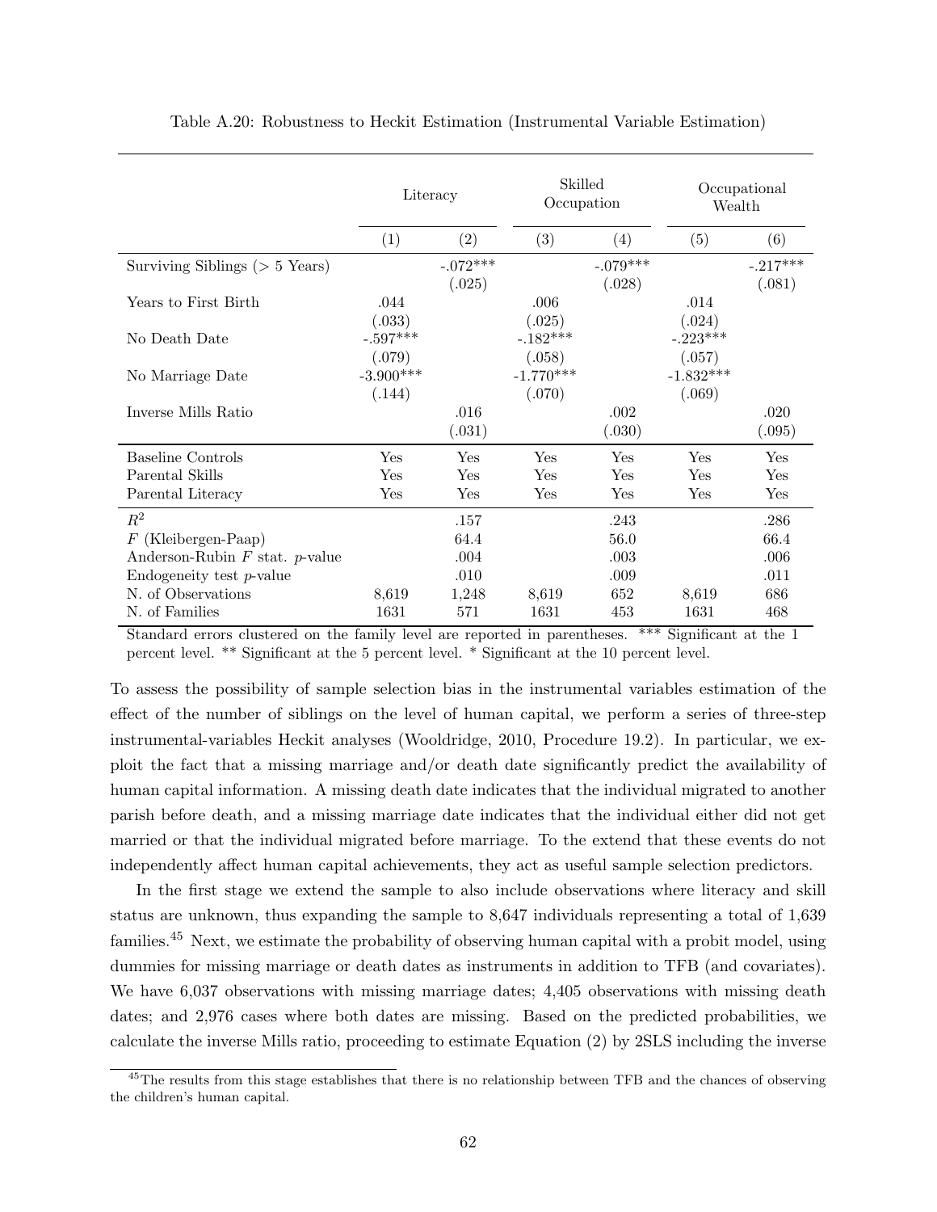Table A.20: Robustness to Heckit Estimation (Instrumental Variable Estimation)

| | Literacy | | Skilled Occupation | | Occupational Wealth | |
|---|---|---|---|---|---|---|
| | (1) | (2) | (3) | (4) | (5) | (6) |
| Surviving Siblings (> 5 Years) | | -.072*** | | -.079*** | | -.217*** |
| | | (.025) | | (.028) | | (.081) |
| Years to First Birth | .044 | | .006 | | .014 | |
| | (.033) | | (.025) | | (.024) | |
| No Death Date | -.597*** | | -.182*** | | -.223*** | |
| | (.079) | | (.058) | | (.057) | |
| No Marriage Date | -3.900*** | | -1.770*** | | -1.832*** | |
| | (.144) | | (.070) | | (.069) | |
| Inverse Mills Ratio | | .016 | | .002 | | .020 |
| | | (.031) | | (.030) | | (.095) |
| Baseline Controls | Yes | Yes | Yes | Yes | Yes | Yes |
| Parental Skills | Yes | Yes | Yes | Yes | Yes | Yes |
| Parental Literacy | Yes | Yes | Yes | Yes | Yes | Yes |
| $R^2$ | | .157 | | .243 | | .286 |
| $F$ (Kleibergen-Paap) | | 64.4 | | 56.0 | | 66.4 |
| Anderson-Rubin $F$ stat. $p$-value | | .004 | | .003 | | .006 |
| Endogeneity test $p$-value | | .010 | | .009 | | .011 |
| N. of Observations | 8,619 | 1,248 | 8,619 | 652 | 8,619 | 686 |
| N. of Families | 1631 | 571 | 1631 | 453 | 1631 | 468 |

Standard errors clustered on the family level are reported in parentheses. *** Significant at the 1 percent level. ** Significant at the 5 percent level. * Significant at the 10 percent level.

To assess the possibility of sample selection bias in the instrumental variables estimation of the effect of the number of siblings on the level of human capital, we perform a series of three-step instrumental-variables Heckit analyses (Wooldridge, 2010, Procedure 19.2). In particular, we exploit the fact that a missing marriage and/or death date significantly predict the availability of human capital information. A missing death date indicates that the individual migrated to another parish before death, and a missing marriage date indicates that the individual either did not get married or that the individual migrated before marriage. To the extend that these events do not independently affect human capital achievements, they act as useful sample selection predictors.

In the first stage we extend the sample to also include observations where literacy and skill status are unknown, thus expanding the sample to 8,647 individuals representing a total of 1,639 families.[45] Next, we estimate the probability of observing human capital with a probit model, using dummies for missing marriage or death dates as instruments in addition to TFB (and covariates). We have 6,037 observations with missing marriage dates; 4,405 observations with missing death dates; and 2,976 cases where both dates are missing. Based on the predicted probabilities, we calculate the inverse Mills ratio, proceeding to estimate Equation (2) by 2SLS including the inverse

[45] The results from this stage establishes that there is no relationship between TFB and the chances of observing the children's human capital.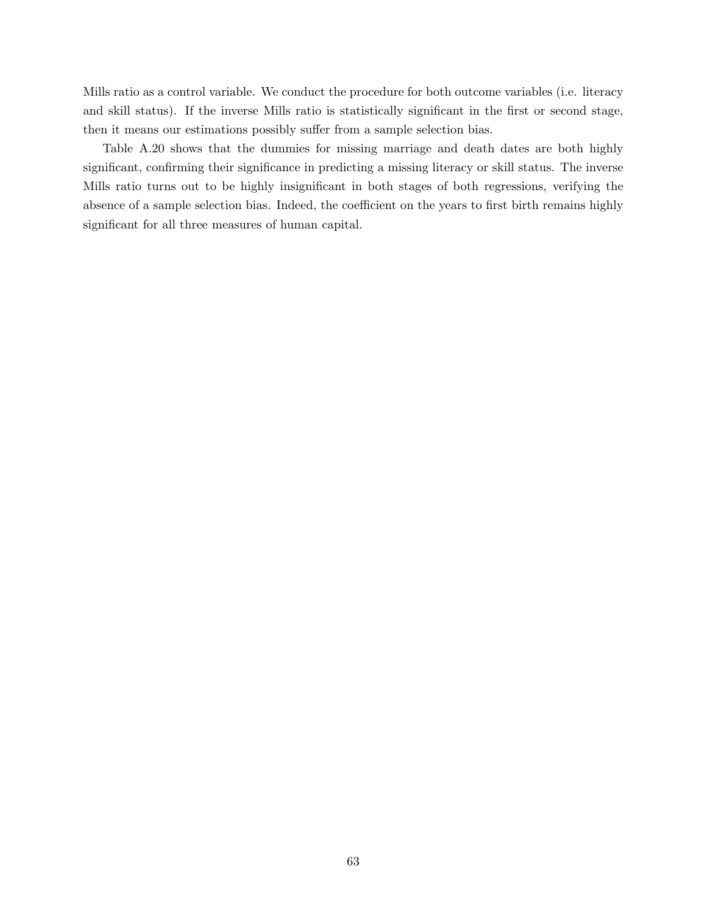Mills ratio as a control variable. We conduct the procedure for both outcome variables (i.e. literacy and skill status). If the inverse Mills ratio is statistically significant in the first or second stage, then it means our estimations possibly suffer from a sample selection bias.

Table A.20 shows that the dummies for missing marriage and death dates are both highly significant, confirming their significance in predicting a missing literacy or skill status. The inverse Mills ratio turns out to be highly insignificant in both stages of both regressions, verifying the absence of a sample selection bias. Indeed, the coefficient on the years to first birth remains highly significant for all three measures of human capital.